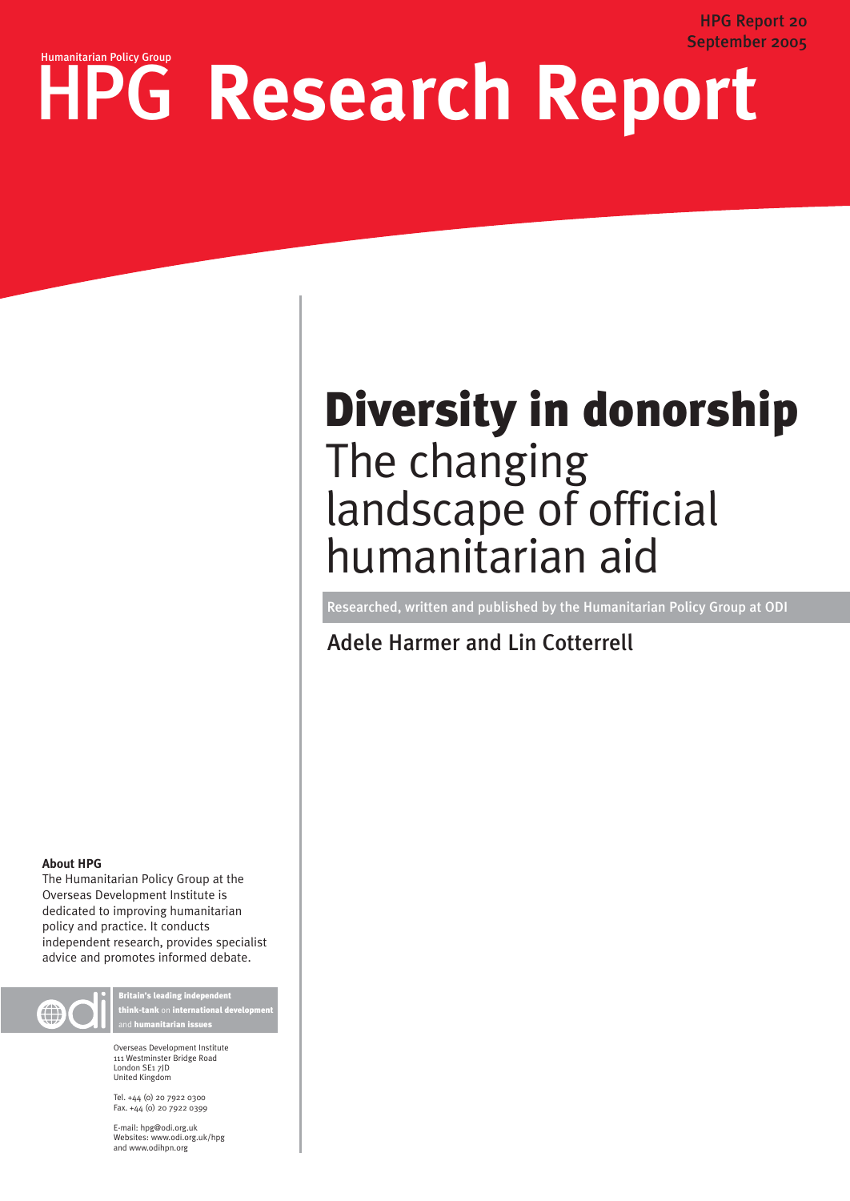HPG Report 20
September 2005

Humanitarian Policy Group

# HPG Research Report

# Diversity in donorship

## The changing landscape of official humanitarian aid

Researched, written and published by the Humanitarian Policy Group at ODI

Adele Harmer and Lin Cotterrell

**About HPG**

The Humanitarian Policy Group at the Overseas Development Institute is dedicated to improving humanitarian policy and practice. It conducts independent research, provides specialist advice and promotes informed debate.

**Britain's leading independent think-tank** on **international development** and **humanitarian issues**

Overseas Development Institute
111 Westminster Bridge Road
London SE1 7JD
United Kingdom

Tel. +44 (0) 20 7922 0300
Fax. +44 (0) 20 7922 0399

E-mail: hpg@odi.org.uk
Websites: www.odi.org.uk/hpg
and www.odihpn.org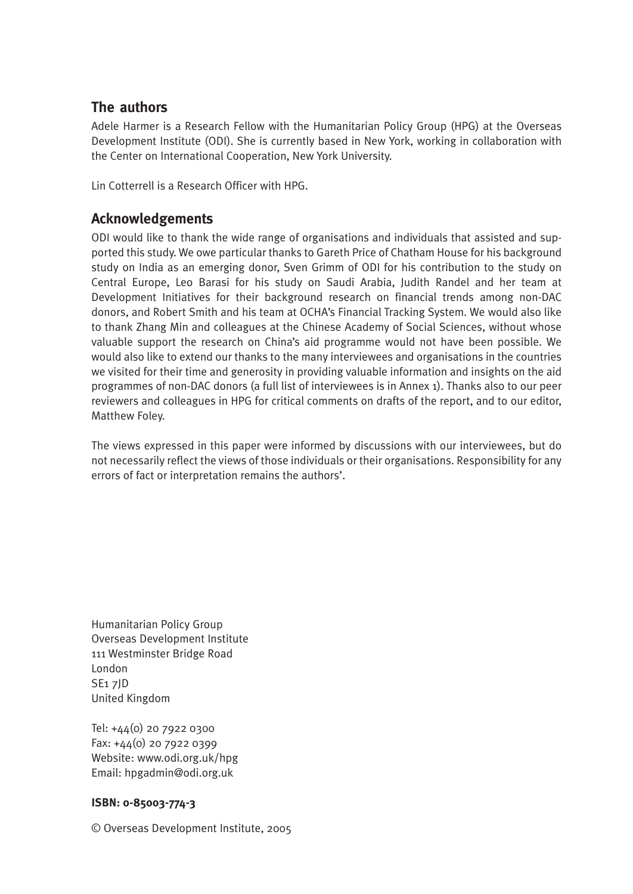## The authors

Adele Harmer is a Research Fellow with the Humanitarian Policy Group (HPG) at the Overseas Development Institute (ODI). She is currently based in New York, working in collaboration with the Center on International Cooperation, New York University.

Lin Cotterrell is a Research Officer with HPG.

## Acknowledgements

ODI would like to thank the wide range of organisations and individuals that assisted and supported this study. We owe particular thanks to Gareth Price of Chatham House for his background study on India as an emerging donor, Sven Grimm of ODI for his contribution to the study on Central Europe, Leo Barasi for his study on Saudi Arabia, Judith Randel and her team at Development Initiatives for their background research on financial trends among non-DAC donors, and Robert Smith and his team at OCHA's Financial Tracking System. We would also like to thank Zhang Min and colleagues at the Chinese Academy of Social Sciences, without whose valuable support the research on China's aid programme would not have been possible. We would also like to extend our thanks to the many interviewees and organisations in the countries we visited for their time and generosity in providing valuable information and insights on the aid programmes of non-DAC donors (a full list of interviewees is in Annex 1). Thanks also to our peer reviewers and colleagues in HPG for critical comments on drafts of the report, and to our editor, Matthew Foley.

The views expressed in this paper were informed by discussions with our interviewees, but do not necessarily reflect the views of those individuals or their organisations. Responsibility for any errors of fact or interpretation remains the authors'.

Humanitarian Policy Group
Overseas Development Institute
111 Westminster Bridge Road
London
SE1 7JD
United Kingdom

Tel: +44(0) 20 7922 0300
Fax: +44(0) 20 7922 0399
Website: www.odi.org.uk/hpg
Email: hpgadmin@odi.org.uk

**ISBN: 0-85003-774-3**

© Overseas Development Institute, 2005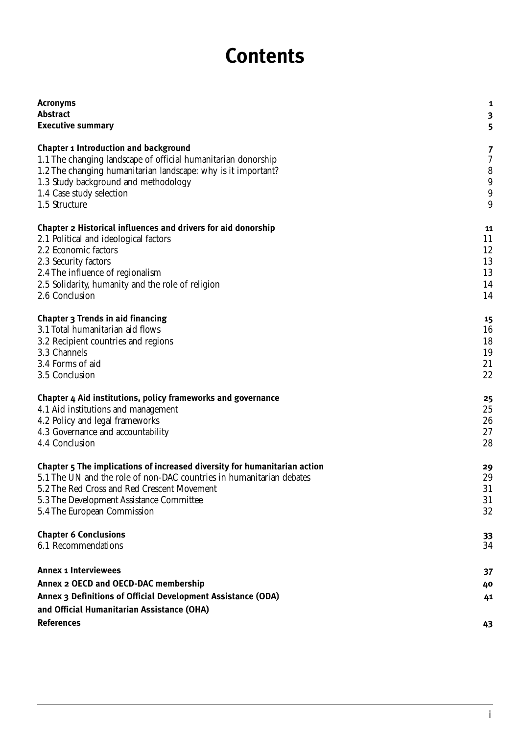# Contents

| | |
|---|---|
| **Acronyms** | **1** |
| **Abstract** | **3** |
| **Executive summary** | **5** |
| | |
| **Chapter 1 Introduction and background** | **7** |
| 1.1 The changing landscape of official humanitarian donorship | 7 |
| 1.2 The changing humanitarian landscape: why is it important? | 8 |
| 1.3 Study background and methodology | 9 |
| 1.4 Case study selection | 9 |
| 1.5 Structure | 9 |
| | |
| **Chapter 2 Historical influences and drivers for aid donorship** | **11** |
| 2.1 Political and ideological factors | 11 |
| 2.2 Economic factors | 12 |
| 2.3 Security factors | 13 |
| 2.4 The influence of regionalism | 13 |
| 2.5 Solidarity, humanity and the role of religion | 14 |
| 2.6 Conclusion | 14 |
| | |
| **Chapter 3 Trends in aid financing** | **15** |
| 3.1 Total humanitarian aid flows | 16 |
| 3.2 Recipient countries and regions | 18 |
| 3.3 Channels | 19 |
| 3.4 Forms of aid | 21 |
| 3.5 Conclusion | 22 |
| | |
| **Chapter 4 Aid institutions, policy frameworks and governance** | **25** |
| 4.1 Aid institutions and management | 25 |
| 4.2 Policy and legal frameworks | 26 |
| 4.3 Governance and accountability | 27 |
| 4.4 Conclusion | 28 |
| | |
| **Chapter 5 The implications of increased diversity for humanitarian action** | **29** |
| 5.1 The UN and the role of non-DAC countries in humanitarian debates | 29 |
| 5.2 The Red Cross and Red Crescent Movement | 31 |
| 5.3 The Development Assistance Committee | 31 |
| 5.4 The European Commission | 32 |
| | |
| **Chapter 6 Conclusions** | **33** |
| 6.1 Recommendations | 34 |
| | |
| **Annex 1 Interviewees** | **37** |
| **Annex 2 OECD and OECD-DAC membership** | **40** |
| **Annex 3 Definitions of Official Development Assistance (ODA) and Official Humanitarian Assistance (OHA)** | **41** |
| **References** | **43** |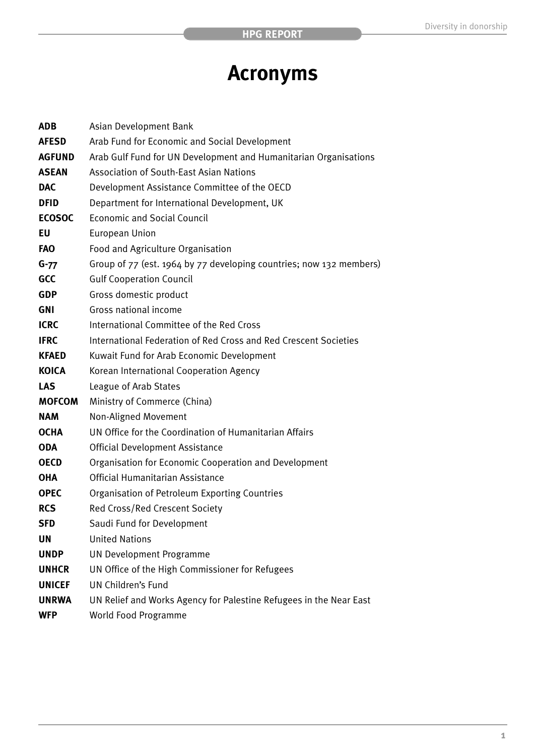# Acronyms

| | |
|---|---|
| **ADB** | Asian Development Bank |
| **AFESD** | Arab Fund for Economic and Social Development |
| **AGFUND** | Arab Gulf Fund for UN Development and Humanitarian Organisations |
| **ASEAN** | Association of South-East Asian Nations |
| **DAC** | Development Assistance Committee of the OECD |
| **DFID** | Department for International Development, UK |
| **ECOSOC** | Economic and Social Council |
| **EU** | European Union |
| **FAO** | Food and Agriculture Organisation |
| **G-77** | Group of 77 (est. 1964 by 77 developing countries; now 132 members) |
| **GCC** | Gulf Cooperation Council |
| **GDP** | Gross domestic product |
| **GNI** | Gross national income |
| **ICRC** | International Committee of the Red Cross |
| **IFRC** | International Federation of Red Cross and Red Crescent Societies |
| **KFAED** | Kuwait Fund for Arab Economic Development |
| **KOICA** | Korean International Cooperation Agency |
| **LAS** | League of Arab States |
| **MOFCOM** | Ministry of Commerce (China) |
| **NAM** | Non-Aligned Movement |
| **OCHA** | UN Office for the Coordination of Humanitarian Affairs |
| **ODA** | Official Development Assistance |
| **OECD** | Organisation for Economic Cooperation and Development |
| **OHA** | Official Humanitarian Assistance |
| **OPEC** | Organisation of Petroleum Exporting Countries |
| **RCS** | Red Cross/Red Crescent Society |
| **SFD** | Saudi Fund for Development |
| **UN** | United Nations |
| **UNDP** | UN Development Programme |
| **UNHCR** | UN Office of the High Commissioner for Refugees |
| **UNICEF** | UN Children's Fund |
| **UNRWA** | UN Relief and Works Agency for Palestine Refugees in the Near East |
| **WFP** | World Food Programme |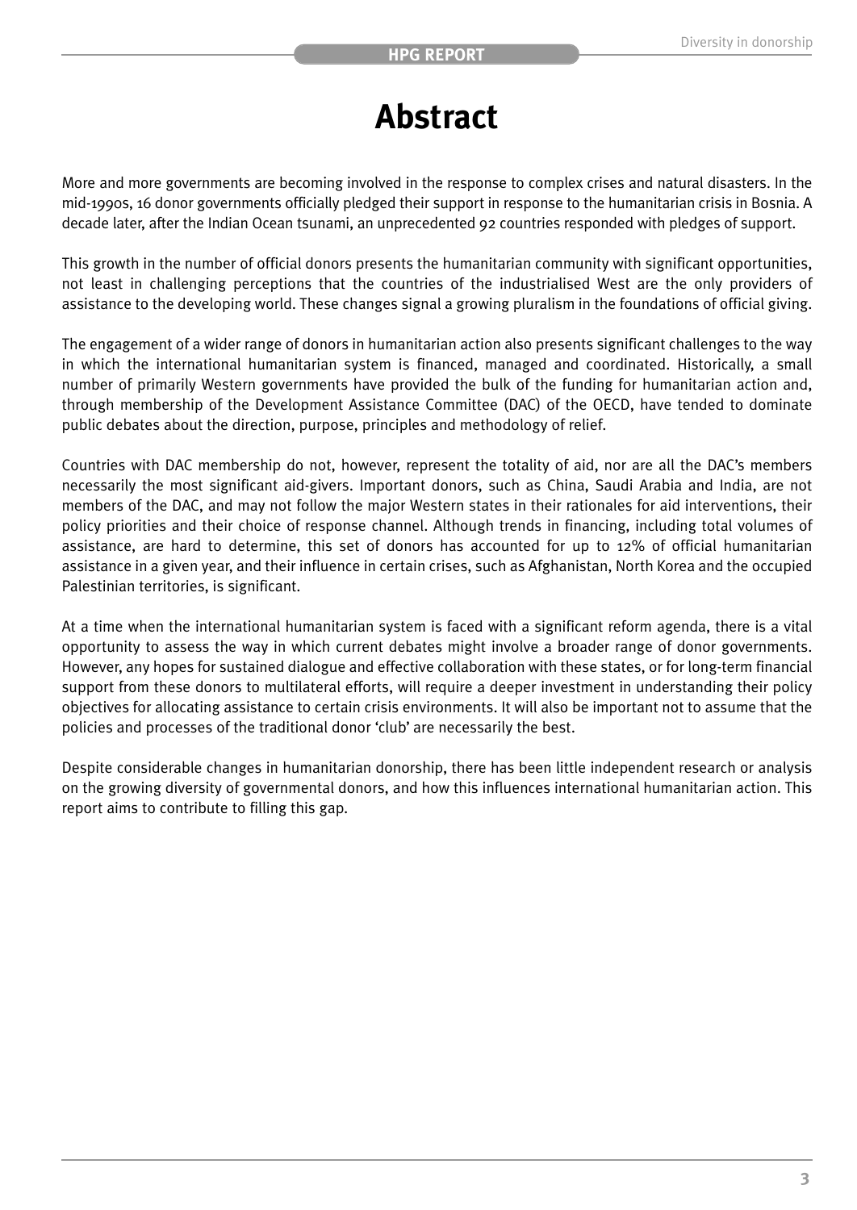# Abstract

More and more governments are becoming involved in the response to complex crises and natural disasters. In the mid-1990s, 16 donor governments officially pledged their support in response to the humanitarian crisis in Bosnia. A decade later, after the Indian Ocean tsunami, an unprecedented 92 countries responded with pledges of support.

This growth in the number of official donors presents the humanitarian community with significant opportunities, not least in challenging perceptions that the countries of the industrialised West are the only providers of assistance to the developing world. These changes signal a growing pluralism in the foundations of official giving.

The engagement of a wider range of donors in humanitarian action also presents significant challenges to the way in which the international humanitarian system is financed, managed and coordinated. Historically, a small number of primarily Western governments have provided the bulk of the funding for humanitarian action and, through membership of the Development Assistance Committee (DAC) of the OECD, have tended to dominate public debates about the direction, purpose, principles and methodology of relief.

Countries with DAC membership do not, however, represent the totality of aid, nor are all the DAC's members necessarily the most significant aid-givers. Important donors, such as China, Saudi Arabia and India, are not members of the DAC, and may not follow the major Western states in their rationales for aid interventions, their policy priorities and their choice of response channel. Although trends in financing, including total volumes of assistance, are hard to determine, this set of donors has accounted for up to 12% of official humanitarian assistance in a given year, and their influence in certain crises, such as Afghanistan, North Korea and the occupied Palestinian territories, is significant.

At a time when the international humanitarian system is faced with a significant reform agenda, there is a vital opportunity to assess the way in which current debates might involve a broader range of donor governments. However, any hopes for sustained dialogue and effective collaboration with these states, or for long-term financial support from these donors to multilateral efforts, will require a deeper investment in understanding their policy objectives for allocating assistance to certain crisis environments. It will also be important not to assume that the policies and processes of the traditional donor 'club' are necessarily the best.

Despite considerable changes in humanitarian donorship, there has been little independent research or analysis on the growing diversity of governmental donors, and how this influences international humanitarian action. This report aims to contribute to filling this gap.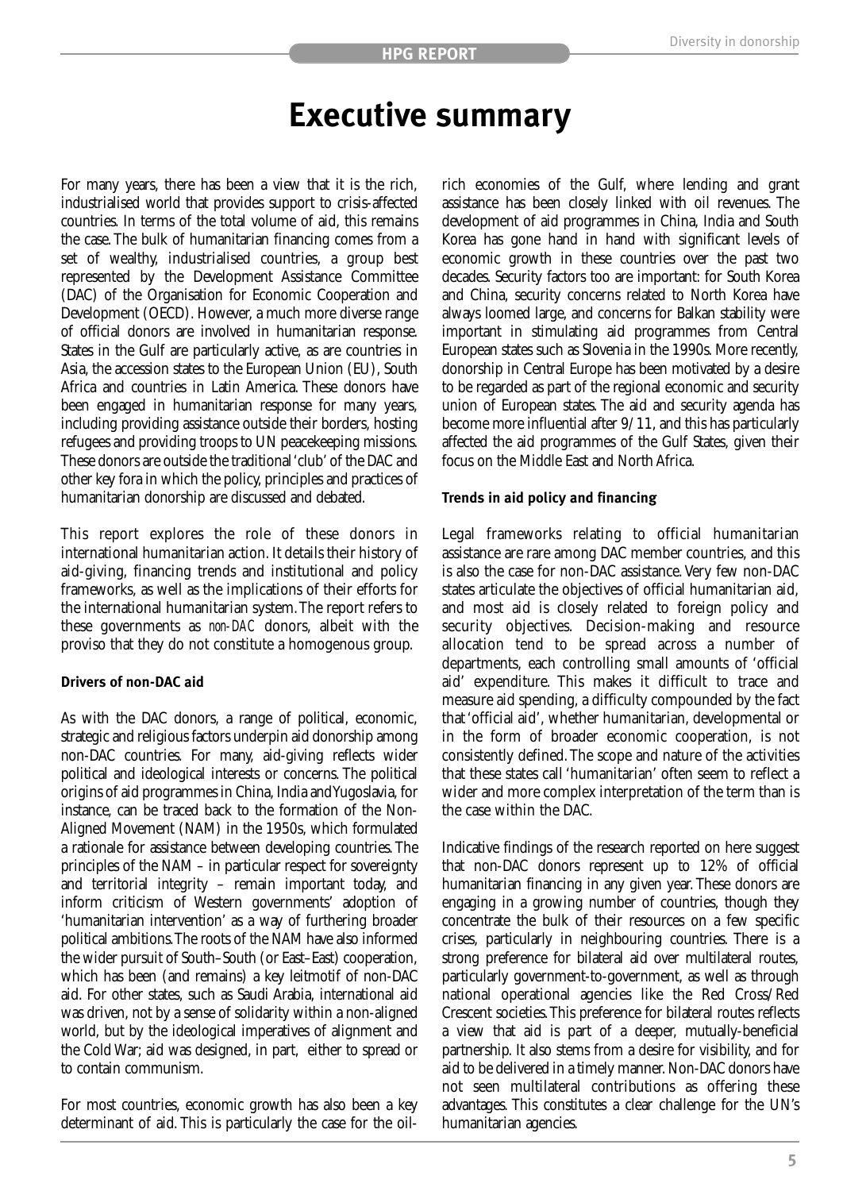# Executive summary

For many years, there has been a view that it is the rich, industrialised world that provides support to crisis-affected countries. In terms of the total volume of aid, this remains the case. The bulk of humanitarian financing comes from a set of wealthy, industrialised countries, a group best represented by the Development Assistance Committee (DAC) of the Organisation for Economic Cooperation and Development (OECD). However, a much more diverse range of official donors are involved in humanitarian response. States in the Gulf are particularly active, as are countries in Asia, the accession states to the European Union (EU), South Africa and countries in Latin America. These donors have been engaged in humanitarian response for many years, including providing assistance outside their borders, hosting refugees and providing troops to UN peacekeeping missions. These donors are outside the traditional 'club' of the DAC and other key fora in which the policy, principles and practices of humanitarian donorship are discussed and debated.

This report explores the role of these donors in international humanitarian action. It details their history of aid-giving, financing trends and institutional and policy frameworks, as well as the implications of their efforts for the international humanitarian system. The report refers to these governments as *non-DAC* donors, albeit with the proviso that they do not constitute a homogenous group.

**Drivers of non-DAC aid**

As with the DAC donors, a range of political, economic, strategic and religious factors underpin aid donorship among non-DAC countries. For many, aid-giving reflects wider political and ideological interests or concerns. The political origins of aid programmes in China, India and Yugoslavia, for instance, can be traced back to the formation of the Non-Aligned Movement (NAM) in the 1950s, which formulated a rationale for assistance between developing countries. The principles of the NAM – in particular respect for sovereignty and territorial integrity – remain important today, and inform criticism of Western governments' adoption of 'humanitarian intervention' as a way of furthering broader political ambitions. The roots of the NAM have also informed the wider pursuit of South–South (or East–East) cooperation, which has been (and remains) a key leitmotif of non-DAC aid. For other states, such as Saudi Arabia, international aid was driven, not by a sense of solidarity within a non-aligned world, but by the ideological imperatives of alignment and the Cold War; aid was designed, in part, either to spread or to contain communism.

For most countries, economic growth has also been a key determinant of aid. This is particularly the case for the oil-rich economies of the Gulf, where lending and grant assistance has been closely linked with oil revenues. The development of aid programmes in China, India and South Korea has gone hand in hand with significant levels of economic growth in these countries over the past two decades. Security factors too are important: for South Korea and China, security concerns related to North Korea have always loomed large, and concerns for Balkan stability were important in stimulating aid programmes from Central European states such as Slovenia in the 1990s. More recently, donorship in Central Europe has been motivated by a desire to be regarded as part of the regional economic and security union of European states. The aid and security agenda has become more influential after 9/11, and this has particularly affected the aid programmes of the Gulf States, given their focus on the Middle East and North Africa.

**Trends in aid policy and financing**

Legal frameworks relating to official humanitarian assistance are rare among DAC member countries, and this is also the case for non-DAC assistance. Very few non-DAC states articulate the objectives of official humanitarian aid, and most aid is closely related to foreign policy and security objectives. Decision-making and resource allocation tend to be spread across a number of departments, each controlling small amounts of 'official aid' expenditure. This makes it difficult to trace and measure aid spending, a difficulty compounded by the fact that 'official aid', whether humanitarian, developmental or in the form of broader economic cooperation, is not consistently defined. The scope and nature of the activities that these states call 'humanitarian' often seem to reflect a wider and more complex interpretation of the term than is the case within the DAC.

Indicative findings of the research reported on here suggest that non-DAC donors represent up to 12% of official humanitarian financing in any given year. These donors are engaging in a growing number of countries, though they concentrate the bulk of their resources on a few specific crises, particularly in neighbouring countries. There is a strong preference for bilateral aid over multilateral routes, particularly government-to-government, as well as through national operational agencies like the Red Cross/Red Crescent societies. This preference for bilateral routes reflects a view that aid is part of a deeper, mutually-beneficial partnership. It also stems from a desire for visibility, and for aid to be delivered in a timely manner. Non-DAC donors have not seen multilateral contributions as offering these advantages. This constitutes a clear challenge for the UN's humanitarian agencies.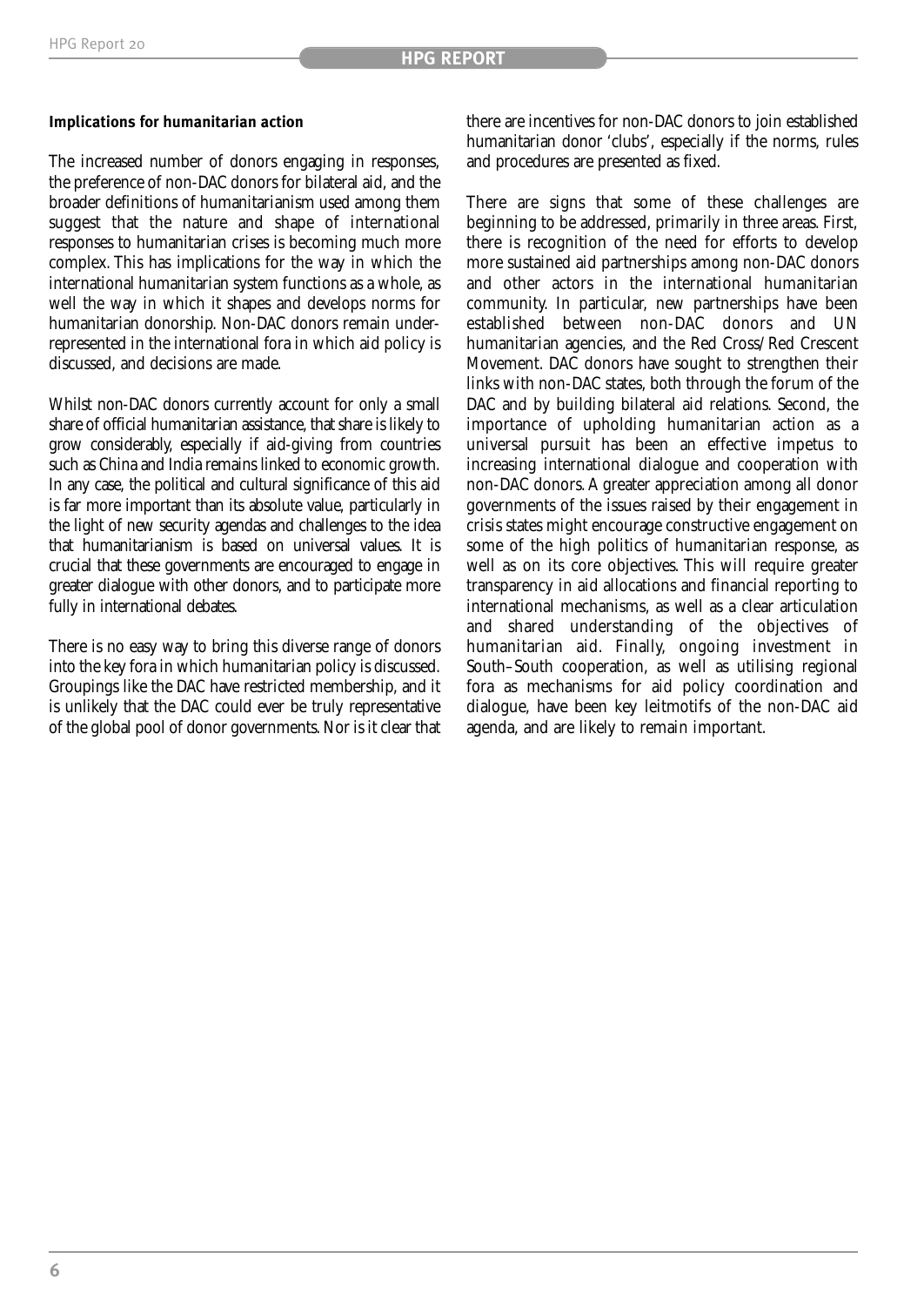### Implications for humanitarian action

The increased number of donors engaging in responses, the preference of non-DAC donors for bilateral aid, and the broader definitions of humanitarianism used among them suggest that the nature and shape of international responses to humanitarian crises is becoming much more complex. This has implications for the way in which the international humanitarian system functions as a whole, as well the way in which it shapes and develops norms for humanitarian donorship. Non-DAC donors remain under-represented in the international fora in which aid policy is discussed, and decisions are made.

Whilst non-DAC donors currently account for only a small share of official humanitarian assistance, that share is likely to grow considerably, especially if aid-giving from countries such as China and India remains linked to economic growth. In any case, the political and cultural significance of this aid is far more important than its absolute value, particularly in the light of new security agendas and challenges to the idea that humanitarianism is based on universal values. It is crucial that these governments are encouraged to engage in greater dialogue with other donors, and to participate more fully in international debates.

There is no easy way to bring this diverse range of donors into the key fora in which humanitarian policy is discussed. Groupings like the DAC have restricted membership, and it is unlikely that the DAC could ever be truly representative of the global pool of donor governments. Nor is it clear that there are incentives for non-DAC donors to join established humanitarian donor 'clubs', especially if the norms, rules and procedures are presented as fixed.

There are signs that some of these challenges are beginning to be addressed, primarily in three areas. First, there is recognition of the need for efforts to develop more sustained aid partnerships among non-DAC donors and other actors in the international humanitarian community. In particular, new partnerships have been established between non-DAC donors and UN humanitarian agencies, and the Red Cross/Red Crescent Movement. DAC donors have sought to strengthen their links with non-DAC states, both through the forum of the DAC and by building bilateral aid relations. Second, the importance of upholding humanitarian action as a universal pursuit has been an effective impetus to increasing international dialogue and cooperation with non-DAC donors. A greater appreciation among all donor governments of the issues raised by their engagement in crisis states might encourage constructive engagement on some of the high politics of humanitarian response, as well as on its core objectives. This will require greater transparency in aid allocations and financial reporting to international mechanisms, as well as a clear articulation and shared understanding of the objectives of humanitarian aid. Finally, ongoing investment in South–South cooperation, as well as utilising regional fora as mechanisms for aid policy coordination and dialogue, have been key leitmotifs of the non-DAC aid agenda, and are likely to remain important.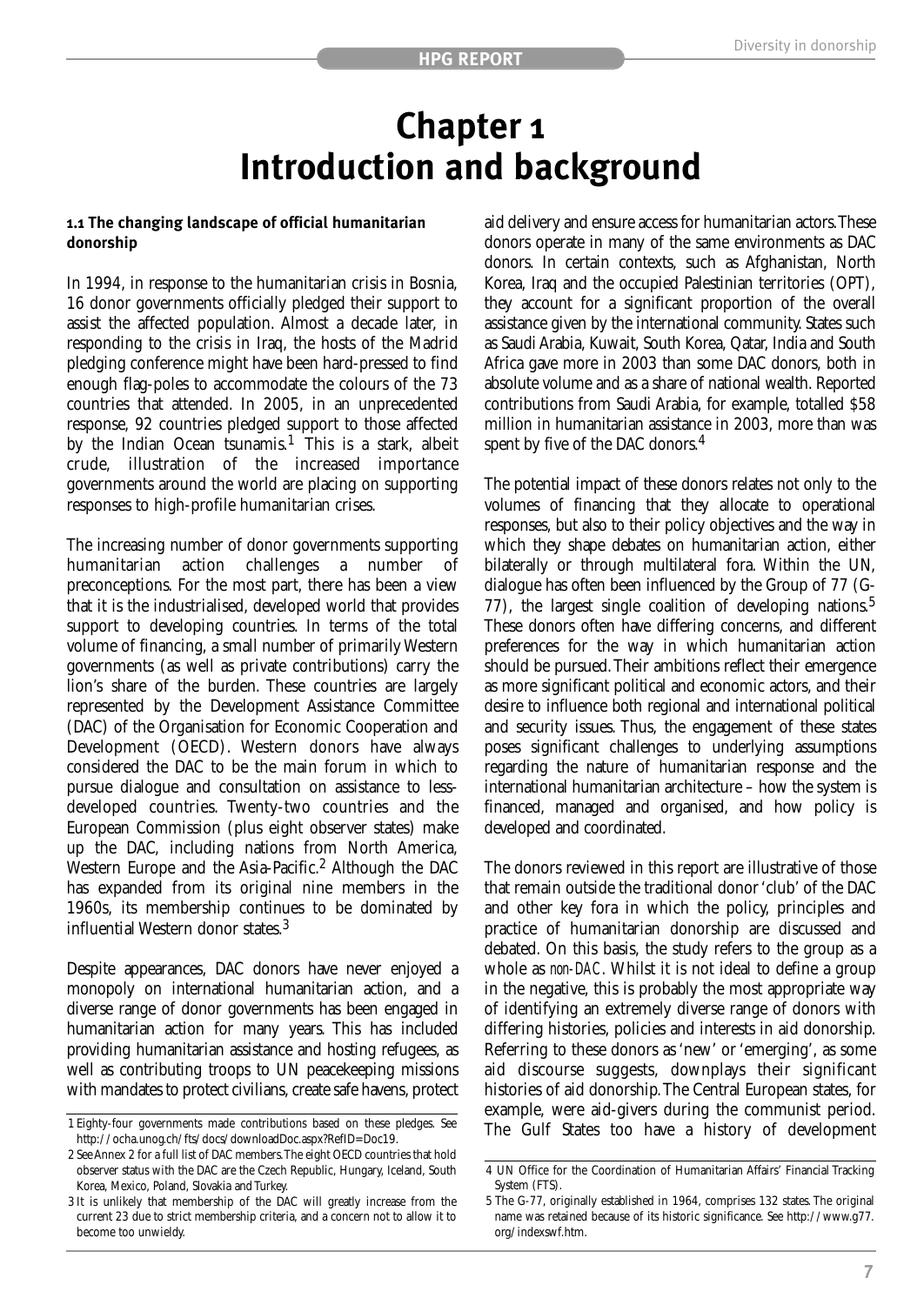# Chapter 1
# Introduction and background

#### 1.1 The changing landscape of official humanitarian donorship

In 1994, in response to the humanitarian crisis in Bosnia, 16 donor governments officially pledged their support to assist the affected population. Almost a decade later, in responding to the crisis in Iraq, the hosts of the Madrid pledging conference might have been hard-pressed to find enough flag-poles to accommodate the colours of the 73 countries that attended. In 2005, in an unprecedented response, 92 countries pledged support to those affected by the Indian Ocean tsunamis.[1] This is a stark, albeit crude, illustration of the increased importance governments around the world are placing on supporting responses to high-profile humanitarian crises.

The increasing number of donor governments supporting humanitarian action challenges a number of preconceptions. For the most part, there has been a view that it is the industrialised, developed world that provides support to developing countries. In terms of the total volume of financing, a small number of primarily Western governments (as well as private contributions) carry the lion's share of the burden. These countries are largely represented by the Development Assistance Committee (DAC) of the Organisation for Economic Cooperation and Development (OECD). Western donors have always considered the DAC to be the main forum in which to pursue dialogue and consultation on assistance to less-developed countries. Twenty-two countries and the European Commission (plus eight observer states) make up the DAC, including nations from North America, Western Europe and the Asia-Pacific.[2] Although the DAC has expanded from its original nine members in the 1960s, its membership continues to be dominated by influential Western donor states.[3]

Despite appearances, DAC donors have never enjoyed a monopoly on international humanitarian action, and a diverse range of donor governments has been engaged in humanitarian action for many years. This has included providing humanitarian assistance and hosting refugees, as well as contributing troops to UN peacekeeping missions with mandates to protect civilians, create safe havens, protect aid delivery and ensure access for humanitarian actors. These donors operate in many of the same environments as DAC donors. In certain contexts, such as Afghanistan, North Korea, Iraq and the occupied Palestinian territories (OPT), they account for a significant proportion of the overall assistance given by the international community. States such as Saudi Arabia, Kuwait, South Korea, Qatar, India and South Africa gave more in 2003 than some DAC donors, both in absolute volume and as a share of national wealth. Reported contributions from Saudi Arabia, for example, totalled $58 million in humanitarian assistance in 2003, more than was spent by five of the DAC donors.[4]

The potential impact of these donors relates not only to the volumes of financing that they allocate to operational responses, but also to their policy objectives and the way in which they shape debates on humanitarian action, either bilaterally or through multilateral fora. Within the UN, dialogue has often been influenced by the Group of 77 (G-77), the largest single coalition of developing nations.[5] These donors often have differing concerns, and different preferences for the way in which humanitarian action should be pursued. Their ambitions reflect their emergence as more significant political and economic actors, and their desire to influence both regional and international political and security issues. Thus, the engagement of these states poses significant challenges to underlying assumptions regarding the nature of humanitarian response and the international humanitarian architecture – how the system is financed, managed and organised, and how policy is developed and coordinated.

The donors reviewed in this report are illustrative of those that remain outside the traditional donor 'club' of the DAC and other key fora in which the policy, principles and practice of humanitarian donorship are discussed and debated. On this basis, the study refers to the group as a whole as *non-DAC*. Whilst it is not ideal to define a group in the negative, this is probably the most appropriate way of identifying an extremely diverse range of donors with differing histories, policies and interests in aid donorship. Referring to these donors as 'new' or 'emerging', as some aid discourse suggests, downplays their significant histories of aid donorship. The Central European states, for example, were aid-givers during the communist period. The Gulf States too have a history of development

1 Eighty-four governments made contributions based on these pledges. See http://ocha.unog.ch/fts/docs/downloadDoc.aspx?RefID=Doc19.

2 See Annex 2 for a full list of DAC members. The eight OECD countries that hold observer status with the DAC are the Czech Republic, Hungary, Iceland, South Korea, Mexico, Poland, Slovakia and Turkey.

3 It is unlikely that membership of the DAC will greatly increase from the current 23 due to strict membership criteria, and a concern not to allow it to become too unwieldy.

4 UN Office for the Coordination of Humanitarian Affairs' Financial Tracking System (FTS).

5 The G-77, originally established in 1964, comprises 132 states. The original name was retained because of its historic significance. See http://www.g77.org/indexswf.htm.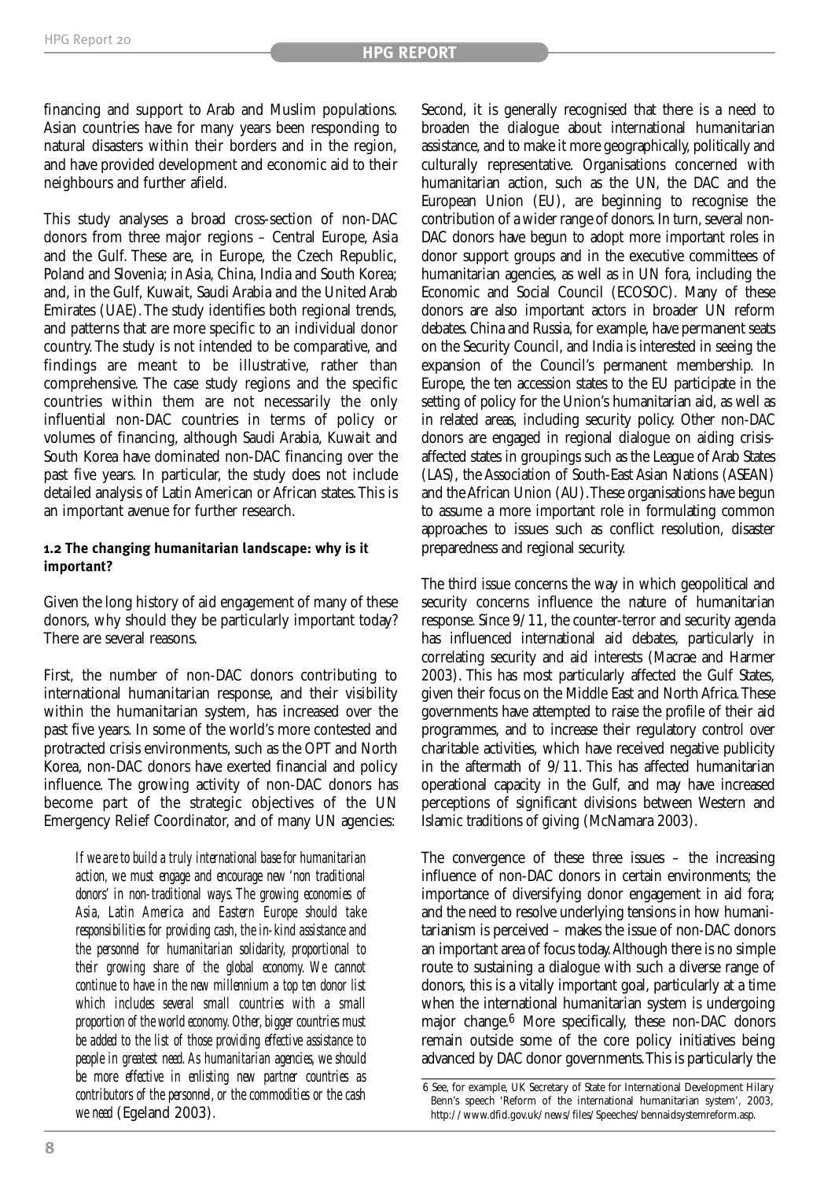financing and support to Arab and Muslim populations. Asian countries have for many years been responding to natural disasters within their borders and in the region, and have provided development and economic aid to their neighbours and further afield.

This study analyses a broad cross-section of non-DAC donors from three major regions – Central Europe, Asia and the Gulf. These are, in Europe, the Czech Republic, Poland and Slovenia; in Asia, China, India and South Korea; and, in the Gulf, Kuwait, Saudi Arabia and the United Arab Emirates (UAE). The study identifies both regional trends, and patterns that are more specific to an individual donor country. The study is not intended to be comparative, and findings are meant to be illustrative, rather than comprehensive. The case study regions and the specific countries within them are not necessarily the only influential non-DAC countries in terms of policy or volumes of financing, although Saudi Arabia, Kuwait and South Korea have dominated non-DAC financing over the past five years. In particular, the study does not include detailed analysis of Latin American or African states. This is an important avenue for further research.

### 1.2 The changing humanitarian landscape: why is it important?

Given the long history of aid engagement of many of these donors, why should they be particularly important today? There are several reasons.

First, the number of non-DAC donors contributing to international humanitarian response, and their visibility within the humanitarian system, has increased over the past five years. In some of the world's more contested and protracted crisis environments, such as the OPT and North Korea, non-DAC donors have exerted financial and policy influence. The growing activity of non-DAC donors has become part of the strategic objectives of the UN Emergency Relief Coordinator, and of many UN agencies:

> *If we are to build a truly international base for humanitarian action, we must engage and encourage new 'non traditional donors' in non-traditional ways. The growing economies of Asia, Latin America and Eastern Europe should take responsibilities for providing cash, the in-kind assistance and the personnel for humanitarian solidarity, proportional to their growing share of the global economy. We cannot continue to have in the new millennium a top ten donor list which includes several small countries with a small proportion of the world economy. Other, bigger countries must be added to the list of those providing effective assistance to people in greatest need. As humanitarian agencies, we should be more effective in enlisting new partner countries as contributors of the personnel, or the commodities or the cash we need* (Egeland 2003).

Second, it is generally recognised that there is a need to broaden the dialogue about international humanitarian assistance, and to make it more geographically, politically and culturally representative. Organisations concerned with humanitarian action, such as the UN, the DAC and the European Union (EU), are beginning to recognise the contribution of a wider range of donors. In turn, several non-DAC donors have begun to adopt more important roles in donor support groups and in the executive committees of humanitarian agencies, as well as in UN fora, including the Economic and Social Council (ECOSOC). Many of these donors are also important actors in broader UN reform debates. China and Russia, for example, have permanent seats on the Security Council, and India is interested in seeing the expansion of the Council's permanent membership. In Europe, the ten accession states to the EU participate in the setting of policy for the Union's humanitarian aid, as well as in related areas, including security policy. Other non-DAC donors are engaged in regional dialogue on aiding crisis-affected states in groupings such as the League of Arab States (LAS), the Association of South-East Asian Nations (ASEAN) and the African Union (AU). These organisations have begun to assume a more important role in formulating common approaches to issues such as conflict resolution, disaster preparedness and regional security.

The third issue concerns the way in which geopolitical and security concerns influence the nature of humanitarian response. Since 9/11, the counter-terror and security agenda has influenced international aid debates, particularly in correlating security and aid interests (Macrae and Harmer 2003). This has most particularly affected the Gulf States, given their focus on the Middle East and North Africa. These governments have attempted to raise the profile of their aid programmes, and to increase their regulatory control over charitable activities, which have received negative publicity in the aftermath of 9/11. This has affected humanitarian operational capacity in the Gulf, and may have increased perceptions of significant divisions between Western and Islamic traditions of giving (McNamara 2003).

The convergence of these three issues – the increasing influence of non-DAC donors in certain environments; the importance of diversifying donor engagement in aid fora; and the need to resolve underlying tensions in how humanitarianism is perceived – makes the issue of non-DAC donors an important area of focus today. Although there is no simple route to sustaining a dialogue with such a diverse range of donors, this is a vitally important goal, particularly at a time when the international humanitarian system is undergoing major change.[6] More specifically, these non-DAC donors remain outside some of the core policy initiatives being advanced by DAC donor governments. This is particularly the

6 See, for example, UK Secretary of State for International Development Hilary Benn's speech 'Reform of the international humanitarian system', 2003, http://www.dfid.gov.uk/news/files/Speeches/bennaidsystemreform.asp.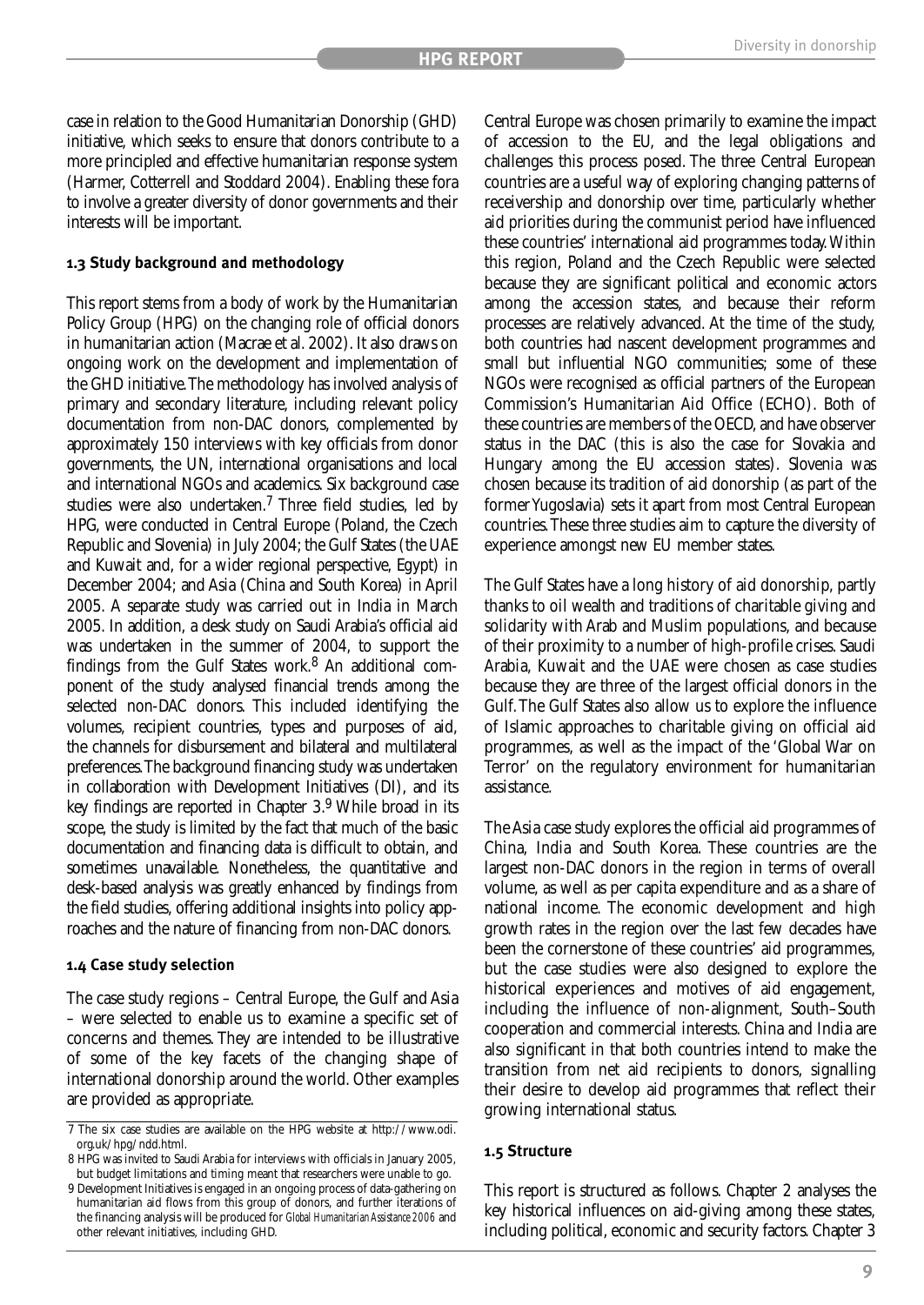case in relation to the Good Humanitarian Donorship (GHD) initiative, which seeks to ensure that donors contribute to a more principled and effective humanitarian response system (Harmer, Cotterrell and Stoddard 2004). Enabling these fora to involve a greater diversity of donor governments and their interests will be important.

### 1.3 Study background and methodology

This report stems from a body of work by the Humanitarian Policy Group (HPG) on the changing role of official donors in humanitarian action (Macrae et al. 2002). It also draws on ongoing work on the development and implementation of the GHD initiative. The methodology has involved analysis of primary and secondary literature, including relevant policy documentation from non-DAC donors, complemented by approximately 150 interviews with key officials from donor governments, the UN, international organisations and local and international NGOs and academics. Six background case studies were also undertaken.[7] Three field studies, led by HPG, were conducted in Central Europe (Poland, the Czech Republic and Slovenia) in July 2004; the Gulf States (the UAE and Kuwait and, for a wider regional perspective, Egypt) in December 2004; and Asia (China and South Korea) in April 2005. A separate study was carried out in India in March 2005. In addition, a desk study on Saudi Arabia's official aid was undertaken in the summer of 2004, to support the findings from the Gulf States work.[8] An additional component of the study analysed financial trends among the selected non-DAC donors. This included identifying the volumes, recipient countries, types and purposes of aid, the channels for disbursement and bilateral and multilateral preferences. The background financing study was undertaken in collaboration with Development Initiatives (DI), and its key findings are reported in Chapter 3.[9] While broad in its scope, the study is limited by the fact that much of the basic documentation and financing data is difficult to obtain, and sometimes unavailable. Nonetheless, the quantitative and desk-based analysis was greatly enhanced by findings from the field studies, offering additional insights into policy approaches and the nature of financing from non-DAC donors.

### 1.4 Case study selection

The case study regions – Central Europe, the Gulf and Asia – were selected to enable us to examine a specific set of concerns and themes. They are intended to be illustrative of some of the key facets of the changing shape of international donorship around the world. Other examples are provided as appropriate.

Central Europe was chosen primarily to examine the impact of accession to the EU, and the legal obligations and challenges this process posed. The three Central European countries are a useful way of exploring changing patterns of receivership and donorship over time, particularly whether aid priorities during the communist period have influenced these countries' international aid programmes today. Within this region, Poland and the Czech Republic were selected because they are significant political and economic actors among the accession states, and because their reform processes are relatively advanced. At the time of the study, both countries had nascent development programmes and small but influential NGO communities; some of these NGOs were recognised as official partners of the European Commission's Humanitarian Aid Office (ECHO). Both of these countries are members of the OECD, and have observer status in the DAC (this is also the case for Slovakia and Hungary among the EU accession states). Slovenia was chosen because its tradition of aid donorship (as part of the former Yugoslavia) sets it apart from most Central European countries. These three studies aim to capture the diversity of experience amongst new EU member states.

The Gulf States have a long history of aid donorship, partly thanks to oil wealth and traditions of charitable giving and solidarity with Arab and Muslim populations, and because of their proximity to a number of high-profile crises. Saudi Arabia, Kuwait and the UAE were chosen as case studies because they are three of the largest official donors in the Gulf. The Gulf States also allow us to explore the influence of Islamic approaches to charitable giving on official aid programmes, as well as the impact of the 'Global War on Terror' on the regulatory environment for humanitarian assistance.

The Asia case study explores the official aid programmes of China, India and South Korea. These countries are the largest non-DAC donors in the region in terms of overall volume, as well as per capita expenditure and as a share of national income. The economic development and high growth rates in the region over the last few decades have been the cornerstone of these countries' aid programmes, but the case studies were also designed to explore the historical experiences and motives of aid engagement, including the influence of non-alignment, South–South cooperation and commercial interests. China and India are also significant in that both countries intend to make the transition from net aid recipients to donors, signalling their desire to develop aid programmes that reflect their growing international status.

### 1.5 Structure

This report is structured as follows. Chapter 2 analyses the key historical influences on aid-giving among these states, including political, economic and security factors. Chapter 3

---

7 The six case studies are available on the HPG website at http://www.odi.org.uk/hpg/ndd.html.

8 HPG was invited to Saudi Arabia for interviews with officials in January 2005, but budget limitations and timing meant that researchers were unable to go.

9 Development Initiatives is engaged in an ongoing process of data-gathering on humanitarian aid flows from this group of donors, and further iterations of the financing analysis will be produced for *Global Humanitarian Assistance 2006* and other relevant initiatives, including GHD.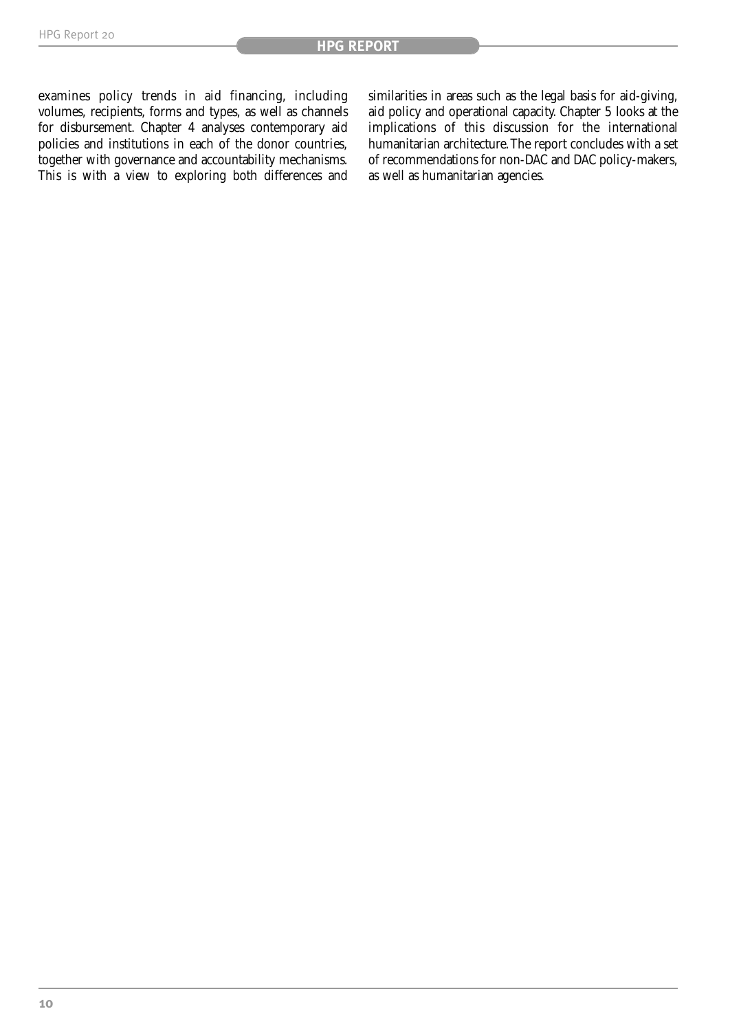examines policy trends in aid financing, including volumes, recipients, forms and types, as well as channels for disbursement. Chapter 4 analyses contemporary aid policies and institutions in each of the donor countries, together with governance and accountability mechanisms. This is with a view to exploring both differences and similarities in areas such as the legal basis for aid-giving, aid policy and operational capacity. Chapter 5 looks at the implications of this discussion for the international humanitarian architecture. The report concludes with a set of recommendations for non-DAC and DAC policy-makers, as well as humanitarian agencies.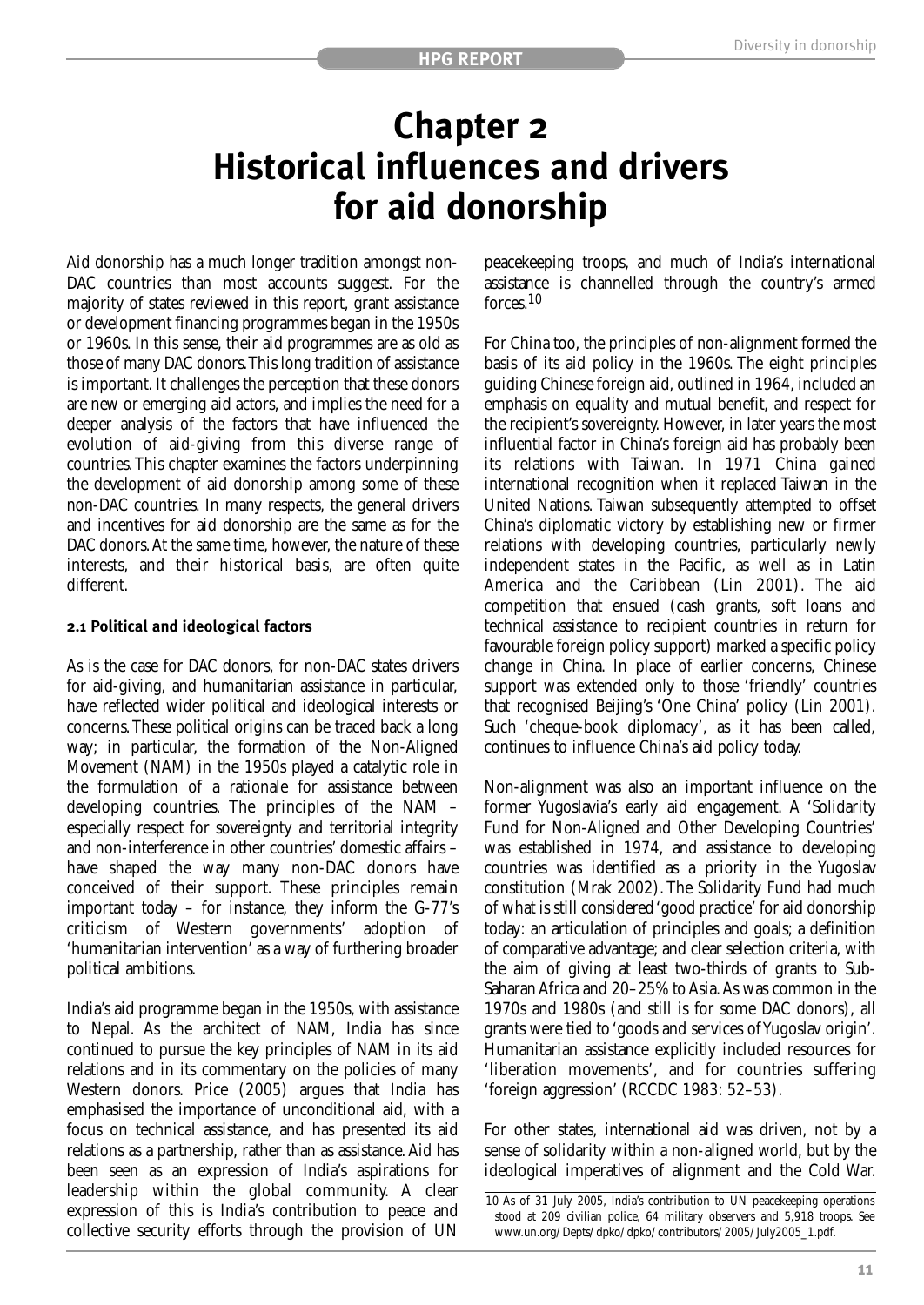# Chapter 2
# Historical influences and drivers for aid donorship

Aid donorship has a much longer tradition amongst non-DAC countries than most accounts suggest. For the majority of states reviewed in this report, grant assistance or development financing programmes began in the 1950s or 1960s. In this sense, their aid programmes are as old as those of many DAC donors. This long tradition of assistance is important. It challenges the perception that these donors are new or emerging aid actors, and implies the need for a deeper analysis of the factors that have influenced the evolution of aid-giving from this diverse range of countries. This chapter examines the factors underpinning the development of aid donorship among some of these non-DAC countries. In many respects, the general drivers and incentives for aid donorship are the same as for the DAC donors. At the same time, however, the nature of these interests, and their historical basis, are often quite different.

### 2.1 Political and ideological factors

As is the case for DAC donors, for non-DAC states drivers for aid-giving, and humanitarian assistance in particular, have reflected wider political and ideological interests or concerns. These political origins can be traced back a long way; in particular, the formation of the Non-Aligned Movement (NAM) in the 1950s played a catalytic role in the formulation of a rationale for assistance between developing countries. The principles of the NAM – especially respect for sovereignty and territorial integrity and non-interference in other countries' domestic affairs – have shaped the way many non-DAC donors have conceived of their support. These principles remain important today – for instance, they inform the G-77's criticism of Western governments' adoption of 'humanitarian intervention' as a way of furthering broader political ambitions.

India's aid programme began in the 1950s, with assistance to Nepal. As the architect of NAM, India has since continued to pursue the key principles of NAM in its aid relations and in its commentary on the policies of many Western donors. Price (2005) argues that India has emphasised the importance of unconditional aid, with a focus on technical assistance, and has presented its aid relations as a partnership, rather than as assistance. Aid has been seen as an expression of India's aspirations for leadership within the global community. A clear expression of this is India's contribution to peace and collective security efforts through the provision of UN peacekeeping troops, and much of India's international assistance is channelled through the country's armed forces.[10]

For China too, the principles of non-alignment formed the basis of its aid policy in the 1960s. The eight principles guiding Chinese foreign aid, outlined in 1964, included an emphasis on equality and mutual benefit, and respect for the recipient's sovereignty. However, in later years the most influential factor in China's foreign aid has probably been its relations with Taiwan. In 1971 China gained international recognition when it replaced Taiwan in the United Nations. Taiwan subsequently attempted to offset China's diplomatic victory by establishing new or firmer relations with developing countries, particularly newly independent states in the Pacific, as well as in Latin America and the Caribbean (Lin 2001). The aid competition that ensued (cash grants, soft loans and technical assistance to recipient countries in return for favourable foreign policy support) marked a specific policy change in China. In place of earlier concerns, Chinese support was extended only to those 'friendly' countries that recognised Beijing's 'One China' policy (Lin 2001). Such 'cheque-book diplomacy', as it has been called, continues to influence China's aid policy today.

Non-alignment was also an important influence on the former Yugoslavia's early aid engagement. A 'Solidarity Fund for Non-Aligned and Other Developing Countries' was established in 1974, and assistance to developing countries was identified as a priority in the Yugoslav constitution (Mrak 2002). The Solidarity Fund had much of what is still considered 'good practice' for aid donorship today: an articulation of principles and goals; a definition of comparative advantage; and clear selection criteria, with the aim of giving at least two-thirds of grants to Sub-Saharan Africa and 20–25% to Asia. As was common in the 1970s and 1980s (and still is for some DAC donors), all grants were tied to 'goods and services of Yugoslav origin'. Humanitarian assistance explicitly included resources for 'liberation movements', and for countries suffering 'foreign aggression' (RCCDC 1983: 52–53).

For other states, international aid was driven, not by a sense of solidarity within a non-aligned world, but by the ideological imperatives of alignment and the Cold War.

10 As of 31 July 2005, India's contribution to UN peacekeeping operations stood at 209 civilian police, 64 military observers and 5,918 troops. See www.un.org/Depts/dpko/dpko/contributors/2005/July2005_1.pdf.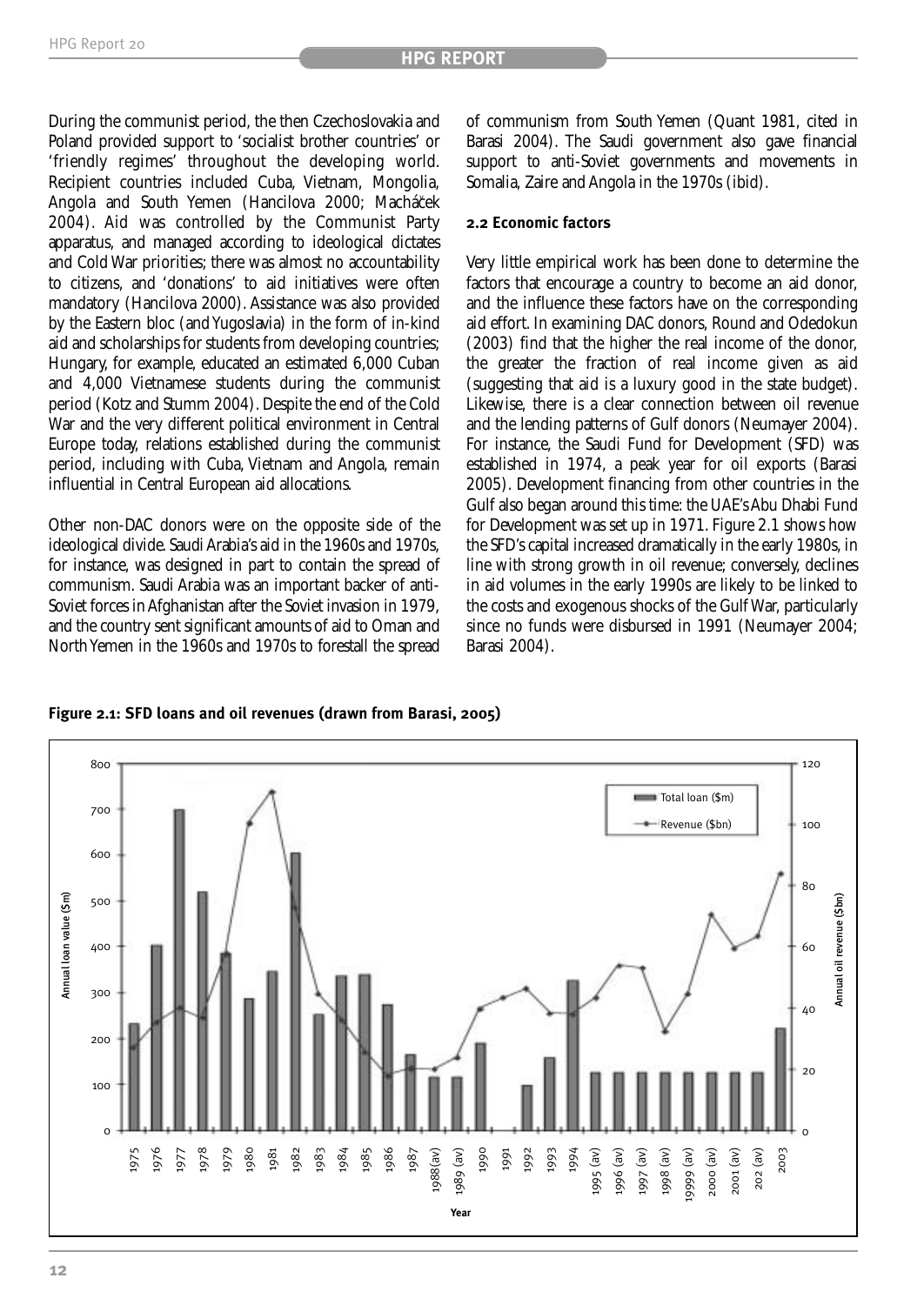During the communist period, the then Czechoslovakia and Poland provided support to 'socialist brother countries' or 'friendly regimes' throughout the developing world. Recipient countries included Cuba, Vietnam, Mongolia, Angola and South Yemen (Hancilova 2000; Macháček 2004). Aid was controlled by the Communist Party apparatus, and managed according to ideological dictates and Cold War priorities; there was almost no accountability to citizens, and 'donations' to aid initiatives were often mandatory (Hancilova 2000). Assistance was also provided by the Eastern bloc (and Yugoslavia) in the form of in-kind aid and scholarships for students from developing countries; Hungary, for example, educated an estimated 6,000 Cuban and 4,000 Vietnamese students during the communist period (Kotz and Stumm 2004). Despite the end of the Cold War and the very different political environment in Central Europe today, relations established during the communist period, including with Cuba, Vietnam and Angola, remain influential in Central European aid allocations.

Other non-DAC donors were on the opposite side of the ideological divide. Saudi Arabia's aid in the 1960s and 1970s, for instance, was designed in part to contain the spread of communism. Saudi Arabia was an important backer of anti-Soviet forces in Afghanistan after the Soviet invasion in 1979, and the country sent significant amounts of aid to Oman and North Yemen in the 1960s and 1970s to forestall the spread of communism from South Yemen (Quant 1981, cited in Barasi 2004). The Saudi government also gave financial support to anti-Soviet governments and movements in Somalia, Zaire and Angola in the 1970s (ibid).

### 2.2 Economic factors

Very little empirical work has been done to determine the factors that encourage a country to become an aid donor, and the influence these factors have on the corresponding aid effort. In examining DAC donors, Round and Odedokun (2003) find that the higher the real income of the donor, the greater the fraction of real income given as aid (suggesting that aid is a luxury good in the state budget). Likewise, there is a clear connection between oil revenue and the lending patterns of Gulf donors (Neumayer 2004). For instance, the Saudi Fund for Development (SFD) was established in 1974, a peak year for oil exports (Barasi 2005). Development financing from other countries in the Gulf also began around this time: the UAE's Abu Dhabi Fund for Development was set up in 1971. Figure 2.1 shows how the SFD's capital increased dramatically in the early 1980s, in line with strong growth in oil revenue; conversely, declines in aid volumes in the early 1990s are likely to be linked to the costs and exogenous shocks of the Gulf War, particularly since no funds were disbursed in 1991 (Neumayer 2004; Barasi 2004).

**Figure 2.1: SFD loans and oil revenues (drawn from Barasi, 2005)**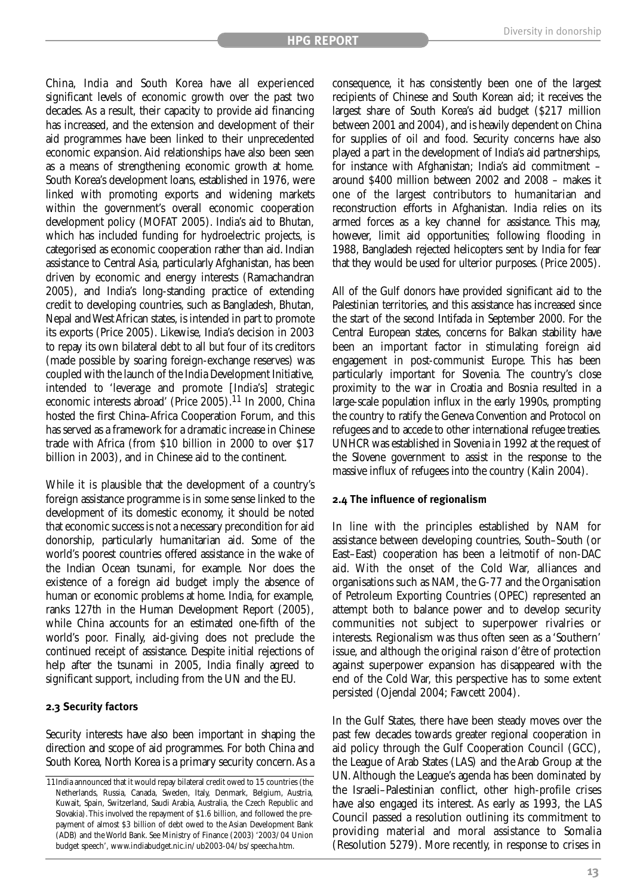China, India and South Korea have all experienced significant levels of economic growth over the past two decades. As a result, their capacity to provide aid financing has increased, and the extension and development of their aid programmes have been linked to their unprecedented economic expansion. Aid relationships have also been seen as a means of strengthening economic growth at home. South Korea's development loans, established in 1976, were linked with promoting exports and widening markets within the government's overall economic cooperation development policy (MOFAT 2005). India's aid to Bhutan, which has included funding for hydroelectric projects, is categorised as economic cooperation rather than aid. Indian assistance to Central Asia, particularly Afghanistan, has been driven by economic and energy interests (Ramachandran 2005), and India's long-standing practice of extending credit to developing countries, such as Bangladesh, Bhutan, Nepal and West African states, is intended in part to promote its exports (Price 2005). Likewise, India's decision in 2003 to repay its own bilateral debt to all but four of its creditors (made possible by soaring foreign-exchange reserves) was coupled with the launch of the India Development Initiative, intended to 'leverage and promote [India's] strategic economic interests abroad' (Price 2005).[11] In 2000, China hosted the first China–Africa Cooperation Forum, and this has served as a framework for a dramatic increase in Chinese trade with Africa (from $10 billion in 2000 to over $17 billion in 2003), and in Chinese aid to the continent.

While it is plausible that the development of a country's foreign assistance programme is in some sense linked to the development of its domestic economy, it should be noted that economic success is not a necessary precondition for aid donorship, particularly humanitarian aid. Some of the world's poorest countries offered assistance in the wake of the Indian Ocean tsunami, for example. Nor does the existence of a foreign aid budget imply the absence of human or economic problems at home. India, for example, ranks 127th in the Human Development Report (2005), while China accounts for an estimated one-fifth of the world's poor. Finally, aid-giving does not preclude the continued receipt of assistance. Despite initial rejections of help after the tsunami in 2005, India finally agreed to significant support, including from the UN and the EU.

### 2.3 Security factors

Security interests have also been important in shaping the direction and scope of aid programmes. For both China and South Korea, North Korea is a primary security concern. As a consequence, it has consistently been one of the largest recipients of Chinese and South Korean aid; it receives the largest share of South Korea's aid budget ($217 million between 2001 and 2004), and is heavily dependent on China for supplies of oil and food. Security concerns have also played a part in the development of India's aid partnerships, for instance with Afghanistan; India's aid commitment – around $400 million between 2002 and 2008 – makes it one of the largest contributors to humanitarian and reconstruction efforts in Afghanistan. India relies on its armed forces as a key channel for assistance. This may, however, limit aid opportunities; following flooding in 1988, Bangladesh rejected helicopters sent by India for fear that they would be used for ulterior purposes. (Price 2005).

All of the Gulf donors have provided significant aid to the Palestinian territories, and this assistance has increased since the start of the second Intifada in September 2000. For the Central European states, concerns for Balkan stability have been an important factor in stimulating foreign aid engagement in post-communist Europe. This has been particularly important for Slovenia. The country's close proximity to the war in Croatia and Bosnia resulted in a large-scale population influx in the early 1990s, prompting the country to ratify the Geneva Convention and Protocol on refugees and to accede to other international refugee treaties. UNHCR was established in Slovenia in 1992 at the request of the Slovene government to assist in the response to the massive influx of refugees into the country (Kalin 2004).

### 2.4 The influence of regionalism

In line with the principles established by NAM for assistance between developing countries, South–South (or East–East) cooperation has been a leitmotif of non-DAC aid. With the onset of the Cold War, alliances and organisations such as NAM, the G-77 and the Organisation of Petroleum Exporting Countries (OPEC) represented an attempt both to balance power and to develop security communities not subject to superpower rivalries or interests. Regionalism was thus often seen as a 'Southern' issue, and although the original raison d'être of protection against superpower expansion has disappeared with the end of the Cold War, this perspective has to some extent persisted (Ojendal 2004; Fawcett 2004).

In the Gulf States, there have been steady moves over the past few decades towards greater regional cooperation in aid policy through the Gulf Cooperation Council (GCC), the League of Arab States (LAS) and the Arab Group at the UN. Although the League's agenda has been dominated by the Israeli–Palestinian conflict, other high-profile crises have also engaged its interest. As early as 1993, the LAS Council passed a resolution outlining its commitment to providing material and moral assistance to Somalia (Resolution 5279). More recently, in response to crises in

---

11 India announced that it would repay bilateral credit owed to 15 countries (the Netherlands, Russia, Canada, Sweden, Italy, Denmark, Belgium, Austria, Kuwait, Spain, Switzerland, Saudi Arabia, Australia, the Czech Republic and Slovakia). This involved the repayment of $1.6 billion, and followed the pre-payment of almost $3 billion of debt owed to the Asian Development Bank (ADB) and the World Bank. See Ministry of Finance (2003) '2003/04 Union budget speech', www.indiabudget.nic.in/ub2003-04/bs/speecha.htm.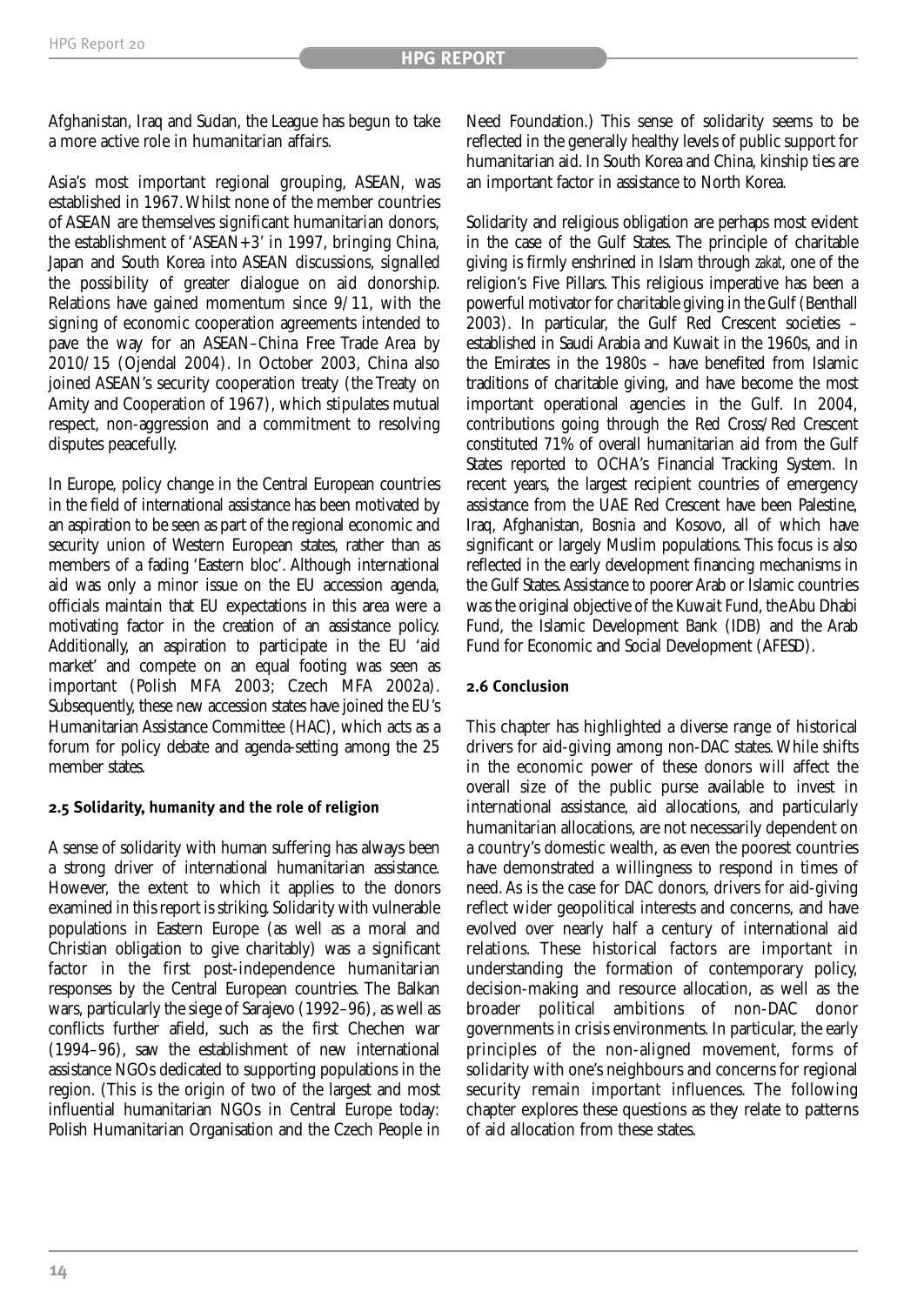Afghanistan, Iraq and Sudan, the League has begun to take a more active role in humanitarian affairs.

Asia's most important regional grouping, ASEAN, was established in 1967. Whilst none of the member countries of ASEAN are themselves significant humanitarian donors, the establishment of 'ASEAN+3' in 1997, bringing China, Japan and South Korea into ASEAN discussions, signalled the possibility of greater dialogue on aid donorship. Relations have gained momentum since 9/11, with the signing of economic cooperation agreements intended to pave the way for an ASEAN–China Free Trade Area by 2010/15 (Ojendal 2004). In October 2003, China also joined ASEAN's security cooperation treaty (the Treaty on Amity and Cooperation of 1967), which stipulates mutual respect, non-aggression and a commitment to resolving disputes peacefully.

In Europe, policy change in the Central European countries in the field of international assistance has been motivated by an aspiration to be seen as part of the regional economic and security union of Western European states, rather than as members of a fading 'Eastern bloc'. Although international aid was only a minor issue on the EU accession agenda, officials maintain that EU expectations in this area were a motivating factor in the creation of an assistance policy. Additionally, an aspiration to participate in the EU 'aid market' and compete on an equal footing was seen as important (Polish MFA 2003; Czech MFA 2002a). Subsequently, these new accession states have joined the EU's Humanitarian Assistance Committee (HAC), which acts as a forum for policy debate and agenda-setting among the 25 member states.

### 2.5 Solidarity, humanity and the role of religion

A sense of solidarity with human suffering has always been a strong driver of international humanitarian assistance. However, the extent to which it applies to the donors examined in this report is striking. Solidarity with vulnerable populations in Eastern Europe (as well as a moral and Christian obligation to give charitably) was a significant factor in the first post-independence humanitarian responses by the Central European countries. The Balkan wars, particularly the siege of Sarajevo (1992–96), as well as conflicts further afield, such as the first Chechen war (1994–96), saw the establishment of new international assistance NGOs dedicated to supporting populations in the region. (This is the origin of two of the largest and most influential humanitarian NGOs in Central Europe today: Polish Humanitarian Organisation and the Czech People in Need Foundation.) This sense of solidarity seems to be reflected in the generally healthy levels of public support for humanitarian aid. In South Korea and China, kinship ties are an important factor in assistance to North Korea.

Solidarity and religious obligation are perhaps most evident in the case of the Gulf States. The principle of charitable giving is firmly enshrined in Islam through *zakat*, one of the religion's Five Pillars. This religious imperative has been a powerful motivator for charitable giving in the Gulf (Benthall 2003). In particular, the Gulf Red Crescent societies – established in Saudi Arabia and Kuwait in the 1960s, and in the Emirates in the 1980s – have benefited from Islamic traditions of charitable giving, and have become the most important operational agencies in the Gulf. In 2004, contributions going through the Red Cross/Red Crescent constituted 71% of overall humanitarian aid from the Gulf States reported to OCHA's Financial Tracking System. In recent years, the largest recipient countries of emergency assistance from the UAE Red Crescent have been Palestine, Iraq, Afghanistan, Bosnia and Kosovo, all of which have significant or largely Muslim populations. This focus is also reflected in the early development financing mechanisms in the Gulf States. Assistance to poorer Arab or Islamic countries was the original objective of the Kuwait Fund, the Abu Dhabi Fund, the Islamic Development Bank (IDB) and the Arab Fund for Economic and Social Development (AFESD).

### 2.6 Conclusion

This chapter has highlighted a diverse range of historical drivers for aid-giving among non-DAC states. While shifts in the economic power of these donors will affect the overall size of the public purse available to invest in international assistance, aid allocations, and particularly humanitarian allocations, are not necessarily dependent on a country's domestic wealth, as even the poorest countries have demonstrated a willingness to respond in times of need. As is the case for DAC donors, drivers for aid-giving reflect wider geopolitical interests and concerns, and have evolved over nearly half a century of international aid relations. These historical factors are important in understanding the formation of contemporary policy, decision-making and resource allocation, as well as the broader political ambitions of non-DAC donor governments in crisis environments. In particular, the early principles of the non-aligned movement, forms of solidarity with one's neighbours and concerns for regional security remain important influences. The following chapter explores these questions as they relate to patterns of aid allocation from these states.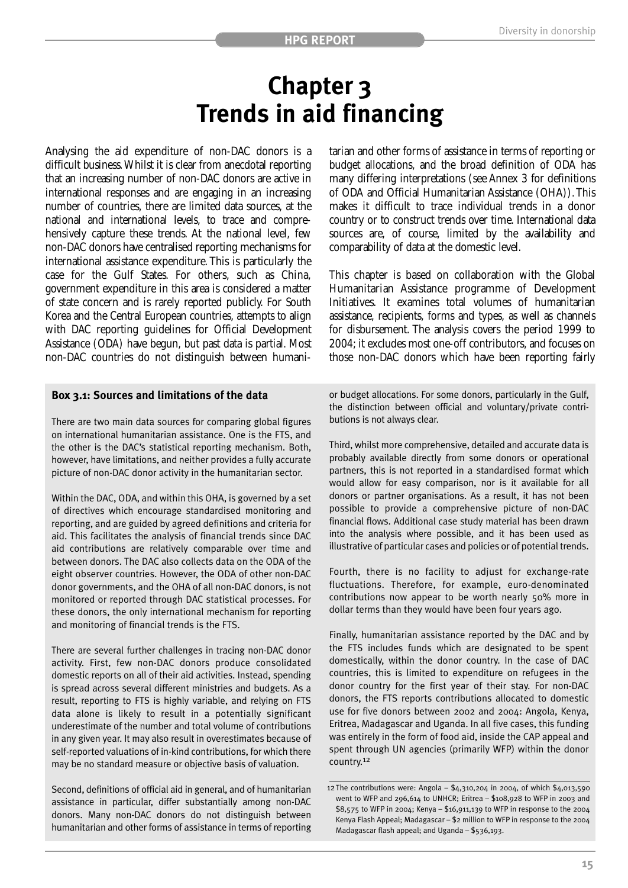# Chapter 3
# Trends in aid financing

Analysing the aid expenditure of non-DAC donors is a difficult business. Whilst it is clear from anecdotal reporting that an increasing number of non-DAC donors are active in international responses and are engaging in an increasing number of countries, there are limited data sources, at the national and international levels, to trace and comprehensively capture these trends. At the national level, few non-DAC donors have centralised reporting mechanisms for international assistance expenditure. This is particularly the case for the Gulf States. For others, such as China, government expenditure in this area is considered a matter of state concern and is rarely reported publicly. For South Korea and the Central European countries, attempts to align with DAC reporting guidelines for Official Development Assistance (ODA) have begun, but past data is partial. Most non-DAC countries do not distinguish between humanitarian and other forms of assistance in terms of reporting or budget allocations, and the broad definition of ODA has many differing interpretations (see Annex 3 for definitions of ODA and Official Humanitarian Assistance (OHA)). This makes it difficult to trace individual trends in a donor country or to construct trends over time. International data sources are, of course, limited by the availability and comparability of data at the domestic level.

This chapter is based on collaboration with the Global Humanitarian Assistance programme of Development Initiatives. It examines total volumes of humanitarian assistance, recipients, forms and types, as well as channels for disbursement. The analysis covers the period 1999 to 2004; it excludes most one-off contributors, and focuses on those non-DAC donors which have been reporting fairly

**Box 3.1: Sources and limitations of the data**

There are two main data sources for comparing global figures on international humanitarian assistance. One is the FTS, and the other is the DAC's statistical reporting mechanism. Both, however, have limitations, and neither provides a fully accurate picture of non-DAC donor activity in the humanitarian sector.

Within the DAC, ODA, and within this OHA, is governed by a set of directives which encourage standardised monitoring and reporting, and are guided by agreed definitions and criteria for aid. This facilitates the analysis of financial trends since DAC aid contributions are relatively comparable over time and between donors. The DAC also collects data on the ODA of the eight observer countries. However, the ODA of other non-DAC donor governments, and the OHA of all non-DAC donors, is not monitored or reported through DAC statistical processes. For these donors, the only international mechanism for reporting and monitoring of financial trends is the FTS.

There are several further challenges in tracing non-DAC donor activity. First, few non-DAC donors produce consolidated domestic reports on all of their aid activities. Instead, spending is spread across several different ministries and budgets. As a result, reporting to FTS is highly variable, and relying on FTS data alone is likely to result in a potentially significant underestimate of the number and total volume of contributions in any given year. It may also result in overestimates because of self-reported valuations of in-kind contributions, for which there may be no standard measure or objective basis of valuation.

Second, definitions of official aid in general, and of humanitarian assistance in particular, differ substantially among non-DAC donors. Many non-DAC donors do not distinguish between humanitarian and other forms of assistance in terms of reporting or budget allocations. For some donors, particularly in the Gulf, the distinction between official and voluntary/private contributions is not always clear.

Third, whilst more comprehensive, detailed and accurate data is probably available directly from some donors or operational partners, this is not reported in a standardised format which would allow for easy comparison, nor is it available for all donors or partner organisations. As a result, it has not been possible to provide a comprehensive picture of non-DAC financial flows. Additional case study material has been drawn into the analysis where possible, and it has been used as illustrative of particular cases and policies or of potential trends.

Fourth, there is no facility to adjust for exchange-rate fluctuations. Therefore, for example, euro-denominated contributions now appear to be worth nearly 50% more in dollar terms than they would have been four years ago.

Finally, humanitarian assistance reported by the DAC and by the FTS includes funds which are designated to be spent domestically, within the donor country. In the case of DAC countries, this is limited to expenditure on refugees in the donor country for the first year of their stay. For non-DAC donors, the FTS reports contributions allocated to domestic use for five donors between 2002 and 2004: Angola, Kenya, Eritrea, Madagascar and Uganda. In all five cases, this funding was entirely in the form of food aid, inside the CAP appeal and spent through UN agencies (primarily WFP) within the donor country.[12]

[12] The contributions were: Angola – $4,310,204 in 2004, of which $4,013,590 went to WFP and 296,614 to UNHCR; Eritrea – $108,928 to WFP in 2003 and $8,575 to WFP in 2004; Kenya – $16,911,139 to WFP in response to the 2004 Kenya Flash Appeal; Madagascar – $2 million to WFP in response to the 2004 Madagascar flash appeal; and Uganda – $536,193.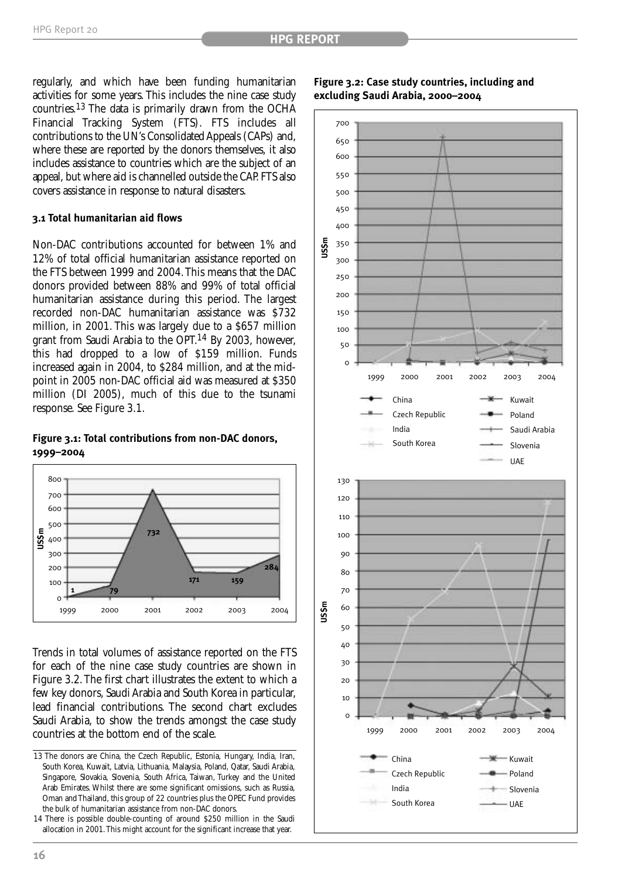regularly, and which have been funding humanitarian activities for some years. This includes the nine case study countries.[13] The data is primarily drawn from the OCHA Financial Tracking System (FTS). FTS includes all contributions to the UN's Consolidated Appeals (CAPs) and, where these are reported by the donors themselves, it also includes assistance to countries which are the subject of an appeal, but where aid is channelled outside the CAP. FTS also covers assistance in response to natural disasters.

### 3.1 Total humanitarian aid flows

Non-DAC contributions accounted for between 1% and 12% of total official humanitarian assistance reported on the FTS between 1999 and 2004. This means that the DAC donors provided between 88% and 99% of total official humanitarian assistance during this period. The largest recorded non-DAC humanitarian assistance was $732 million, in 2001. This was largely due to a $657 million grant from Saudi Arabia to the OPT.[14] By 2003, however, this had dropped to a low of $159 million. Funds increased again in 2004, to $284 million, and at the mid-point in 2005 non-DAC official aid was measured at $350 million (DI 2005), much of this due to the tsunami response. See Figure 3.1.

**Figure 3.1: Total contributions from non-DAC donors, 1999–2004**

| Year | US$m |
|---|---|
| 1999 | 1 |
| 2000 | 79 |
| 2001 | 732 |
| 2002 | 171 |
| 2003 | 159 |
| 2004 | 284 |

Trends in total volumes of assistance reported on the FTS for each of the nine case study countries are shown in Figure 3.2. The first chart illustrates the extent to which a few key donors, Saudi Arabia and South Korea in particular, lead financial contributions. The second chart excludes Saudi Arabia, to show the trends amongst the case study countries at the bottom end of the scale.

**Figure 3.2: Case study countries, including and excluding Saudi Arabia, 2000–2004**

Legend (first chart): China, Czech Republic, India, South Korea, Kuwait, Poland, Saudi Arabia, Slovenia, UAE

Legend (second chart): China, Czech Republic, India, South Korea, Kuwait, Poland, Slovenia, UAE

13 The donors are China, the Czech Republic, Estonia, Hungary, India, Iran, South Korea, Kuwait, Latvia, Lithuania, Malaysia, Poland, Qatar, Saudi Arabia, Singapore, Slovakia, Slovenia, South Africa, Taiwan, Turkey and the United Arab Emirates. Whilst there are some significant omissions, such as Russia, Oman and Thailand, this group of 22 countries plus the OPEC Fund provides the bulk of humanitarian assistance from non-DAC donors.

14 There is possible double-counting of around $250 million in the Saudi allocation in 2001. This might account for the significant increase that year.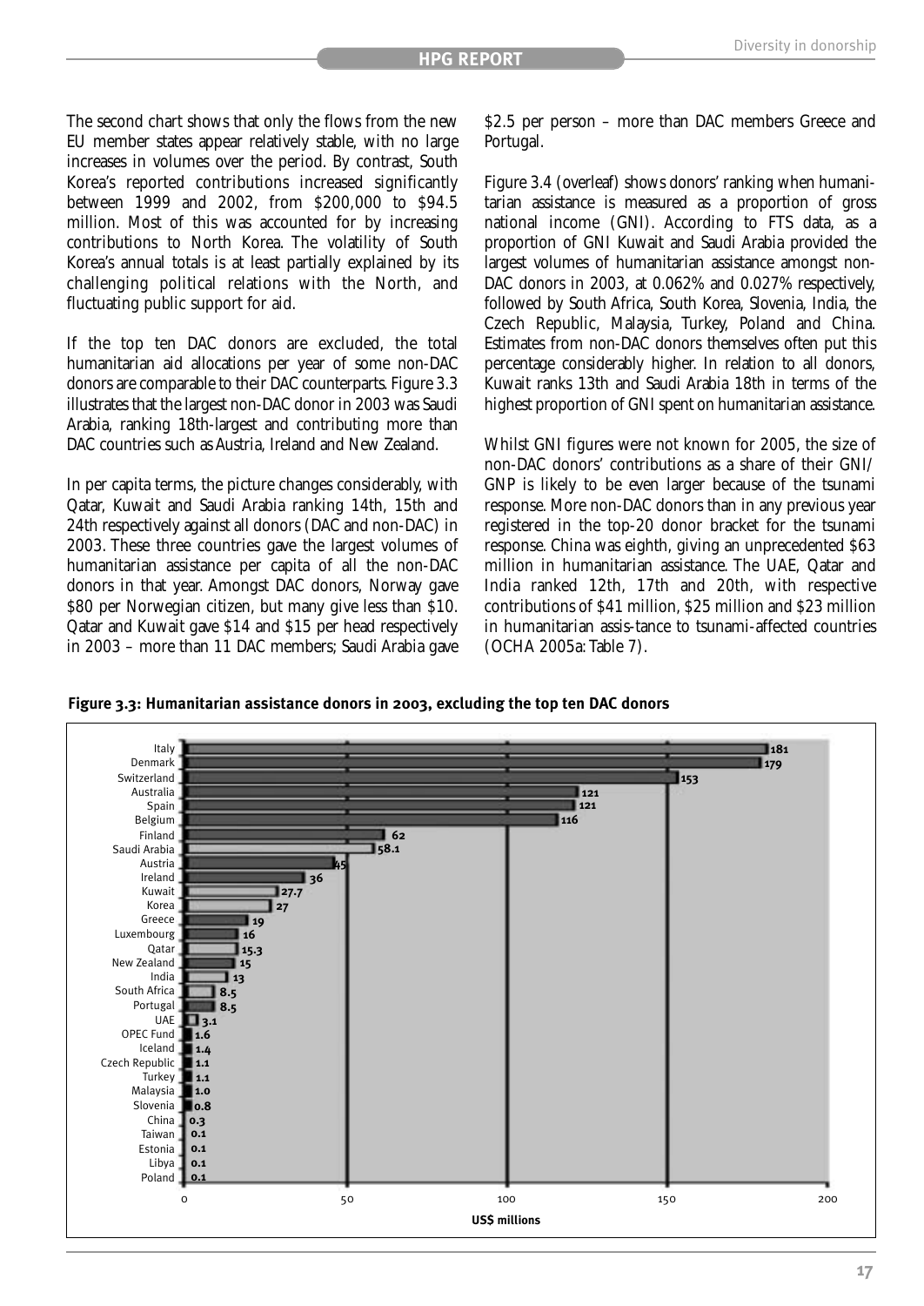The second chart shows that only the flows from the new EU member states appear relatively stable, with no large increases in volumes over the period. By contrast, South Korea's reported contributions increased significantly between 1999 and 2002, from $200,000 to $94.5 million. Most of this was accounted for by increasing contributions to North Korea. The volatility of South Korea's annual totals is at least partially explained by its challenging political relations with the North, and fluctuating public support for aid.

If the top ten DAC donors are excluded, the total humanitarian aid allocations per year of some non-DAC donors are comparable to their DAC counterparts. Figure 3.3 illustrates that the largest non-DAC donor in 2003 was Saudi Arabia, ranking 18th-largest and contributing more than DAC countries such as Austria, Ireland and New Zealand.

In per capita terms, the picture changes considerably, with Qatar, Kuwait and Saudi Arabia ranking 14th, 15th and 24th respectively against all donors (DAC and non-DAC) in 2003. These three countries gave the largest volumes of humanitarian assistance per capita of all the non-DAC donors in that year. Amongst DAC donors, Norway gave $80 per Norwegian citizen, but many give less than $10. Qatar and Kuwait gave $14 and $15 per head respectively in 2003 – more than 11 DAC members; Saudi Arabia gave $2.5 per person – more than DAC members Greece and Portugal.

Figure 3.4 (overleaf) shows donors' ranking when humanitarian assistance is measured as a proportion of gross national income (GNI). According to FTS data, as a proportion of GNI Kuwait and Saudi Arabia provided the largest volumes of humanitarian assistance amongst non-DAC donors in 2003, at 0.062% and 0.027% respectively, followed by South Africa, South Korea, Slovenia, India, the Czech Republic, Malaysia, Turkey, Poland and China. Estimates from non-DAC donors themselves often put this percentage considerably higher. In relation to all donors, Kuwait ranks 13th and Saudi Arabia 18th in terms of the highest proportion of GNI spent on humanitarian assistance.

Whilst GNI figures were not known for 2005, the size of non-DAC donors' contributions as a share of their GNI/GNP is likely to be even larger because of the tsunami response. More non-DAC donors than in any previous year registered in the top-20 donor bracket for the tsunami response. China was eighth, giving an unprecedented $63 million in humanitarian assistance. The UAE, Qatar and India ranked 12th, 17th and 20th, with respective contributions of $41 million, $25 million and $23 million in humanitarian assis-tance to tsunami-affected countries (OCHA 2005a: Table 7).

**Figure 3.3: Humanitarian assistance donors in 2003, excluding the top ten DAC donors**

| Donor | US$ millions |
|---|---|
| Italy | 181 |
| Denmark | 179 |
| Switzerland | 153 |
| Australia | 121 |
| Spain | 121 |
| Belgium | 116 |
| Finland | 62 |
| Saudi Arabia | 58.1 |
| Austria | 45 |
| Ireland | 36 |
| Kuwait | 27.7 |
| Korea | 27 |
| Greece | 19 |
| Luxembourg | 16 |
| Qatar | 15.3 |
| New Zealand | 15 |
| India | 13 |
| South Africa | 8.5 |
| Portugal | 8.5 |
| UAE | 3.1 |
| OPEC Fund | 1.6 |
| Iceland | 1.4 |
| Czech Republic | 1.1 |
| Turkey | 1.1 |
| Malaysia | 1.0 |
| Slovenia | 0.8 |
| China | 0.3 |
| Taiwan | 0.1 |
| Estonia | 0.1 |
| Libya | 0.1 |
| Poland | 0.1 |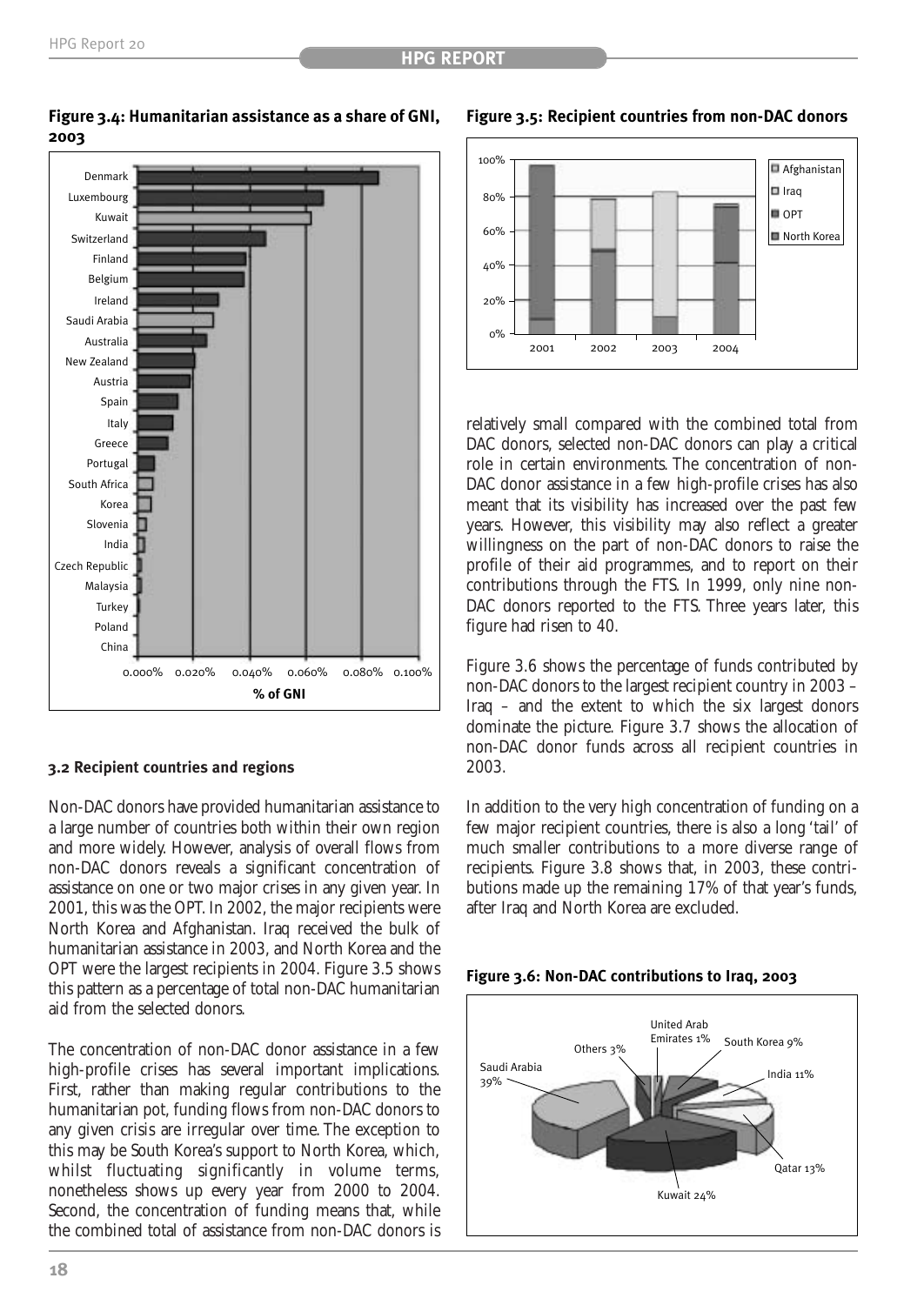**Figure 3.4: Humanitarian assistance as a share of GNI, 2003**

**Figure 3.5: Recipient countries from non-DAC donors**

### 3.2 Recipient countries and regions

Non-DAC donors have provided humanitarian assistance to a large number of countries both within their own region and more widely. However, analysis of overall flows from non-DAC donors reveals a significant concentration of assistance on one or two major crises in any given year. In 2001, this was the OPT. In 2002, the major recipients were North Korea and Afghanistan. Iraq received the bulk of humanitarian assistance in 2003, and North Korea and the OPT were the largest recipients in 2004. Figure 3.5 shows this pattern as a percentage of total non-DAC humanitarian aid from the selected donors.

The concentration of non-DAC donor assistance in a few high-profile crises has several important implications. First, rather than making regular contributions to the humanitarian pot, funding flows from non-DAC donors to any given crisis are irregular over time. The exception to this may be South Korea's support to North Korea, which, whilst fluctuating significantly in volume terms, nonetheless shows up every year from 2000 to 2004. Second, the concentration of funding means that, while the combined total of assistance from non-DAC donors is relatively small compared with the combined total from DAC donors, selected non-DAC donors can play a critical role in certain environments. The concentration of non-DAC donor assistance in a few high-profile crises has also meant that its visibility has increased over the past few years. However, this visibility may also reflect a greater willingness on the part of non-DAC donors to raise the profile of their aid programmes, and to report on their contributions through the FTS. In 1999, only nine non-DAC donors reported to the FTS. Three years later, this figure had risen to 40.

Figure 3.6 shows the percentage of funds contributed by non-DAC donors to the largest recipient country in 2003 – Iraq – and the extent to which the six largest donors dominate the picture. Figure 3.7 shows the allocation of non-DAC donor funds across all recipient countries in 2003.

In addition to the very high concentration of funding on a few major recipient countries, there is also a long 'tail' of much smaller contributions to a more diverse range of recipients. Figure 3.8 shows that, in 2003, these contributions made up the remaining 17% of that year's funds, after Iraq and North Korea are excluded.

**Figure 3.6: Non-DAC contributions to Iraq, 2003**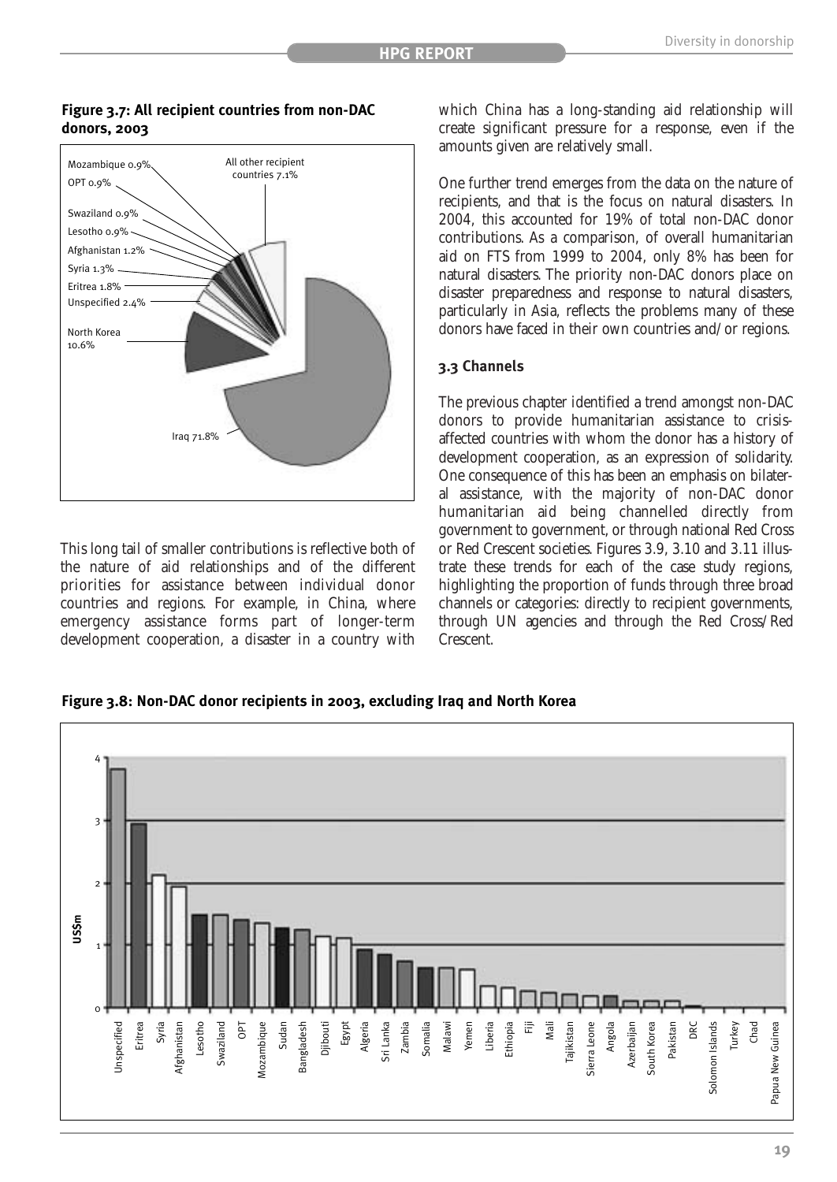**Figure 3.7: All recipient countries from non-DAC donors, 2003**

Mozambique 0.9%
OPT 0.9%
Swaziland 0.9%
Lesotho 0.9%
Afghanistan 1.2%
Syria 1.3%
Eritrea 1.8%
Unspecified 2.4%
North Korea 10.6%
Iraq 71.8%
All other recipient countries 7.1%

This long tail of smaller contributions is reflective both of the nature of aid relationships and of the different priorities for assistance between individual donor countries and regions. For example, in China, where emergency assistance forms part of longer-term development cooperation, a disaster in a country with which China has a long-standing aid relationship will create significant pressure for a response, even if the amounts given are relatively small.

One further trend emerges from the data on the nature of recipients, and that is the focus on natural disasters. In 2004, this accounted for 19% of total non-DAC donor contributions. As a comparison, of overall humanitarian aid on FTS from 1999 to 2004, only 8% has been for natural disasters. The priority non-DAC donors place on disaster preparedness and response to natural disasters, particularly in Asia, reflects the problems many of these donors have faced in their own countries and/or regions.

### 3.3 Channels

The previous chapter identified a trend amongst non-DAC donors to provide humanitarian assistance to crisis-affected countries with whom the donor has a history of development cooperation, as an expression of solidarity. One consequence of this has been an emphasis on bilateral assistance, with the majority of non-DAC donor humanitarian aid being channelled directly from government to government, or through national Red Cross or Red Crescent societies. Figures 3.9, 3.10 and 3.11 illustrate these trends for each of the case study regions, highlighting the proportion of funds through three broad channels or categories: directly to recipient governments, through UN agencies and through the Red Cross/Red Crescent.

**Figure 3.8: Non-DAC donor recipients in 2003, excluding Iraq and North Korea**

US$m (0–4): Unspecified, Eritrea, Syria, Afghanistan, Lesotho, Swaziland, OPT, Mozambique, Sudan, Bangladesh, Djibouti, Egypt, Algeria, Sri Lanka, Zambia, Somalia, Malawi, Yemen, Liberia, Ethiopia, Fiji, Mali, Tajikistan, Sierra Leone, Angola, Azerbaijan, South Korea, Pakistan, DRC, Solomon Islands, Turkey, Chad, Papua New Guinea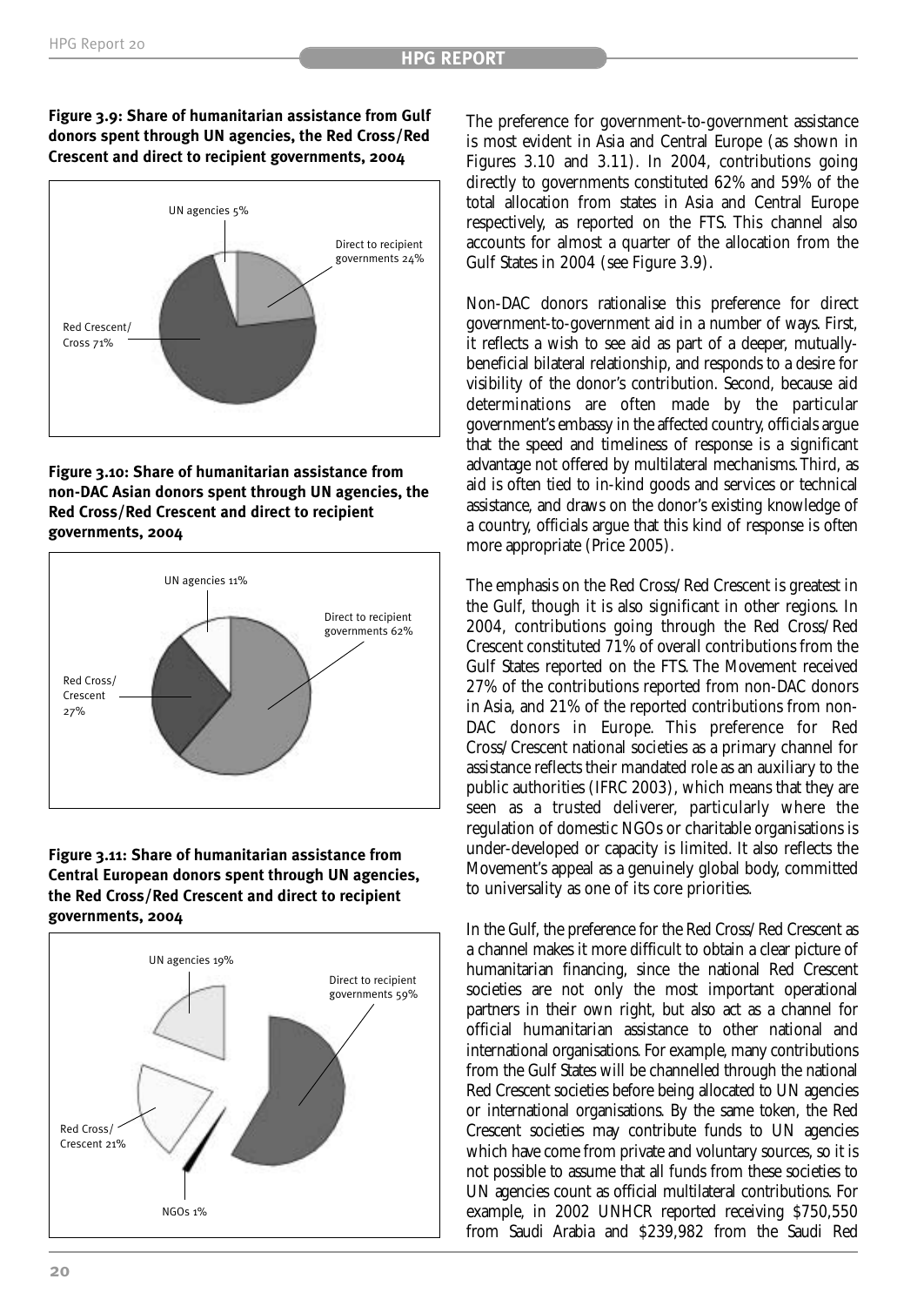**Figure 3.9: Share of humanitarian assistance from Gulf donors spent through UN agencies, the Red Cross/Red Crescent and direct to recipient governments, 2004**

UN agencies 5%

Direct to recipient governments 24%

Red Crescent/ Cross 71%

**Figure 3.10: Share of humanitarian assistance from non-DAC Asian donors spent through UN agencies, the Red Cross/Red Crescent and direct to recipient governments, 2004**

UN agencies 11%

Direct to recipient governments 62%

Red Cross/ Crescent 27%

**Figure 3.11: Share of humanitarian assistance from Central European donors spent through UN agencies, the Red Cross/Red Crescent and direct to recipient governments, 2004**

UN agencies 19%

Direct to recipient governments 59%

Red Cross/ Crescent 21%

NGOs 1%

The preference for government-to-government assistance is most evident in Asia and Central Europe (as shown in Figures 3.10 and 3.11). In 2004, contributions going directly to governments constituted 62% and 59% of the total allocation from states in Asia and Central Europe respectively, as reported on the FTS. This channel also accounts for almost a quarter of the allocation from the Gulf States in 2004 (see Figure 3.9).

Non-DAC donors rationalise this preference for direct government-to-government aid in a number of ways. First, it reflects a wish to see aid as part of a deeper, mutually-beneficial bilateral relationship, and responds to a desire for visibility of the donor's contribution. Second, because aid determinations are often made by the particular government's embassy in the affected country, officials argue that the speed and timeliness of response is a significant advantage not offered by multilateral mechanisms. Third, as aid is often tied to in-kind goods and services or technical assistance, and draws on the donor's existing knowledge of a country, officials argue that this kind of response is often more appropriate (Price 2005).

The emphasis on the Red Cross/Red Crescent is greatest in the Gulf, though it is also significant in other regions. In 2004, contributions going through the Red Cross/Red Crescent constituted 71% of overall contributions from the Gulf States reported on the FTS. The Movement received 27% of the contributions reported from non-DAC donors in Asia, and 21% of the reported contributions from non-DAC donors in Europe. This preference for Red Cross/Crescent national societies as a primary channel for assistance reflects their mandated role as an auxiliary to the public authorities (IFRC 2003), which means that they are seen as a trusted deliverer, particularly where the regulation of domestic NGOs or charitable organisations is under-developed or capacity is limited. It also reflects the Movement's appeal as a genuinely global body, committed to universality as one of its core priorities.

In the Gulf, the preference for the Red Cross/Red Crescent as a channel makes it more difficult to obtain a clear picture of humanitarian financing, since the national Red Crescent societies are not only the most important operational partners in their own right, but also act as a channel for official humanitarian assistance to other national and international organisations. For example, many contributions from the Gulf States will be channelled through the national Red Crescent societies before being allocated to UN agencies or international organisations. By the same token, the Red Crescent societies may contribute funds to UN agencies which have come from private and voluntary sources, so it is not possible to assume that all funds from these societies to UN agencies count as official multilateral contributions. For example, in 2002 UNHCR reported receiving $750,550 from Saudi Arabia and $239,982 from the Saudi Red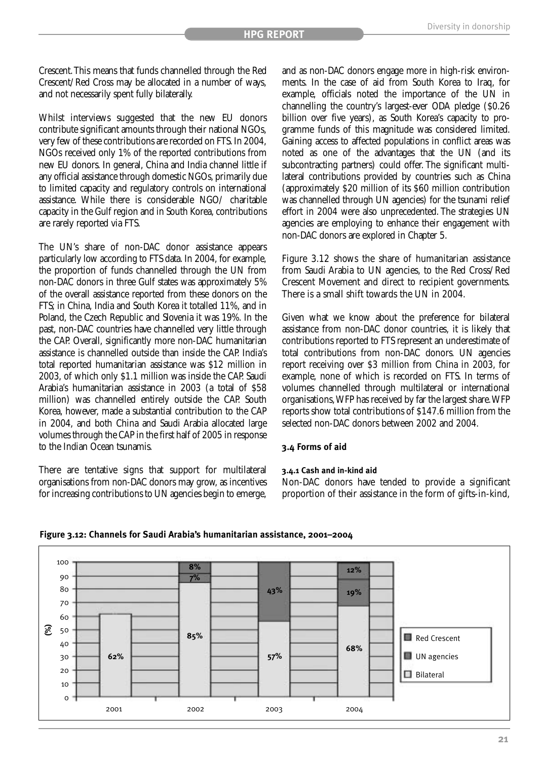Crescent. This means that funds channelled through the Red Crescent/Red Cross may be allocated in a number of ways, and not necessarily spent fully bilaterally.

Whilst interviews suggested that the new EU donors contribute significant amounts through their national NGOs, very few of these contributions are recorded on FTS. In 2004, NGOs received only 1% of the reported contributions from new EU donors. In general, China and India channel little if any official assistance through domestic NGOs, primarily due to limited capacity and regulatory controls on international assistance. While there is considerable NGO/ charitable capacity in the Gulf region and in South Korea, contributions are rarely reported via FTS.

The UN's share of non-DAC donor assistance appears particularly low according to FTS data. In 2004, for example, the proportion of funds channelled through the UN from non-DAC donors in three Gulf states was approximately 5% of the overall assistance reported from these donors on the FTS; in China, India and South Korea it totalled 11%, and in Poland, the Czech Republic and Slovenia it was 19%. In the past, non-DAC countries have channelled very little through the CAP. Overall, significantly more non-DAC humanitarian assistance is channelled outside than inside the CAP. India's total reported humanitarian assistance was $12 million in 2003, of which only $1.1 million was inside the CAP. Saudi Arabia's humanitarian assistance in 2003 (a total of $58 million) was channelled entirely outside the CAP. South Korea, however, made a substantial contribution to the CAP in 2004, and both China and Saudi Arabia allocated large volumes through the CAP in the first half of 2005 in response to the Indian Ocean tsunamis.

There are tentative signs that support for multilateral organisations from non-DAC donors may grow, as incentives for increasing contributions to UN agencies begin to emerge, and as non-DAC donors engage more in high-risk environments. In the case of aid from South Korea to Iraq, for example, officials noted the importance of the UN in channelling the country's largest-ever ODA pledge ($0.26 billion over five years), as South Korea's capacity to programme funds of this magnitude was considered limited. Gaining access to affected populations in conflict areas was noted as one of the advantages that the UN (and its subcontracting partners) could offer. The significant multilateral contributions provided by countries such as China (approximately $20 million of its $60 million contribution was channelled through UN agencies) for the tsunami relief effort in 2004 were also unprecedented. The strategies UN agencies are employing to enhance their engagement with non-DAC donors are explored in Chapter 5.

Figure 3.12 shows the share of humanitarian assistance from Saudi Arabia to UN agencies, to the Red Cross/Red Crescent Movement and direct to recipient governments. There is a small shift towards the UN in 2004.

Given what we know about the preference for bilateral assistance from non-DAC donor countries, it is likely that contributions reported to FTS represent an underestimate of total contributions from non-DAC donors. UN agencies report receiving over $3 million from China in 2003, for example, none of which is recorded on FTS. In terms of volumes channelled through multilateral or international organisations, WFP has received by far the largest share. WFP reports show total contributions of $147.6 million from the selected non-DAC donors between 2002 and 2004.

### 3.4 Forms of aid

#### 3.4.1 Cash and in-kind aid

Non-DAC donors have tended to provide a significant proportion of their assistance in the form of gifts-in-kind,

**Figure 3.12: Channels for Saudi Arabia's humanitarian assistance, 2001–2004**

| Year | Bilateral | UN agencies | Red Crescent |
|---|---|---|---|
| 2001 | 62% | | |
| 2002 | 85% | 7% | 8% |
| 2003 | 57% | 43% | |
| 2004 | 68% | 19% | 12% |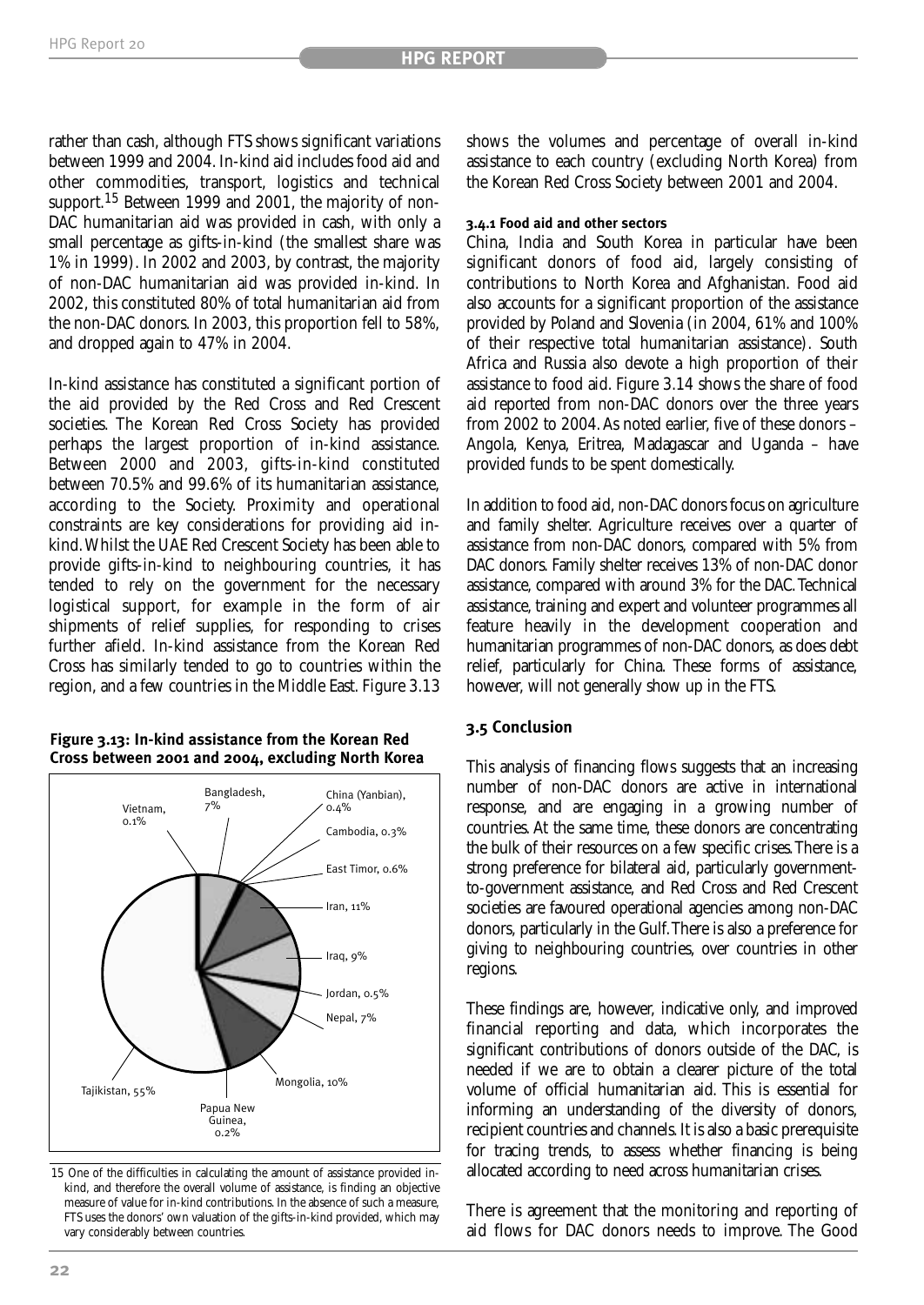rather than cash, although FTS shows significant variations between 1999 and 2004. In-kind aid includes food aid and other commodities, transport, logistics and technical support.[15] Between 1999 and 2001, the majority of non-DAC humanitarian aid was provided in cash, with only a small percentage as gifts-in-kind (the smallest share was 1% in 1999). In 2002 and 2003, by contrast, the majority of non-DAC humanitarian aid was provided in-kind. In 2002, this constituted 80% of total humanitarian aid from the non-DAC donors. In 2003, this proportion fell to 58%, and dropped again to 47% in 2004.

In-kind assistance has constituted a significant portion of the aid provided by the Red Cross and Red Crescent societies. The Korean Red Cross Society has provided perhaps the largest proportion of in-kind assistance. Between 2000 and 2003, gifts-in-kind constituted between 70.5% and 99.6% of its humanitarian assistance, according to the Society. Proximity and operational constraints are key considerations for providing aid in-kind. Whilst the UAE Red Crescent Society has been able to provide gifts-in-kind to neighbouring countries, it has tended to rely on the government for the necessary logistical support, for example in the form of air shipments of relief supplies, for responding to crises further afield. In-kind assistance from the Korean Red Cross has similarly tended to go to countries within the region, and a few countries in the Middle East. Figure 3.13 shows the volumes and percentage of overall in-kind assistance to each country (excluding North Korea) from the Korean Red Cross Society between 2001 and 2004.

**Figure 3.13: In-kind assistance from the Korean Red Cross between 2001 and 2004, excluding North Korea**

| Country | Share |
|---|---|
| Bangladesh | 7% |
| China (Yanbian) | 0.4% |
| Cambodia | 0.3% |
| East Timor | 0.6% |
| Iran | 11% |
| Iraq | 9% |
| Jordan | 0.5% |
| Nepal | 7% |
| Mongolia | 10% |
| Papua New Guinea | 0.2% |
| Tajikistan | 55% |
| Vietnam | 0.1% |

15 One of the difficulties in calculating the amount of assistance provided in-kind, and therefore the overall volume of assistance, is finding an objective measure of value for in-kind contributions. In the absence of such a measure, FTS uses the donors' own valuation of the gifts-in-kind provided, which may vary considerably between countries.

#### 3.4.1 Food aid and other sectors

China, India and South Korea in particular have been significant donors of food aid, largely consisting of contributions to North Korea and Afghanistan. Food aid also accounts for a significant proportion of the assistance provided by Poland and Slovenia (in 2004, 61% and 100% of their respective total humanitarian assistance). South Africa and Russia also devote a high proportion of their assistance to food aid. Figure 3.14 shows the share of food aid reported from non-DAC donors over the three years from 2002 to 2004. As noted earlier, five of these donors – Angola, Kenya, Eritrea, Madagascar and Uganda – have provided funds to be spent domestically.

In addition to food aid, non-DAC donors focus on agriculture and family shelter. Agriculture receives over a quarter of assistance from non-DAC donors, compared with 5% from DAC donors. Family shelter receives 13% of non-DAC donor assistance, compared with around 3% for the DAC. Technical assistance, training and expert and volunteer programmes all feature heavily in the development cooperation and humanitarian programmes of non-DAC donors, as does debt relief, particularly for China. These forms of assistance, however, will not generally show up in the FTS.

### 3.5 Conclusion

This analysis of financing flows suggests that an increasing number of non-DAC donors are active in international response, and are engaging in a growing number of countries. At the same time, these donors are concentrating the bulk of their resources on a few specific crises. There is a strong preference for bilateral aid, particularly government-to-government assistance, and Red Cross and Red Crescent societies are favoured operational agencies among non-DAC donors, particularly in the Gulf. There is also a preference for giving to neighbouring countries, over countries in other regions.

These findings are, however, indicative only, and improved financial reporting and data, which incorporates the significant contributions of donors outside of the DAC, is needed if we are to obtain a clearer picture of the total volume of official humanitarian aid. This is essential for informing an understanding of the diversity of donors, recipient countries and channels. It is also a basic prerequisite for tracing trends, to assess whether financing is being allocated according to need across humanitarian crises.

There is agreement that the monitoring and reporting of aid flows for DAC donors needs to improve. The Good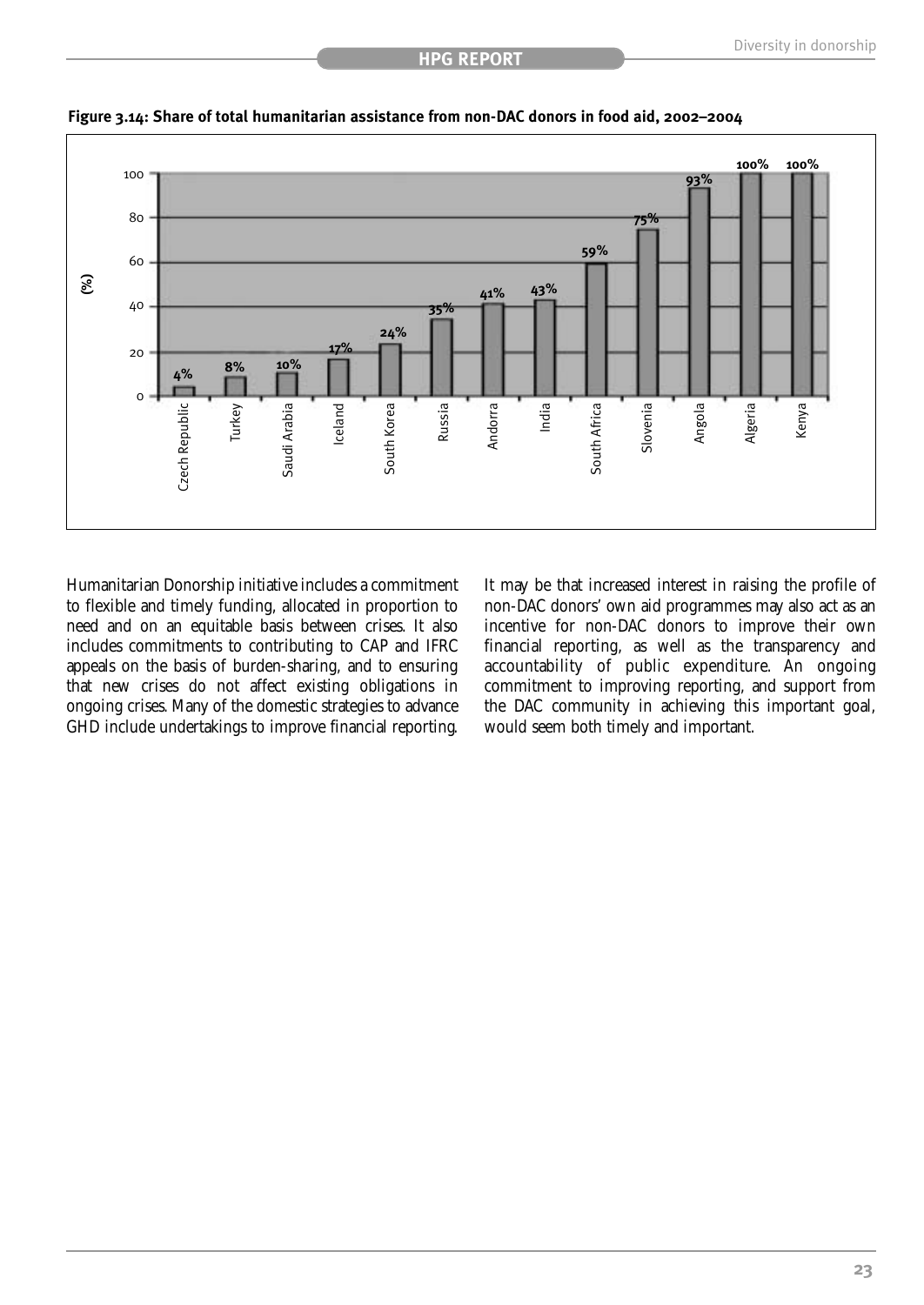**Figure 3.14: Share of total humanitarian assistance from non-DAC donors in food aid, 2002–2004**

| Country | (%) |
|---|---|
| Czech Republic | 4% |
| Turkey | 8% |
| Saudi Arabia | 10% |
| Iceland | 17% |
| South Korea | 24% |
| Russia | 35% |
| Andorra | 41% |
| India | 43% |
| South Africa | 59% |
| Slovenia | 75% |
| Angola | 93% |
| Algeria | 100% |
| Kenya | 100% |

Humanitarian Donorship initiative includes a commitment to flexible and timely funding, allocated in proportion to need and on an equitable basis between crises. It also includes commitments to contributing to CAP and IFRC appeals on the basis of burden-sharing, and to ensuring that new crises do not affect existing obligations in ongoing crises. Many of the domestic strategies to advance GHD include undertakings to improve financial reporting.

It may be that increased interest in raising the profile of non-DAC donors' own aid programmes may also act as an incentive for non-DAC donors to improve their own financial reporting, as well as the transparency and accountability of public expenditure. An ongoing commitment to improving reporting, and support from the DAC community in achieving this important goal, would seem both timely and important.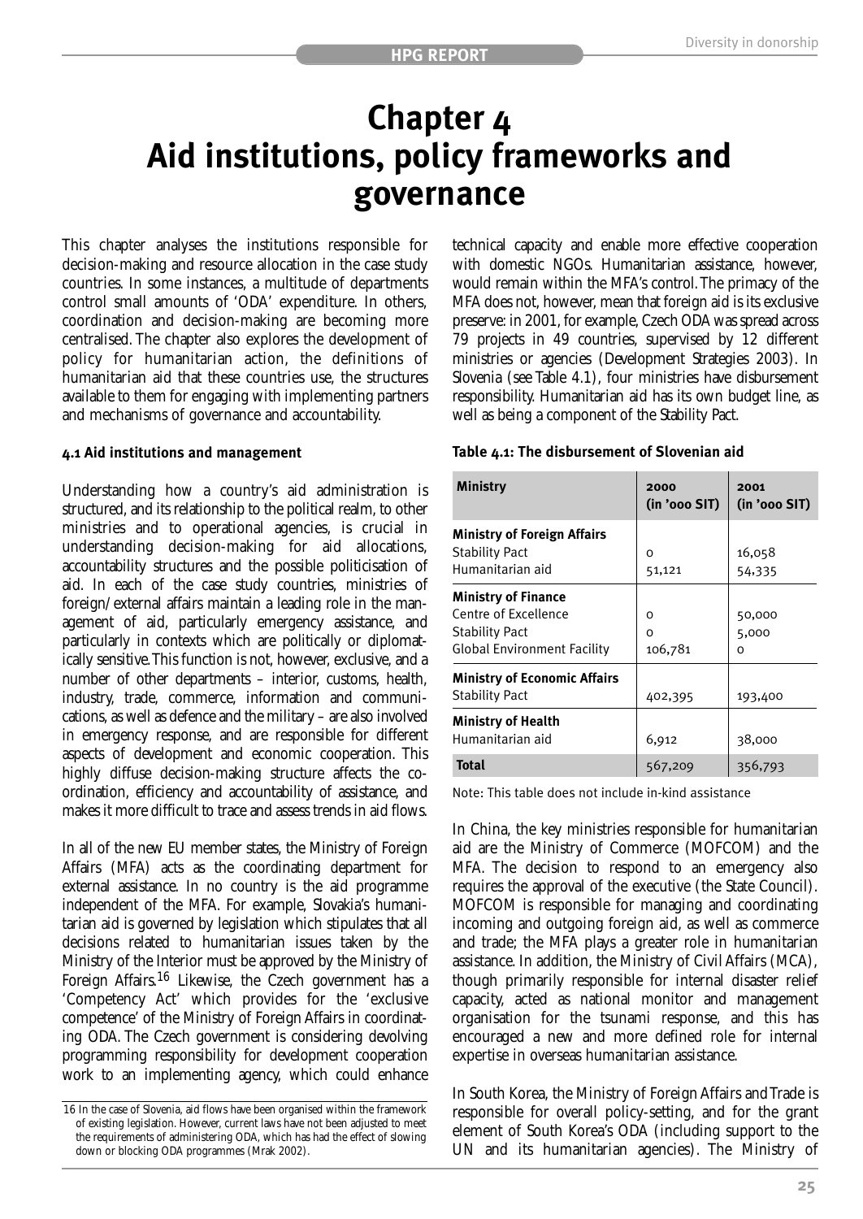# Chapter 4
# Aid institutions, policy frameworks and governance

This chapter analyses the institutions responsible for decision-making and resource allocation in the case study countries. In some instances, a multitude of departments control small amounts of 'ODA' expenditure. In others, coordination and decision-making are becoming more centralised. The chapter also explores the development of policy for humanitarian action, the definitions of humanitarian aid that these countries use, the structures available to them for engaging with implementing partners and mechanisms of governance and accountability.

### 4.1 Aid institutions and management

Understanding how a country's aid administration is structured, and its relationship to the political realm, to other ministries and to operational agencies, is crucial in understanding decision-making for aid allocations, accountability structures and the possible politicisation of aid. In each of the case study countries, ministries of foreign/external affairs maintain a leading role in the management of aid, particularly emergency assistance, and particularly in contexts which are politically or diplomatically sensitive. This function is not, however, exclusive, and a number of other departments – interior, customs, health, industry, trade, commerce, information and communications, as well as defence and the military – are also involved in emergency response, and are responsible for different aspects of development and economic cooperation. This highly diffuse decision-making structure affects the coordination, efficiency and accountability of assistance, and makes it more difficult to trace and assess trends in aid flows.

In all of the new EU member states, the Ministry of Foreign Affairs (MFA) acts as the coordinating department for external assistance. In no country is the aid programme independent of the MFA. For example, Slovakia's humanitarian aid is governed by legislation which stipulates that all decisions related to humanitarian issues taken by the Ministry of the Interior must be approved by the Ministry of Foreign Affairs.[16] Likewise, the Czech government has a 'Competency Act' which provides for the 'exclusive competence' of the Ministry of Foreign Affairs in coordinating ODA. The Czech government is considering devolving programming responsibility for development cooperation work to an implementing agency, which could enhance technical capacity and enable more effective cooperation with domestic NGOs. Humanitarian assistance, however, would remain within the MFA's control. The primacy of the MFA does not, however, mean that foreign aid is its exclusive preserve: in 2001, for example, Czech ODA was spread across 79 projects in 49 countries, supervised by 12 different ministries or agencies (Development Strategies 2003). In Slovenia (see Table 4.1), four ministries have disbursement responsibility. Humanitarian aid has its own budget line, as well as being a component of the Stability Pact.

**Table 4.1: The disbursement of Slovenian aid**

| Ministry | 2000 (in '000 SIT) | 2001 (in '000 SIT) |
|---|---|---|
| **Ministry of Foreign Affairs** | | |
| Stability Pact | 0 | 16,058 |
| Humanitarian aid | 51,121 | 54,335 |
| **Ministry of Finance** | | |
| Centre of Excellence | 0 | 50,000 |
| Stability Pact | 0 | 5,000 |
| Global Environment Facility | 106,781 | 0 |
| **Ministry of Economic Affairs** | | |
| Stability Pact | 402,395 | 193,400 |
| **Ministry of Health** | | |
| Humanitarian aid | 6,912 | 38,000 |
| **Total** | 567,209 | 356,793 |

Note: This table does not include in-kind assistance

In China, the key ministries responsible for humanitarian aid are the Ministry of Commerce (MOFCOM) and the MFA. The decision to respond to an emergency also requires the approval of the executive (the State Council). MOFCOM is responsible for managing and coordinating incoming and outgoing foreign aid, as well as commerce and trade; the MFA plays a greater role in humanitarian assistance. In addition, the Ministry of Civil Affairs (MCA), though primarily responsible for internal disaster relief capacity, acted as national monitor and management organisation for the tsunami response, and this has encouraged a new and more defined role for internal expertise in overseas humanitarian assistance.

In South Korea, the Ministry of Foreign Affairs and Trade is responsible for overall policy-setting, and for the grant element of South Korea's ODA (including support to the UN and its humanitarian agencies). The Ministry of

16 In the case of Slovenia, aid flows have been organised within the framework of existing legislation. However, current laws have not been adjusted to meet the requirements of administering ODA, which has had the effect of slowing down or blocking ODA programmes (Mrak 2002).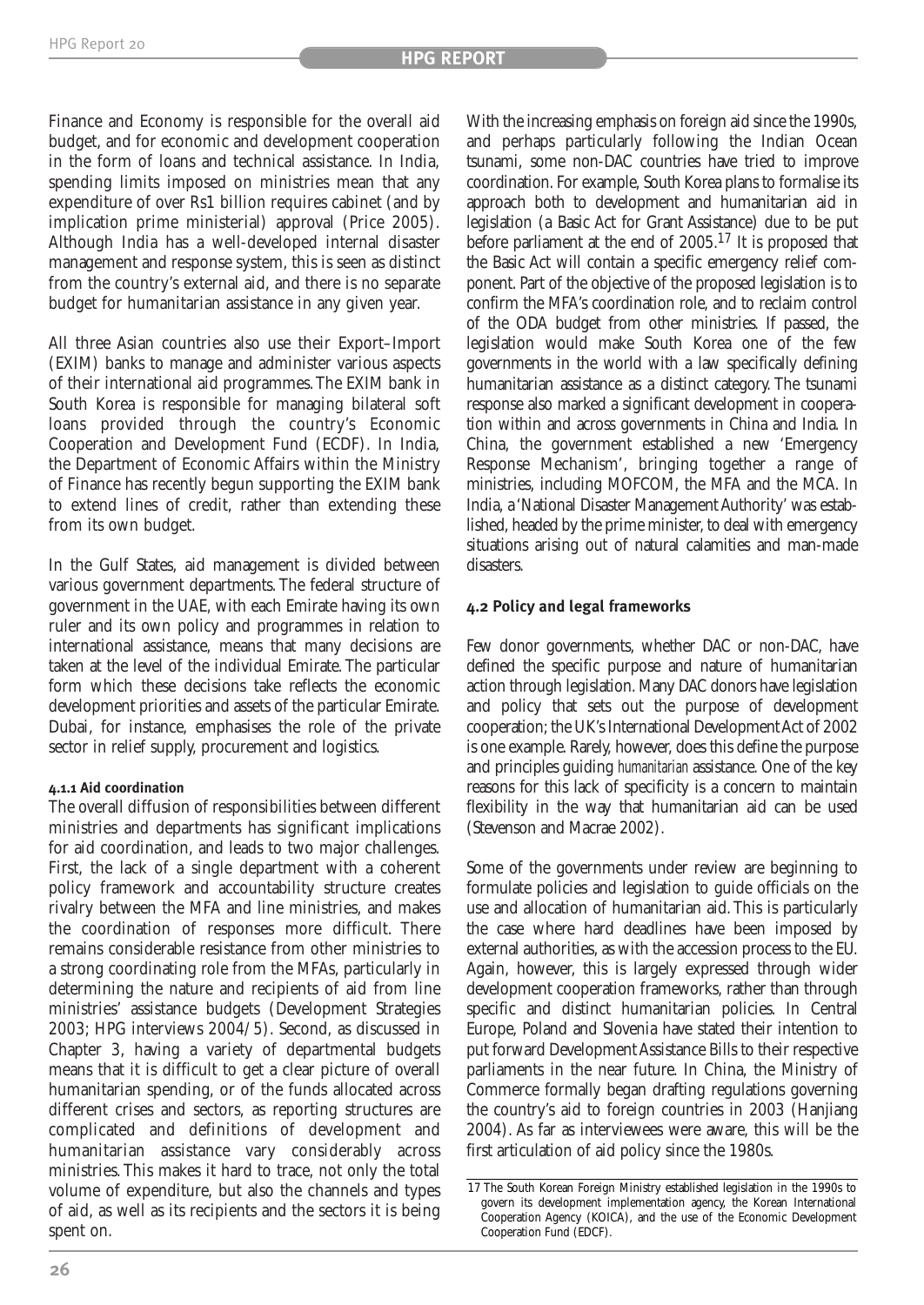Finance and Economy is responsible for the overall aid budget, and for economic and development cooperation in the form of loans and technical assistance. In India, spending limits imposed on ministries mean that any expenditure of over Rs1 billion requires cabinet (and by implication prime ministerial) approval (Price 2005). Although India has a well-developed internal disaster management and response system, this is seen as distinct from the country's external aid, and there is no separate budget for humanitarian assistance in any given year.

All three Asian countries also use their Export–Import (EXIM) banks to manage and administer various aspects of their international aid programmes. The EXIM bank in South Korea is responsible for managing bilateral soft loans provided through the country's Economic Cooperation and Development Fund (ECDF). In India, the Department of Economic Affairs within the Ministry of Finance has recently begun supporting the EXIM bank to extend lines of credit, rather than extending these from its own budget.

In the Gulf States, aid management is divided between various government departments. The federal structure of government in the UAE, with each Emirate having its own ruler and its own policy and programmes in relation to international assistance, means that many decisions are taken at the level of the individual Emirate. The particular form which these decisions take reflects the economic development priorities and assets of the particular Emirate. Dubai, for instance, emphasises the role of the private sector in relief supply, procurement and logistics.

#### 4.1.1 Aid coordination

The overall diffusion of responsibilities between different ministries and departments has significant implications for aid coordination, and leads to two major challenges. First, the lack of a single department with a coherent policy framework and accountability structure creates rivalry between the MFA and line ministries, and makes the coordination of responses more difficult. There remains considerable resistance from other ministries to a strong coordinating role from the MFAs, particularly in determining the nature and recipients of aid from line ministries' assistance budgets (Development Strategies 2003; HPG interviews 2004/5). Second, as discussed in Chapter 3, having a variety of departmental budgets means that it is difficult to get a clear picture of overall humanitarian spending, or of the funds allocated across different crises and sectors, as reporting structures are complicated and definitions of development and humanitarian assistance vary considerably across ministries. This makes it hard to trace, not only the total volume of expenditure, but also the channels and types of aid, as well as its recipients and the sectors it is being spent on.

With the increasing emphasis on foreign aid since the 1990s, and perhaps particularly following the Indian Ocean tsunami, some non-DAC countries have tried to improve coordination. For example, South Korea plans to formalise its approach both to development and humanitarian aid in legislation (a Basic Act for Grant Assistance) due to be put before parliament at the end of 2005.[17] It is proposed that the Basic Act will contain a specific emergency relief component. Part of the objective of the proposed legislation is to confirm the MFA's coordination role, and to reclaim control of the ODA budget from other ministries. If passed, the legislation would make South Korea one of the few governments in the world with a law specifically defining humanitarian assistance as a distinct category. The tsunami response also marked a significant development in cooperation within and across governments in China and India. In China, the government established a new 'Emergency Response Mechanism', bringing together a range of ministries, including MOFCOM, the MFA and the MCA. In India, a 'National Disaster Management Authority' was established, headed by the prime minister, to deal with emergency situations arising out of natural calamities and man-made disasters.

### 4.2 Policy and legal frameworks

Few donor governments, whether DAC or non-DAC, have defined the specific purpose and nature of humanitarian action through legislation. Many DAC donors have legislation and policy that sets out the purpose of development cooperation; the UK's International Development Act of 2002 is one example. Rarely, however, does this define the purpose and principles guiding *humanitarian* assistance. One of the key reasons for this lack of specificity is a concern to maintain flexibility in the way that humanitarian aid can be used (Stevenson and Macrae 2002).

Some of the governments under review are beginning to formulate policies and legislation to guide officials on the use and allocation of humanitarian aid. This is particularly the case where hard deadlines have been imposed by external authorities, as with the accession process to the EU. Again, however, this is largely expressed through wider development cooperation frameworks, rather than through specific and distinct humanitarian policies. In Central Europe, Poland and Slovenia have stated their intention to put forward Development Assistance Bills to their respective parliaments in the near future. In China, the Ministry of Commerce formally began drafting regulations governing the country's aid to foreign countries in 2003 (Hanjiang 2004). As far as interviewees were aware, this will be the first articulation of aid policy since the 1980s.

17 The South Korean Foreign Ministry established legislation in the 1990s to govern its development implementation agency, the Korean International Cooperation Agency (KOICA), and the use of the Economic Development Cooperation Fund (EDCF).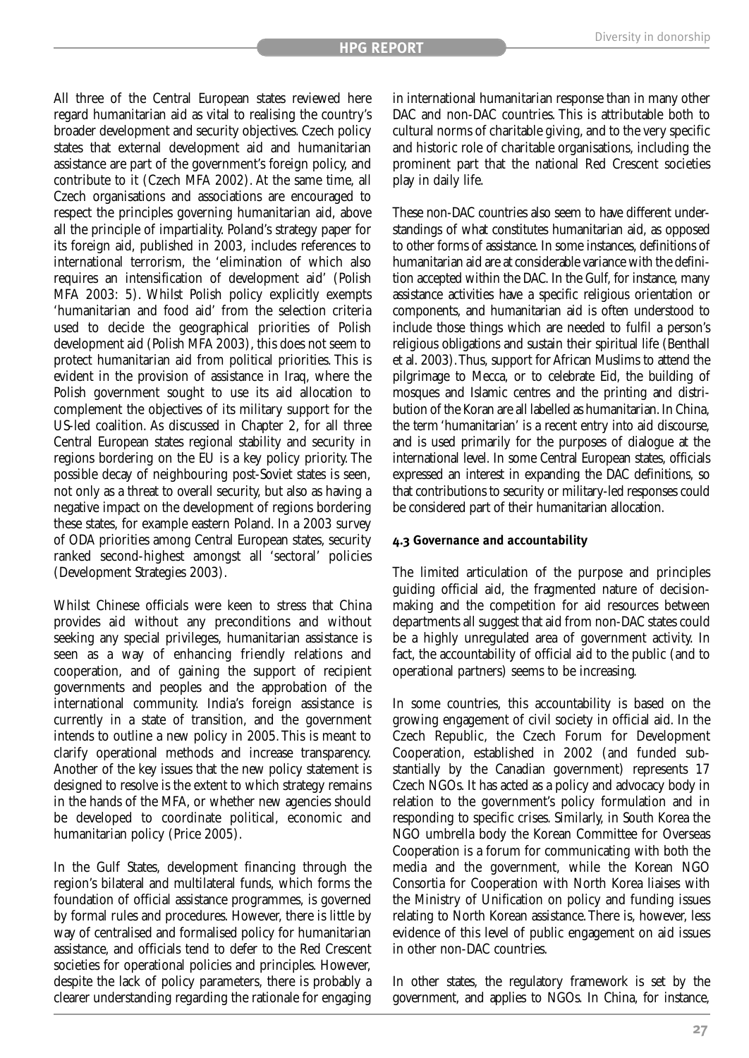All three of the Central European states reviewed here regard humanitarian aid as vital to realising the country's broader development and security objectives. Czech policy states that external development aid and humanitarian assistance are part of the government's foreign policy, and contribute to it (Czech MFA 2002). At the same time, all Czech organisations and associations are encouraged to respect the principles governing humanitarian aid, above all the principle of impartiality. Poland's strategy paper for its foreign aid, published in 2003, includes references to international terrorism, the 'elimination of which also requires an intensification of development aid' (Polish MFA 2003: 5). Whilst Polish policy explicitly exempts 'humanitarian and food aid' from the selection criteria used to decide the geographical priorities of Polish development aid (Polish MFA 2003), this does not seem to protect humanitarian aid from political priorities. This is evident in the provision of assistance in Iraq, where the Polish government sought to use its aid allocation to complement the objectives of its military support for the US-led coalition. As discussed in Chapter 2, for all three Central European states regional stability and security in regions bordering on the EU is a key policy priority. The possible decay of neighbouring post-Soviet states is seen, not only as a threat to overall security, but also as having a negative impact on the development of regions bordering these states, for example eastern Poland. In a 2003 survey of ODA priorities among Central European states, security ranked second-highest amongst all 'sectoral' policies (Development Strategies 2003).

Whilst Chinese officials were keen to stress that China provides aid without any preconditions and without seeking any special privileges, humanitarian assistance is seen as a way of enhancing friendly relations and cooperation, and of gaining the support of recipient governments and peoples and the approbation of the international community. India's foreign assistance is currently in a state of transition, and the government intends to outline a new policy in 2005. This is meant to clarify operational methods and increase transparency. Another of the key issues that the new policy statement is designed to resolve is the extent to which strategy remains in the hands of the MFA, or whether new agencies should be developed to coordinate political, economic and humanitarian policy (Price 2005).

In the Gulf States, development financing through the region's bilateral and multilateral funds, which forms the foundation of official assistance programmes, is governed by formal rules and procedures. However, there is little by way of centralised and formalised policy for humanitarian assistance, and officials tend to defer to the Red Crescent societies for operational policies and principles. However, despite the lack of policy parameters, there is probably a clearer understanding regarding the rationale for engaging in international humanitarian response than in many other DAC and non-DAC countries. This is attributable both to cultural norms of charitable giving, and to the very specific and historic role of charitable organisations, including the prominent part that the national Red Crescent societies play in daily life.

These non-DAC countries also seem to have different understandings of what constitutes humanitarian aid, as opposed to other forms of assistance. In some instances, definitions of humanitarian aid are at considerable variance with the definition accepted within the DAC. In the Gulf, for instance, many assistance activities have a specific religious orientation or components, and humanitarian aid is often understood to include those things which are needed to fulfil a person's religious obligations and sustain their spiritual life (Benthall et al. 2003). Thus, support for African Muslims to attend the pilgrimage to Mecca, or to celebrate Eid, the building of mosques and Islamic centres and the printing and distribution of the Koran are all labelled as humanitarian. In China, the term 'humanitarian' is a recent entry into aid discourse, and is used primarily for the purposes of dialogue at the international level. In some Central European states, officials expressed an interest in expanding the DAC definitions, so that contributions to security or military-led responses could be considered part of their humanitarian allocation.

### 4.3 Governance and accountability

The limited articulation of the purpose and principles guiding official aid, the fragmented nature of decision-making and the competition for aid resources between departments all suggest that aid from non-DAC states could be a highly unregulated area of government activity. In fact, the accountability of official aid to the public (and to operational partners) seems to be increasing.

In some countries, this accountability is based on the growing engagement of civil society in official aid. In the Czech Republic, the Czech Forum for Development Cooperation, established in 2002 (and funded substantially by the Canadian government) represents 17 Czech NGOs. It has acted as a policy and advocacy body in relation to the government's policy formulation and in responding to specific crises. Similarly, in South Korea the NGO umbrella body the Korean Committee for Overseas Cooperation is a forum for communicating with both the media and the government, while the Korean NGO Consortia for Cooperation with North Korea liaises with the Ministry of Unification on policy and funding issues relating to North Korean assistance. There is, however, less evidence of this level of public engagement on aid issues in other non-DAC countries.

In other states, the regulatory framework is set by the government, and applies to NGOs. In China, for instance,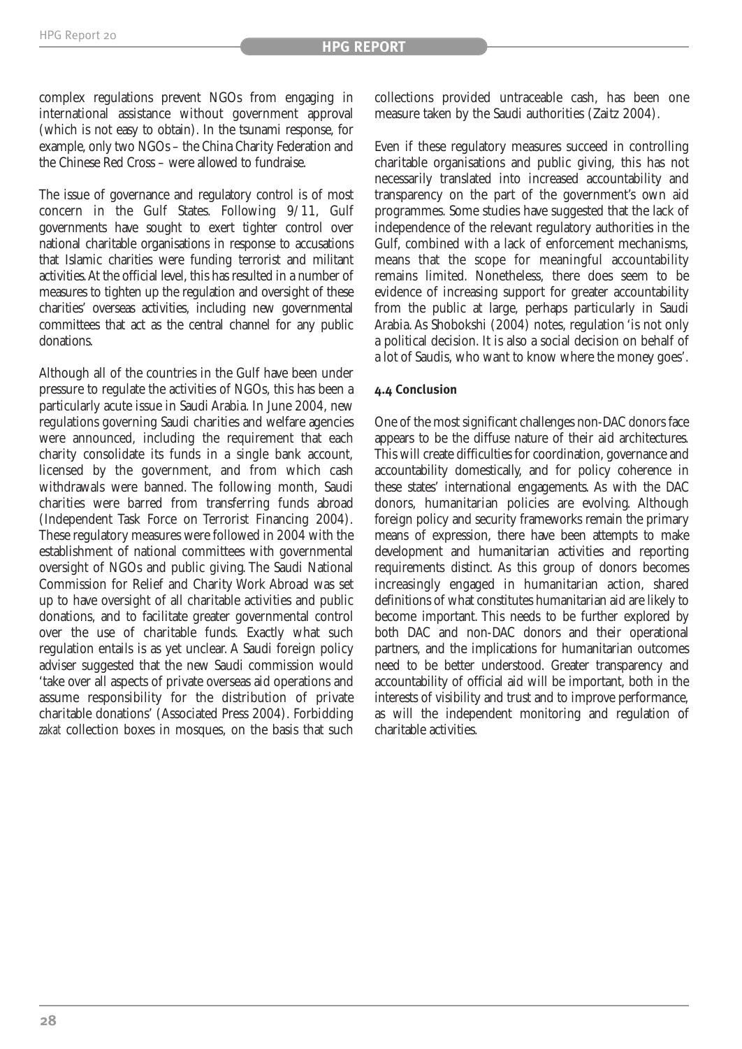complex regulations prevent NGOs from engaging in international assistance without government approval (which is not easy to obtain). In the tsunami response, for example, only two NGOs – the China Charity Federation and the Chinese Red Cross – were allowed to fundraise.

The issue of governance and regulatory control is of most concern in the Gulf States. Following 9/11, Gulf governments have sought to exert tighter control over national charitable organisations in response to accusations that Islamic charities were funding terrorist and militant activities. At the official level, this has resulted in a number of measures to tighten up the regulation and oversight of these charities' overseas activities, including new governmental committees that act as the central channel for any public donations.

Although all of the countries in the Gulf have been under pressure to regulate the activities of NGOs, this has been a particularly acute issue in Saudi Arabia. In June 2004, new regulations governing Saudi charities and welfare agencies were announced, including the requirement that each charity consolidate its funds in a single bank account, licensed by the government, and from which cash withdrawals were banned. The following month, Saudi charities were barred from transferring funds abroad (Independent Task Force on Terrorist Financing 2004). These regulatory measures were followed in 2004 with the establishment of national committees with governmental oversight of NGOs and public giving. The Saudi National Commission for Relief and Charity Work Abroad was set up to have oversight of all charitable activities and public donations, and to facilitate greater governmental control over the use of charitable funds. Exactly what such regulation entails is as yet unclear. A Saudi foreign policy adviser suggested that the new Saudi commission would 'take over all aspects of private overseas aid operations and assume responsibility for the distribution of private charitable donations' (Associated Press 2004). Forbidding *zakat* collection boxes in mosques, on the basis that such collections provided untraceable cash, has been one measure taken by the Saudi authorities (Zaitz 2004).

Even if these regulatory measures succeed in controlling charitable organisations and public giving, this has not necessarily translated into increased accountability and transparency on the part of the government's own aid programmes. Some studies have suggested that the lack of independence of the relevant regulatory authorities in the Gulf, combined with a lack of enforcement mechanisms, means that the scope for meaningful accountability remains limited. Nonetheless, there does seem to be evidence of increasing support for greater accountability from the public at large, perhaps particularly in Saudi Arabia. As Shobokshi (2004) notes, regulation 'is not only a political decision. It is also a social decision on behalf of a lot of Saudis, who want to know where the money goes'.

### 4.4 Conclusion

One of the most significant challenges non-DAC donors face appears to be the diffuse nature of their aid architectures. This will create difficulties for coordination, governance and accountability domestically, and for policy coherence in these states' international engagements. As with the DAC donors, humanitarian policies are evolving. Although foreign policy and security frameworks remain the primary means of expression, there have been attempts to make development and humanitarian activities and reporting requirements distinct. As this group of donors becomes increasingly engaged in humanitarian action, shared definitions of what constitutes humanitarian aid are likely to become important. This needs to be further explored by both DAC and non-DAC donors and their operational partners, and the implications for humanitarian outcomes need to be better understood. Greater transparency and accountability of official aid will be important, both in the interests of visibility and trust and to improve performance, as will the independent monitoring and regulation of charitable activities.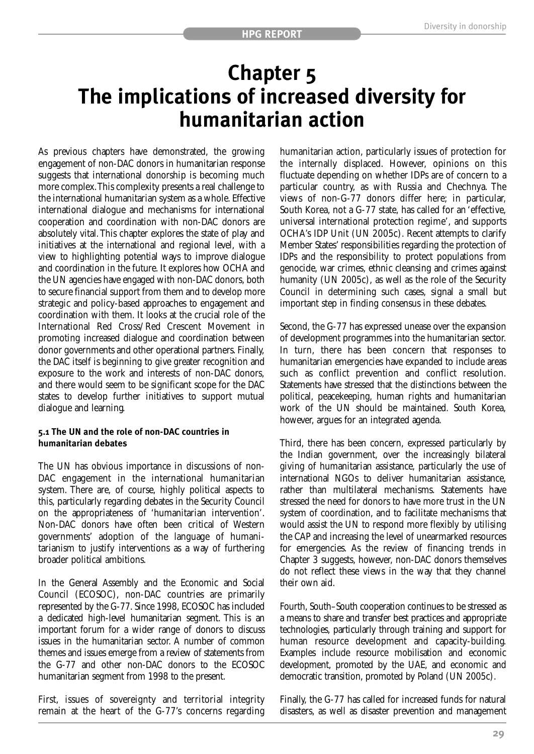# Chapter 5
# The implications of increased diversity for humanitarian action

As previous chapters have demonstrated, the growing engagement of non-DAC donors in humanitarian response suggests that international donorship is becoming much more complex. This complexity presents a real challenge to the international humanitarian system as a whole. Effective international dialogue and mechanisms for international cooperation and coordination with non-DAC donors are absolutely vital. This chapter explores the state of play and initiatives at the international and regional level, with a view to highlighting potential ways to improve dialogue and coordination in the future. It explores how OCHA and the UN agencies have engaged with non-DAC donors, both to secure financial support from them and to develop more strategic and policy-based approaches to engagement and coordination with them. It looks at the crucial role of the International Red Cross/Red Crescent Movement in promoting increased dialogue and coordination between donor governments and other operational partners. Finally, the DAC itself is beginning to give greater recognition and exposure to the work and interests of non-DAC donors, and there would seem to be significant scope for the DAC states to develop further initiatives to support mutual dialogue and learning.

### 5.1 The UN and the role of non-DAC countries in humanitarian debates

The UN has obvious importance in discussions of non-DAC engagement in the international humanitarian system. There are, of course, highly political aspects to this, particularly regarding debates in the Security Council on the appropriateness of 'humanitarian intervention'. Non-DAC donors have often been critical of Western governments' adoption of the language of humanitarianism to justify interventions as a way of furthering broader political ambitions.

In the General Assembly and the Economic and Social Council (ECOSOC), non-DAC countries are primarily represented by the G-77. Since 1998, ECOSOC has included a dedicated high-level humanitarian segment. This is an important forum for a wider range of donors to discuss issues in the humanitarian sector. A number of common themes and issues emerge from a review of statements from the G-77 and other non-DAC donors to the ECOSOC humanitarian segment from 1998 to the present.

First, issues of sovereignty and territorial integrity remain at the heart of the G-77's concerns regarding humanitarian action, particularly issues of protection for the internally displaced. However, opinions on this fluctuate depending on whether IDPs are of concern to a particular country, as with Russia and Chechnya. The views of non-G-77 donors differ here; in particular, South Korea, not a G-77 state, has called for an 'effective, universal international protection regime', and supports OCHA's IDP Unit (UN 2005c). Recent attempts to clarify Member States' responsibilities regarding the protection of IDPs and the responsibility to protect populations from genocide, war crimes, ethnic cleansing and crimes against humanity (UN 2005c), as well as the role of the Security Council in determining such cases, signal a small but important step in finding consensus in these debates.

Second, the G-77 has expressed unease over the expansion of development programmes into the humanitarian sector. In turn, there has been concern that responses to humanitarian emergencies have expanded to include areas such as conflict prevention and conflict resolution. Statements have stressed that the distinctions between the political, peacekeeping, human rights and humanitarian work of the UN should be maintained. South Korea, however, argues for an integrated agenda.

Third, there has been concern, expressed particularly by the Indian government, over the increasingly bilateral giving of humanitarian assistance, particularly the use of international NGOs to deliver humanitarian assistance, rather than multilateral mechanisms. Statements have stressed the need for donors to have more trust in the UN system of coordination, and to facilitate mechanisms that would assist the UN to respond more flexibly by utilising the CAP and increasing the level of unearmarked resources for emergencies. As the review of financing trends in Chapter 3 suggests, however, non-DAC donors themselves do not reflect these views in the way that they channel their own aid.

Fourth, South–South cooperation continues to be stressed as a means to share and transfer best practices and appropriate technologies, particularly through training and support for human resource development and capacity-building. Examples include resource mobilisation and economic development, promoted by the UAE, and economic and democratic transition, promoted by Poland (UN 2005c).

Finally, the G-77 has called for increased funds for natural disasters, as well as disaster prevention and management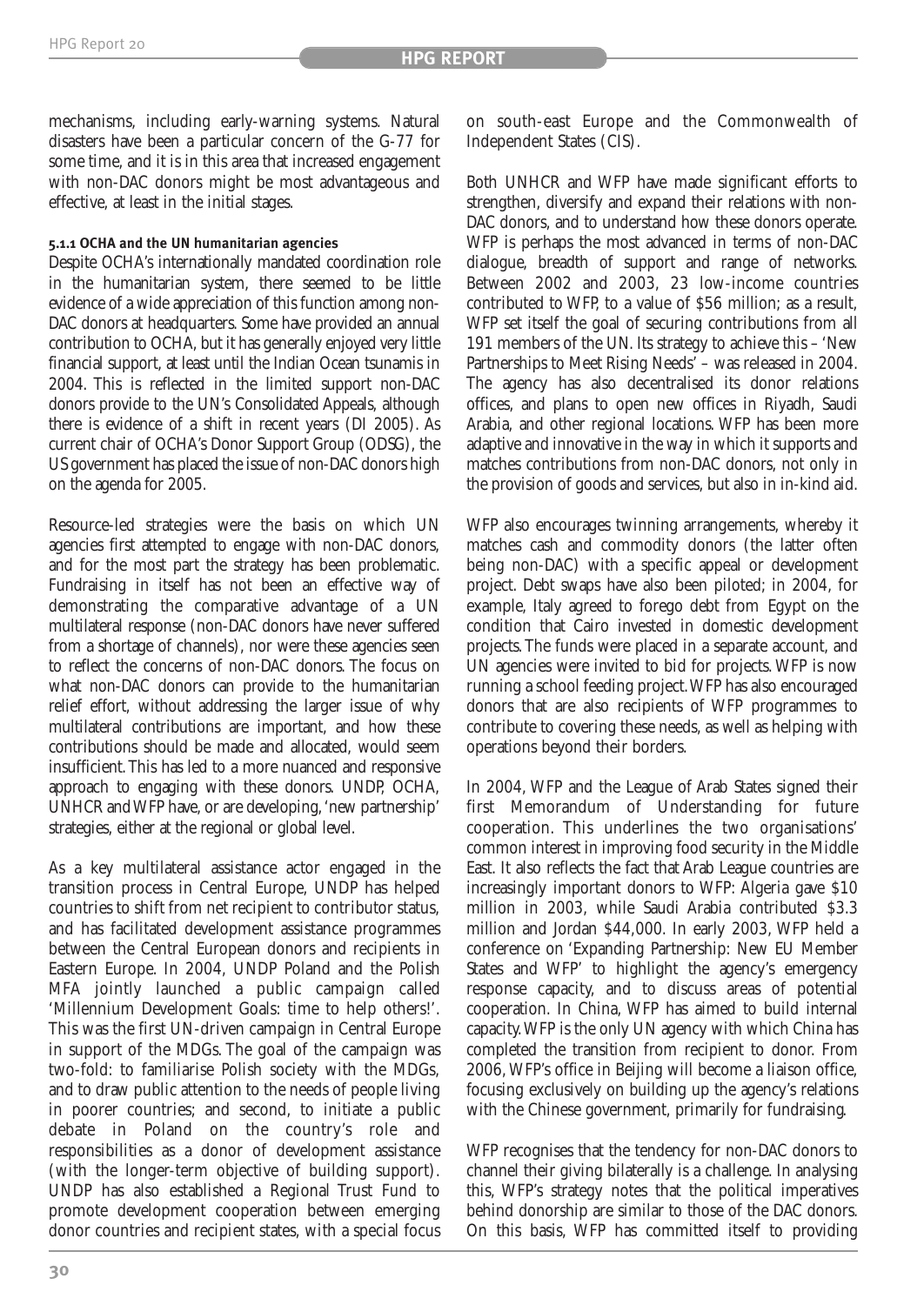mechanisms, including early-warning systems. Natural disasters have been a particular concern of the G-77 for some time, and it is in this area that increased engagement with non-DAC donors might be most advantageous and effective, at least in the initial stages.

#### 5.1.1 OCHA and the UN humanitarian agencies

Despite OCHA's internationally mandated coordination role in the humanitarian system, there seemed to be little evidence of a wide appreciation of this function among non-DAC donors at headquarters. Some have provided an annual contribution to OCHA, but it has generally enjoyed very little financial support, at least until the Indian Ocean tsunamis in 2004. This is reflected in the limited support non-DAC donors provide to the UN's Consolidated Appeals, although there is evidence of a shift in recent years (DI 2005). As current chair of OCHA's Donor Support Group (ODSG), the US government has placed the issue of non-DAC donors high on the agenda for 2005.

Resource-led strategies were the basis on which UN agencies first attempted to engage with non-DAC donors, and for the most part the strategy has been problematic. Fundraising in itself has not been an effective way of demonstrating the comparative advantage of a UN multilateral response (non-DAC donors have never suffered from a shortage of channels), nor were these agencies seen to reflect the concerns of non-DAC donors. The focus on what non-DAC donors can provide to the humanitarian relief effort, without addressing the larger issue of why multilateral contributions are important, and how these contributions should be made and allocated, would seem insufficient. This has led to a more nuanced and responsive approach to engaging with these donors. UNDP, OCHA, UNHCR and WFP have, or are developing, 'new partnership' strategies, either at the regional or global level.

As a key multilateral assistance actor engaged in the transition process in Central Europe, UNDP has helped countries to shift from net recipient to contributor status, and has facilitated development assistance programmes between the Central European donors and recipients in Eastern Europe. In 2004, UNDP Poland and the Polish MFA jointly launched a public campaign called 'Millennium Development Goals: time to help others!'. This was the first UN-driven campaign in Central Europe in support of the MDGs. The goal of the campaign was two-fold: to familiarise Polish society with the MDGs, and to draw public attention to the needs of people living in poorer countries; and second, to initiate a public debate in Poland on the country's role and responsibilities as a donor of development assistance (with the longer-term objective of building support). UNDP has also established a Regional Trust Fund to promote development cooperation between emerging donor countries and recipient states, with a special focus on south-east Europe and the Commonwealth of Independent States (CIS).

Both UNHCR and WFP have made significant efforts to strengthen, diversify and expand their relations with non-DAC donors, and to understand how these donors operate. WFP is perhaps the most advanced in terms of non-DAC dialogue, breadth of support and range of networks. Between 2002 and 2003, 23 low-income countries contributed to WFP, to a value of $56 million; as a result, WFP set itself the goal of securing contributions from all 191 members of the UN. Its strategy to achieve this – 'New Partnerships to Meet Rising Needs' – was released in 2004. The agency has also decentralised its donor relations offices, and plans to open new offices in Riyadh, Saudi Arabia, and other regional locations. WFP has been more adaptive and innovative in the way in which it supports and matches contributions from non-DAC donors, not only in the provision of goods and services, but also in in-kind aid.

WFP also encourages twinning arrangements, whereby it matches cash and commodity donors (the latter often being non-DAC) with a specific appeal or development project. Debt swaps have also been piloted; in 2004, for example, Italy agreed to forego debt from Egypt on the condition that Cairo invested in domestic development projects. The funds were placed in a separate account, and UN agencies were invited to bid for projects. WFP is now running a school feeding project. WFP has also encouraged donors that are also recipients of WFP programmes to contribute to covering these needs, as well as helping with operations beyond their borders.

In 2004, WFP and the League of Arab States signed their first Memorandum of Understanding for future cooperation. This underlines the two organisations' common interest in improving food security in the Middle East. It also reflects the fact that Arab League countries are increasingly important donors to WFP: Algeria gave $10 million in 2003, while Saudi Arabia contributed $3.3 million and Jordan $44,000. In early 2003, WFP held a conference on 'Expanding Partnership: New EU Member States and WFP' to highlight the agency's emergency response capacity, and to discuss areas of potential cooperation. In China, WFP has aimed to build internal capacity. WFP is the only UN agency with which China has completed the transition from recipient to donor. From 2006, WFP's office in Beijing will become a liaison office, focusing exclusively on building up the agency's relations with the Chinese government, primarily for fundraising.

WFP recognises that the tendency for non-DAC donors to channel their giving bilaterally is a challenge. In analysing this, WFP's strategy notes that the political imperatives behind donorship are similar to those of the DAC donors. On this basis, WFP has committed itself to providing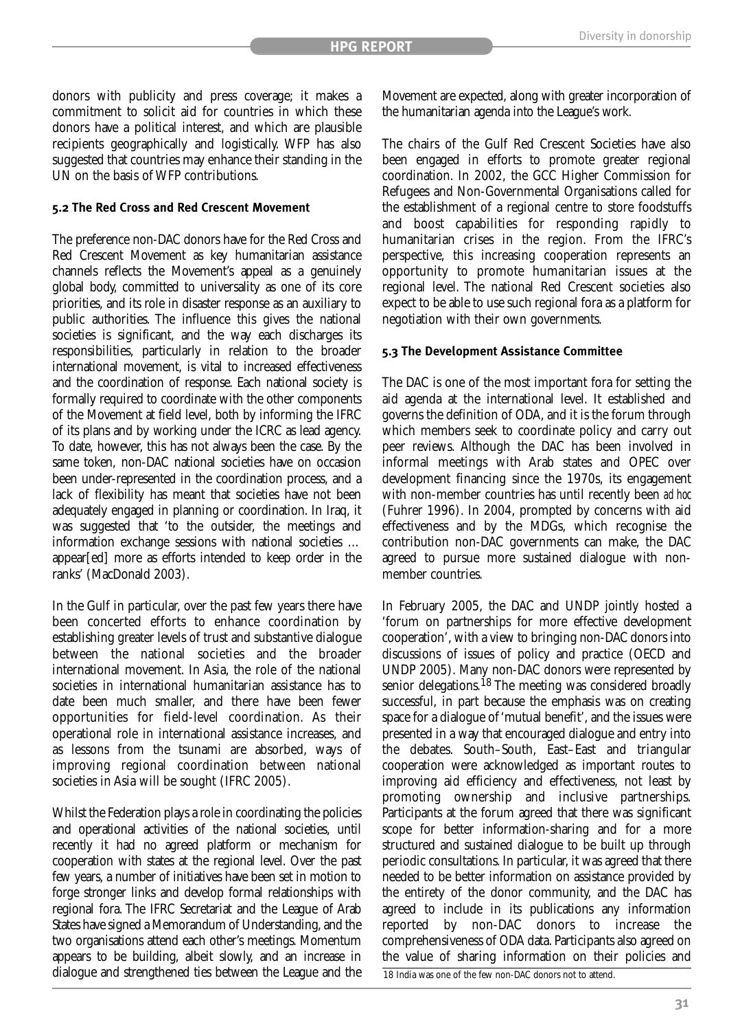donors with publicity and press coverage; it makes a commitment to solicit aid for countries in which these donors have a political interest, and which are plausible recipients geographically and logistically. WFP has also suggested that countries may enhance their standing in the UN on the basis of WFP contributions.

### 5.2 The Red Cross and Red Crescent Movement

The preference non-DAC donors have for the Red Cross and Red Crescent Movement as key humanitarian assistance channels reflects the Movement's appeal as a genuinely global body, committed to universality as one of its core priorities, and its role in disaster response as an auxiliary to public authorities. The influence this gives the national societies is significant, and the way each discharges its responsibilities, particularly in relation to the broader international movement, is vital to increased effectiveness and the coordination of response. Each national society is formally required to coordinate with the other components of the Movement at field level, both by informing the IFRC of its plans and by working under the ICRC as lead agency. To date, however, this has not always been the case. By the same token, non-DAC national societies have on occasion been under-represented in the coordination process, and a lack of flexibility has meant that societies have not been adequately engaged in planning or coordination. In Iraq, it was suggested that 'to the outsider, the meetings and information exchange sessions with national societies … appear[ed] more as efforts intended to keep order in the ranks' (MacDonald 2003).

In the Gulf in particular, over the past few years there have been concerted efforts to enhance coordination by establishing greater levels of trust and substantive dialogue between the national societies and the broader international movement. In Asia, the role of the national societies in international humanitarian assistance has to date been much smaller, and there have been fewer opportunities for field-level coordination. As their operational role in international assistance increases, and as lessons from the tsunami are absorbed, ways of improving regional coordination between national societies in Asia will be sought (IFRC 2005).

Whilst the Federation plays a role in coordinating the policies and operational activities of the national societies, until recently it had no agreed platform or mechanism for cooperation with states at the regional level. Over the past few years, a number of initiatives have been set in motion to forge stronger links and develop formal relationships with regional fora. The IFRC Secretariat and the League of Arab States have signed a Memorandum of Understanding, and the two organisations attend each other's meetings. Momentum appears to be building, albeit slowly, and an increase in dialogue and strengthened ties between the League and the Movement are expected, along with greater incorporation of the humanitarian agenda into the League's work.

The chairs of the Gulf Red Crescent Societies have also been engaged in efforts to promote greater regional coordination. In 2002, the GCC Higher Commission for Refugees and Non-Governmental Organisations called for the establishment of a regional centre to store foodstuffs and boost capabilities for responding rapidly to humanitarian crises in the region. From the IFRC's perspective, this increasing cooperation represents an opportunity to promote humanitarian issues at the regional level. The national Red Crescent societies also expect to be able to use such regional fora as a platform for negotiation with their own governments.

### 5.3 The Development Assistance Committee

The DAC is one of the most important fora for setting the aid agenda at the international level. It established and governs the definition of ODA, and it is the forum through which members seek to coordinate policy and carry out peer reviews. Although the DAC has been involved in informal meetings with Arab states and OPEC over development financing since the 1970s, its engagement with non-member countries has until recently been *ad hoc* (Fuhrer 1996). In 2004, prompted by concerns with aid effectiveness and by the MDGs, which recognise the contribution non-DAC governments can make, the DAC agreed to pursue more sustained dialogue with non-member countries.

In February 2005, the DAC and UNDP jointly hosted a 'forum on partnerships for more effective development cooperation', with a view to bringing non-DAC donors into discussions of issues of policy and practice (OECD and UNDP 2005). Many non-DAC donors were represented by senior delegations.[18] The meeting was considered broadly successful, in part because the emphasis was on creating space for a dialogue of 'mutual benefit', and the issues were presented in a way that encouraged dialogue and entry into the debates. South–South, East–East and triangular cooperation were acknowledged as important routes to improving aid efficiency and effectiveness, not least by promoting ownership and inclusive partnerships. Participants at the forum agreed that there was significant scope for better information-sharing and for a more structured and sustained dialogue to be built up through periodic consultations. In particular, it was agreed that there needed to be better information on assistance provided by the entirety of the donor community, and the DAC has agreed to include in its publications any information reported by non-DAC donors to increase the comprehensiveness of ODA data. Participants also agreed on the value of sharing information on their policies and

18 India was one of the few non-DAC donors not to attend.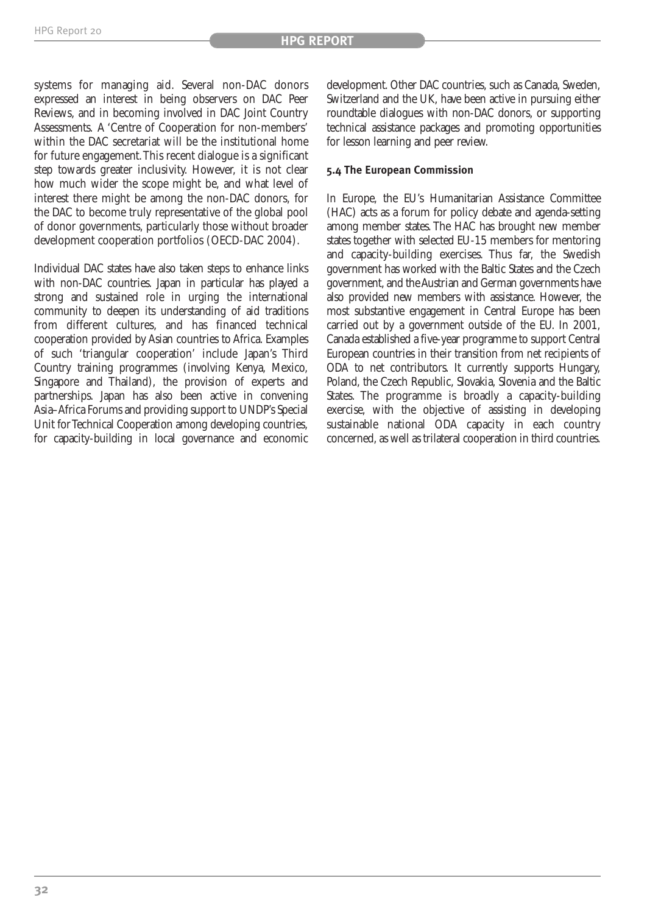systems for managing aid. Several non-DAC donors expressed an interest in being observers on DAC Peer Reviews, and in becoming involved in DAC Joint Country Assessments. A 'Centre of Cooperation for non-members' within the DAC secretariat will be the institutional home for future engagement. This recent dialogue is a significant step towards greater inclusivity. However, it is not clear how much wider the scope might be, and what level of interest there might be among the non-DAC donors, for the DAC to become truly representative of the global pool of donor governments, particularly those without broader development cooperation portfolios (OECD-DAC 2004).

Individual DAC states have also taken steps to enhance links with non-DAC countries. Japan in particular has played a strong and sustained role in urging the international community to deepen its understanding of aid traditions from different cultures, and has financed technical cooperation provided by Asian countries to Africa. Examples of such 'triangular cooperation' include Japan's Third Country training programmes (involving Kenya, Mexico, Singapore and Thailand), the provision of experts and partnerships. Japan has also been active in convening Asia–Africa Forums and providing support to UNDP's Special Unit for Technical Cooperation among developing countries, for capacity-building in local governance and economic development. Other DAC countries, such as Canada, Sweden, Switzerland and the UK, have been active in pursuing either roundtable dialogues with non-DAC donors, or supporting technical assistance packages and promoting opportunities for lesson learning and peer review.

### 5.4 The European Commission

In Europe, the EU's Humanitarian Assistance Committee (HAC) acts as a forum for policy debate and agenda-setting among member states. The HAC has brought new member states together with selected EU-15 members for mentoring and capacity-building exercises. Thus far, the Swedish government has worked with the Baltic States and the Czech government, and the Austrian and German governments have also provided new members with assistance. However, the most substantive engagement in Central Europe has been carried out by a government outside of the EU. In 2001, Canada established a five-year programme to support Central European countries in their transition from net recipients of ODA to net contributors. It currently supports Hungary, Poland, the Czech Republic, Slovakia, Slovenia and the Baltic States. The programme is broadly a capacity-building exercise, with the objective of assisting in developing sustainable national ODA capacity in each country concerned, as well as trilateral cooperation in third countries.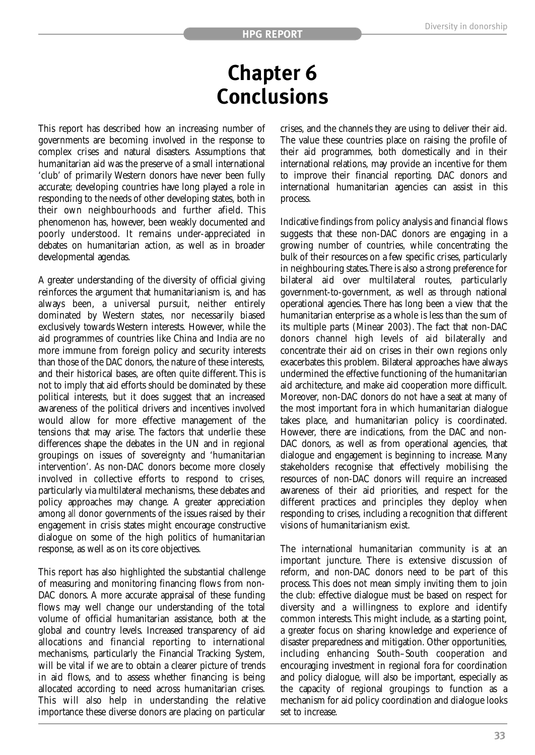# Chapter 6 Conclusions

This report has described how an increasing number of governments are becoming involved in the response to complex crises and natural disasters. Assumptions that humanitarian aid was the preserve of a small international 'club' of primarily Western donors have never been fully accurate; developing countries have long played a role in responding to the needs of other developing states, both in their own neighbourhoods and further afield. This phenomenon has, however, been weakly documented and poorly understood. It remains under-appreciated in debates on humanitarian action, as well as in broader developmental agendas.

A greater understanding of the diversity of official giving reinforces the argument that humanitarianism is, and has always been, a universal pursuit, neither entirely dominated by Western states, nor necessarily biased exclusively towards Western interests. However, while the aid programmes of countries like China and India are no more immune from foreign policy and security interests than those of the DAC donors, the nature of these interests, and their historical bases, are often quite different. This is not to imply that aid efforts should be dominated by these political interests, but it does suggest that an increased awareness of the political drivers and incentives involved would allow for more effective management of the tensions that may arise. The factors that underlie these differences shape the debates in the UN and in regional groupings on issues of sovereignty and 'humanitarian intervention'. As non-DAC donors become more closely involved in collective efforts to respond to crises, particularly via multilateral mechanisms, these debates and policy approaches may change. A greater appreciation among *all* donor governments of the issues raised by their engagement in crisis states might encourage constructive dialogue on some of the high politics of humanitarian response, as well as on its core objectives.

This report has also highlighted the substantial challenge of measuring and monitoring financing flows from non-DAC donors. A more accurate appraisal of these funding flows may well change our understanding of the total volume of official humanitarian assistance, both at the global and country levels. Increased transparency of aid allocations and financial reporting to international mechanisms, particularly the Financial Tracking System, will be vital if we are to obtain a clearer picture of trends in aid flows, and to assess whether financing is being allocated according to need across humanitarian crises. This will also help in understanding the relative importance these diverse donors are placing on particular crises, and the channels they are using to deliver their aid. The value these countries place on raising the profile of their aid programmes, both domestically and in their international relations, may provide an incentive for them to improve their financial reporting. DAC donors and international humanitarian agencies can assist in this process.

Indicative findings from policy analysis and financial flows suggests that these non-DAC donors are engaging in a growing number of countries, while concentrating the bulk of their resources on a few specific crises, particularly in neighbouring states. There is also a strong preference for bilateral aid over multilateral routes, particularly government-to-government, as well as through national operational agencies. There has long been a view that the humanitarian enterprise as a whole is less than the sum of its multiple parts (Minear 2003). The fact that non-DAC donors channel high levels of aid bilaterally and concentrate their aid on crises in their own regions only exacerbates this problem. Bilateral approaches have always undermined the effective functioning of the humanitarian aid architecture, and make aid cooperation more difficult. Moreover, non-DAC donors do not have a seat at many of the most important fora in which humanitarian dialogue takes place, and humanitarian policy is coordinated. However, there are indications, from the DAC and non-DAC donors, as well as from operational agencies, that dialogue and engagement is beginning to increase. Many stakeholders recognise that effectively mobilising the resources of non-DAC donors will require an increased awareness of their aid priorities, and respect for the different practices and principles they deploy when responding to crises, including a recognition that different visions of humanitarianism exist.

The international humanitarian community is at an important juncture. There is extensive discussion of reform, and non-DAC donors need to be part of this process. This does not mean simply inviting them to join the club: effective dialogue must be based on respect for diversity and a willingness to explore and identify common interests. This might include, as a starting point, a greater focus on sharing knowledge and experience of disaster preparedness and mitigation. Other opportunities, including enhancing South–South cooperation and encouraging investment in regional fora for coordination and policy dialogue, will also be important, especially as the capacity of regional groupings to function as a mechanism for aid policy coordination and dialogue looks set to increase.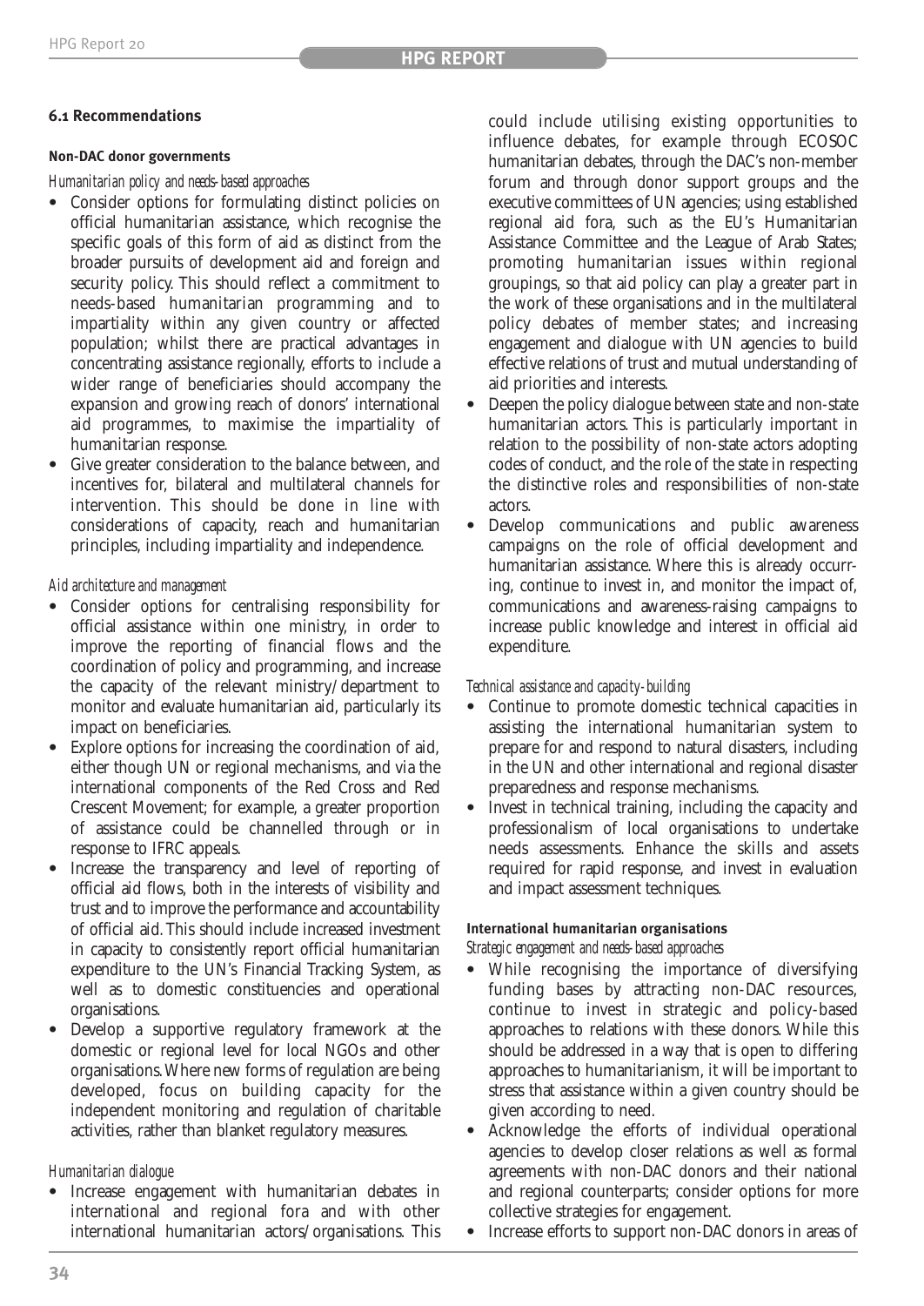### 6.1 Recommendations

#### Non-DAC donor governments

*Humanitarian policy and needs-based approaches*

- Consider options for formulating distinct policies on official humanitarian assistance, which recognise the specific goals of this form of aid as distinct from the broader pursuits of development aid and foreign and security policy. This should reflect a commitment to needs-based humanitarian programming and to impartiality within any given country or affected population; whilst there are practical advantages in concentrating assistance regionally, efforts to include a wider range of beneficiaries should accompany the expansion and growing reach of donors' international aid programmes, to maximise the impartiality of humanitarian response.
- Give greater consideration to the balance between, and incentives for, bilateral and multilateral channels for intervention. This should be done in line with considerations of capacity, reach and humanitarian principles, including impartiality and independence.

*Aid architecture and management*

- Consider options for centralising responsibility for official assistance within one ministry, in order to improve the reporting of financial flows and the coordination of policy and programming, and increase the capacity of the relevant ministry/department to monitor and evaluate humanitarian aid, particularly its impact on beneficiaries.
- Explore options for increasing the coordination of aid, either though UN or regional mechanisms, and via the international components of the Red Cross and Red Crescent Movement; for example, a greater proportion of assistance could be channelled through or in response to IFRC appeals.
- Increase the transparency and level of reporting of official aid flows, both in the interests of visibility and trust and to improve the performance and accountability of official aid. This should include increased investment in capacity to consistently report official humanitarian expenditure to the UN's Financial Tracking System, as well as to domestic constituencies and operational organisations.
- Develop a supportive regulatory framework at the domestic or regional level for local NGOs and other organisations. Where new forms of regulation are being developed, focus on building capacity for the independent monitoring and regulation of charitable activities, rather than blanket regulatory measures.

*Humanitarian dialogue*

- Increase engagement with humanitarian debates in international and regional fora and with other international humanitarian actors/organisations. This could include utilising existing opportunities to influence debates, for example through ECOSOC humanitarian debates, through the DAC's non-member forum and through donor support groups and the executive committees of UN agencies; using established regional aid fora, such as the EU's Humanitarian Assistance Committee and the League of Arab States; promoting humanitarian issues within regional groupings, so that aid policy can play a greater part in the work of these organisations and in the multilateral policy debates of member states; and increasing engagement and dialogue with UN agencies to build effective relations of trust and mutual understanding of aid priorities and interests.
- Deepen the policy dialogue between state and non-state humanitarian actors. This is particularly important in relation to the possibility of non-state actors adopting codes of conduct, and the role of the state in respecting the distinctive roles and responsibilities of non-state actors.
- Develop communications and public awareness campaigns on the role of official development and humanitarian assistance. Where this is already occurring, continue to invest in, and monitor the impact of, communications and awareness-raising campaigns to increase public knowledge and interest in official aid expenditure.

*Technical assistance and capacity-building*

- Continue to promote domestic technical capacities in assisting the international humanitarian system to prepare for and respond to natural disasters, including in the UN and other international and regional disaster preparedness and response mechanisms.
- Invest in technical training, including the capacity and professionalism of local organisations to undertake needs assessments. Enhance the skills and assets required for rapid response, and invest in evaluation and impact assessment techniques.

#### International humanitarian organisations

*Strategic engagement and needs-based approaches*

- While recognising the importance of diversifying funding bases by attracting non-DAC resources, continue to invest in strategic and policy-based approaches to relations with these donors. While this should be addressed in a way that is open to differing approaches to humanitarianism, it will be important to stress that assistance within a given country should be given according to need.
- Acknowledge the efforts of individual operational agencies to develop closer relations as well as formal agreements with non-DAC donors and their national and regional counterparts; consider options for more collective strategies for engagement.
- Increase efforts to support non-DAC donors in areas of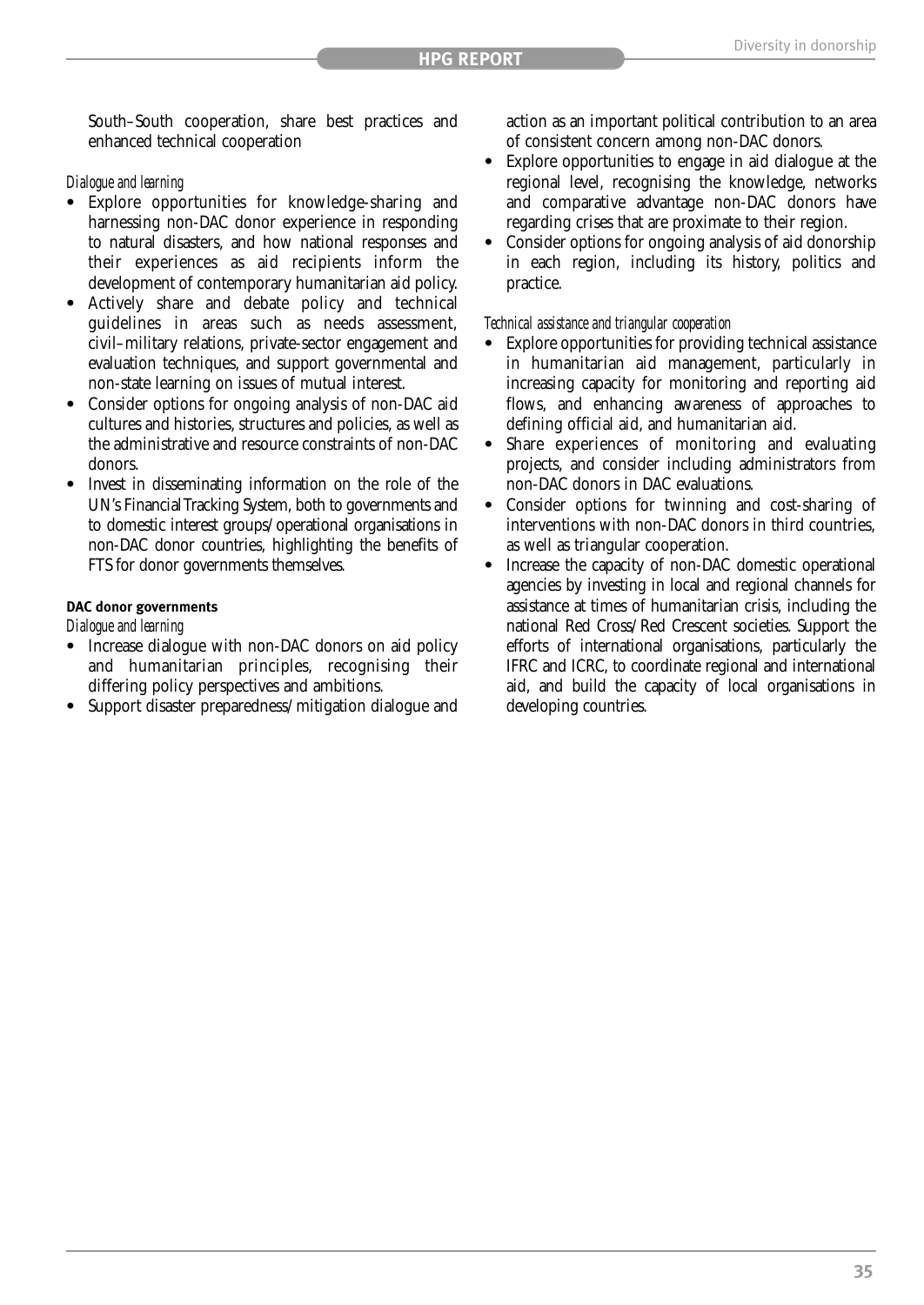South–South cooperation, share best practices and enhanced technical cooperation

*Dialogue and learning*

- Explore opportunities for knowledge-sharing and harnessing non-DAC donor experience in responding to natural disasters, and how national responses and their experiences as aid recipients inform the development of contemporary humanitarian aid policy.
- Actively share and debate policy and technical guidelines in areas such as needs assessment, civil–military relations, private-sector engagement and evaluation techniques, and support governmental and non-state learning on issues of mutual interest.
- Consider options for ongoing analysis of non-DAC aid cultures and histories, structures and policies, as well as the administrative and resource constraints of non-DAC donors.
- Invest in disseminating information on the role of the UN's Financial Tracking System, both to governments and to domestic interest groups/operational organisations in non-DAC donor countries, highlighting the benefits of FTS for donor governments themselves.

**DAC donor governments**

*Dialogue and learning*

- Increase dialogue with non-DAC donors on aid policy and humanitarian principles, recognising their differing policy perspectives and ambitions.
- Support disaster preparedness/mitigation dialogue and action as an important political contribution to an area of consistent concern among non-DAC donors.
- Explore opportunities to engage in aid dialogue at the regional level, recognising the knowledge, networks and comparative advantage non-DAC donors have regarding crises that are proximate to their region.
- Consider options for ongoing analysis of aid donorship in each region, including its history, politics and practice.

*Technical assistance and triangular cooperation*

- Explore opportunities for providing technical assistance in humanitarian aid management, particularly in increasing capacity for monitoring and reporting aid flows, and enhancing awareness of approaches to defining official aid, and humanitarian aid.
- Share experiences of monitoring and evaluating projects, and consider including administrators from non-DAC donors in DAC evaluations.
- Consider options for twinning and cost-sharing of interventions with non-DAC donors in third countries, as well as triangular cooperation.
- Increase the capacity of non-DAC domestic operational agencies by investing in local and regional channels for assistance at times of humanitarian crisis, including the national Red Cross/Red Crescent societies. Support the efforts of international organisations, particularly the IFRC and ICRC, to coordinate regional and international aid, and build the capacity of local organisations in developing countries.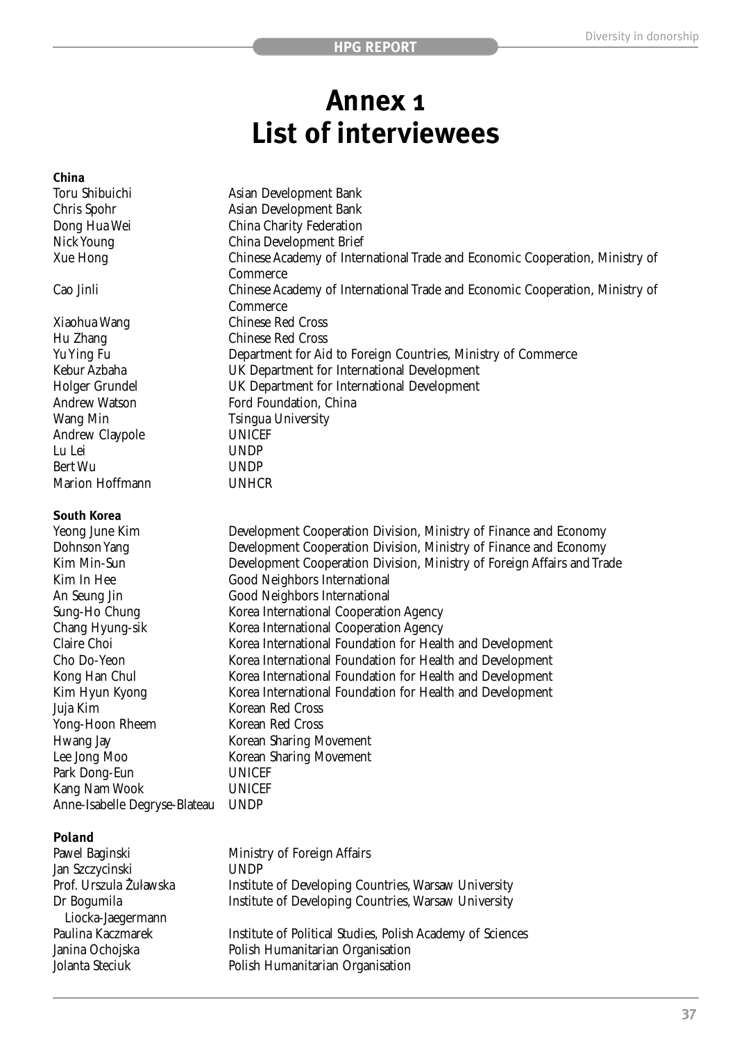# Annex 1
# List of interviewees

**China**

| | |
|---|---|
| Toru Shibuichi | Asian Development Bank |
| Chris Spohr | Asian Development Bank |
| Dong Hua Wei | China Charity Federation |
| Nick Young | China Development Brief |
| Xue Hong | Chinese Academy of International Trade and Economic Cooperation, Ministry of Commerce |
| Cao Jinli | Chinese Academy of International Trade and Economic Cooperation, Ministry of Commerce |
| Xiaohua Wang | Chinese Red Cross |
| Hu Zhang | Chinese Red Cross |
| Yu Ying Fu | Department for Aid to Foreign Countries, Ministry of Commerce |
| Kebur Azbaha | UK Department for International Development |
| Holger Grundel | UK Department for International Development |
| Andrew Watson | Ford Foundation, China |
| Wang Min | Tsingua University |
| Andrew Claypole | UNICEF |
| Lu Lei | UNDP |
| Bert Wu | UNDP |
| Marion Hoffmann | UNHCR |

**South Korea**

| | |
|---|---|
| Yeong June Kim | Development Cooperation Division, Ministry of Finance and Economy |
| Dohnson Yang | Development Cooperation Division, Ministry of Finance and Economy |
| Kim Min-Sun | Development Cooperation Division, Ministry of Foreign Affairs and Trade |
| Kim In Hee | Good Neighbors International |
| An Seung Jin | Good Neighbors International |
| Sung-Ho Chung | Korea International Cooperation Agency |
| Chang Hyung-sik | Korea International Cooperation Agency |
| Claire Choi | Korea International Foundation for Health and Development |
| Cho Do-Yeon | Korea International Foundation for Health and Development |
| Kong Han Chul | Korea International Foundation for Health and Development |
| Kim Hyun Kyong | Korea International Foundation for Health and Development |
| Juja Kim | Korean Red Cross |
| Yong-Hoon Rheem | Korean Red Cross |
| Hwang Jay | Korean Sharing Movement |
| Lee Jong Moo | Korean Sharing Movement |
| Park Dong-Eun | UNICEF |
| Kang Nam Wook | UNICEF |
| Anne-Isabelle Degryse-Blateau | UNDP |

**Poland**

| | |
|---|---|
| Pawel Baginski | Ministry of Foreign Affairs |
| Jan Szczycinski | UNDP |
| Prof. Urszula Żuławska | Institute of Developing Countries, Warsaw University |
| Dr Bogumila Liocka-Jaegermann | Institute of Developing Countries, Warsaw University |
| Paulina Kaczmarek | Institute of Political Studies, Polish Academy of Sciences |
| Janina Ochojska | Polish Humanitarian Organisation |
| Jolanta Steciuk | Polish Humanitarian Organisation |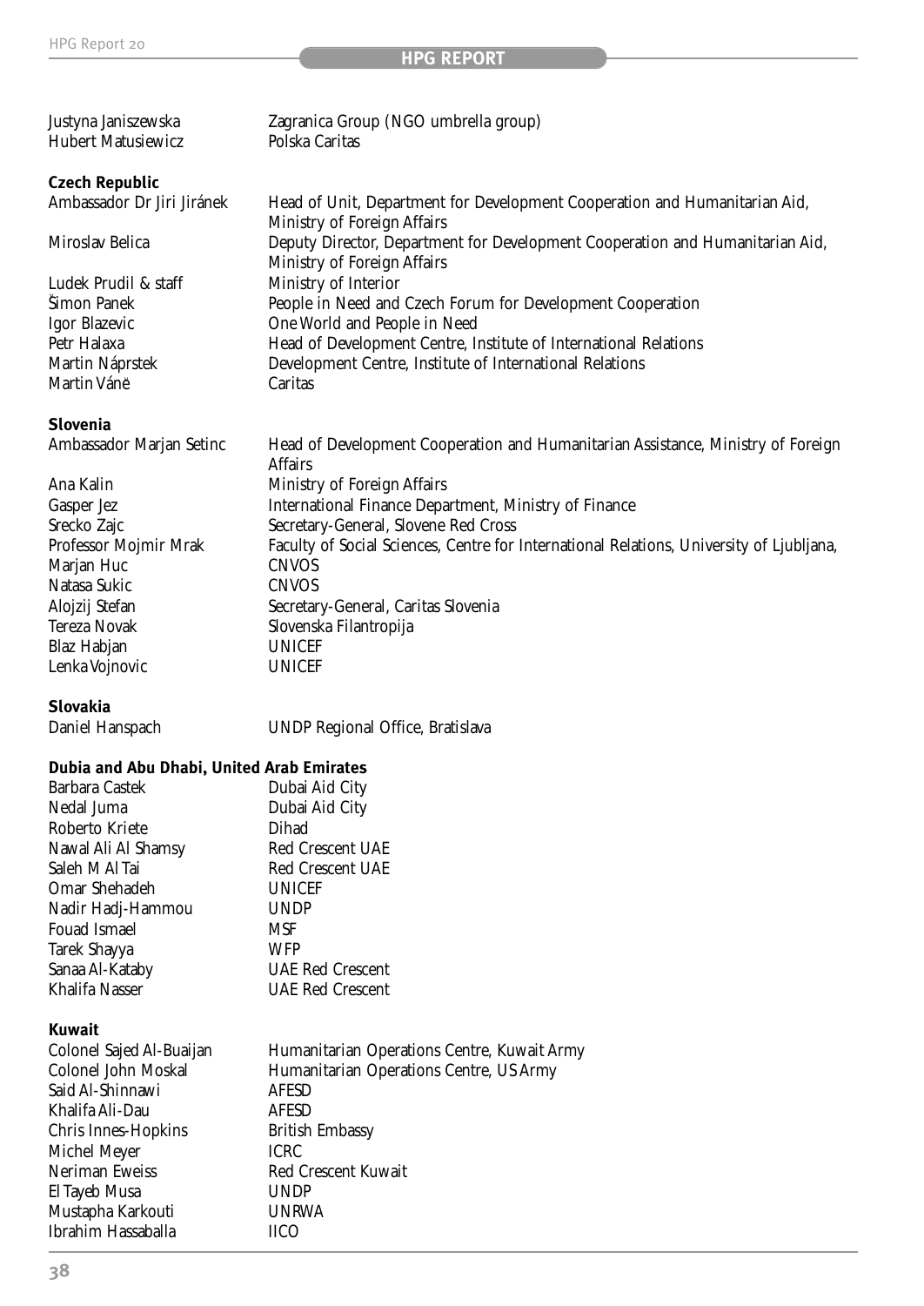| | |
|---|---|
| Justyna Janiszewska | Zagranica Group (NGO umbrella group) |
| Hubert Matusiewicz | Polska Caritas |

**Czech Republic**

| | |
|---|---|
| Ambassador Dr Jiri Jiránek | Head of Unit, Department for Development Cooperation and Humanitarian Aid, Ministry of Foreign Affairs |
| Miroslav Belica | Deputy Director, Department for Development Cooperation and Humanitarian Aid, Ministry of Foreign Affairs |
| Ludek Prudil & staff | Ministry of Interior |
| Šimon Panek | People in Need and Czech Forum for Development Cooperation |
| Igor Blazevic | One World and People in Need |
| Petr Halaxa | Head of Development Centre, Institute of International Relations |
| Martin Náprstek | Development Centre, Institute of International Relations |
| Martin Váně | Caritas |

**Slovenia**

| | |
|---|---|
| Ambassador Marjan Setinc | Head of Development Cooperation and Humanitarian Assistance, Ministry of Foreign Affairs |
| Ana Kalin | Ministry of Foreign Affairs |
| Gasper Jez | International Finance Department, Ministry of Finance |
| Srecko Zajc | Secretary-General, Slovene Red Cross |
| Professor Mojmir Mrak | Faculty of Social Sciences, Centre for International Relations, University of Ljubljana, |
| Marjan Huc | CNVOS |
| Natasa Sukic | CNVOS |
| Alojzij Stefan | Secretary-General, Caritas Slovenia |
| Tereza Novak | Slovenska Filantropija |
| Blaz Habjan | UNICEF |
| Lenka Vojnovic | UNICEF |

**Slovakia**

| | |
|---|---|
| Daniel Hanspach | UNDP Regional Office, Bratislava |

**Dubia and Abu Dhabi, United Arab Emirates**

| | |
|---|---|
| Barbara Castek | Dubai Aid City |
| Nedal Juma | Dubai Aid City |
| Roberto Kriete | Dihad |
| Nawal Ali Al Shamsy | Red Crescent UAE |
| Saleh M Al Tai | Red Crescent UAE |
| Omar Shehadeh | UNICEF |
| Nadir Hadj-Hammou | UNDP |
| Fouad Ismael | MSF |
| Tarek Shayya | WFP |
| Sanaa Al-Kataby | UAE Red Crescent |
| Khalifa Nasser | UAE Red Crescent |

**Kuwait**

| | |
|---|---|
| Colonel Sajed Al-Buaijan | Humanitarian Operations Centre, Kuwait Army |
| Colonel John Moskal | Humanitarian Operations Centre, US Army |
| Said Al-Shinnawi | AFESD |
| Khalifa Ali-Dau | AFESD |
| Chris Innes-Hopkins | British Embassy |
| Michel Meyer | ICRC |
| Neriman Eweiss | Red Crescent Kuwait |
| El Tayeb Musa | UNDP |
| Mustapha Karkouti | UNRWA |
| Ibrahim Hassaballa | IICO |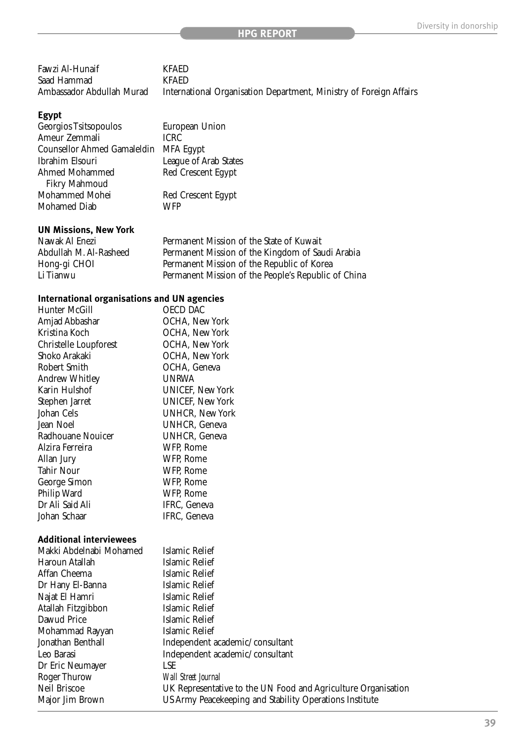| | |
|---|---|
| Fawzi Al-Hunaif | KFAED |
| Saad Hammad | KFAED |
| Ambassador Abdullah Murad | International Organisation Department, Ministry of Foreign Affairs |

**Egypt**

| | |
|---|---|
| Georgios Tsitsopoulos | European Union |
| Ameur Zemmali | ICRC |
| Counsellor Ahmed Gamaleldin | MFA Egypt |
| Ibrahim Elsouri | League of Arab States |
| Ahmed Mohammed Fikry Mahmoud | Red Crescent Egypt |
| Mohammed Mohei | Red Crescent Egypt |
| Mohamed Diab | WFP |

**UN Missions, New York**

| | |
|---|---|
| Nawak Al Enezi | Permanent Mission of the State of Kuwait |
| Abdullah M. Al-Rasheed | Permanent Mission of the Kingdom of Saudi Arabia |
| Hong-gi CHOI | Permanent Mission of the Republic of Korea |
| Li Tianwu | Permanent Mission of the People's Republic of China |

**International organisations and UN agencies**

| | |
|---|---|
| Hunter McGill | OECD DAC |
| Amjad Abbashar | OCHA, New York |
| Kristina Koch | OCHA, New York |
| Christelle Loupforest | OCHA, New York |
| Shoko Arakaki | OCHA, New York |
| Robert Smith | OCHA, Geneva |
| Andrew Whitley | UNRWA |
| Karin Hulshof | UNICEF, New York |
| Stephen Jarret | UNICEF, New York |
| Johan Cels | UNHCR, New York |
| Jean Noel | UNHCR, Geneva |
| Radhouane Nouicer | UNHCR, Geneva |
| Alzira Ferreira | WFP, Rome |
| Allan Jury | WFP, Rome |
| Tahir Nour | WFP, Rome |
| George Simon | WFP, Rome |
| Philip Ward | WFP, Rome |
| Dr Ali Said Ali | IFRC, Geneva |
| Johan Schaar | IFRC, Geneva |

**Additional interviewees**

| | |
|---|---|
| Makki Abdelnabi Mohamed | Islamic Relief |
| Haroun Atallah | Islamic Relief |
| Affan Cheema | Islamic Relief |
| Dr Hany El-Banna | Islamic Relief |
| Najat El Hamri | Islamic Relief |
| Atallah Fitzgibbon | Islamic Relief |
| Dawud Price | Islamic Relief |
| Mohammad Rayyan | Islamic Relief |
| Jonathan Benthall | Independent academic/consultant |
| Leo Barasi | Independent academic/consultant |
| Dr Eric Neumayer | LSE |
| Roger Thurow | *Wall Street Journal* |
| Neil Briscoe | UK Representative to the UN Food and Agriculture Organisation |
| Major Jim Brown | US Army Peacekeeping and Stability Operations Institute |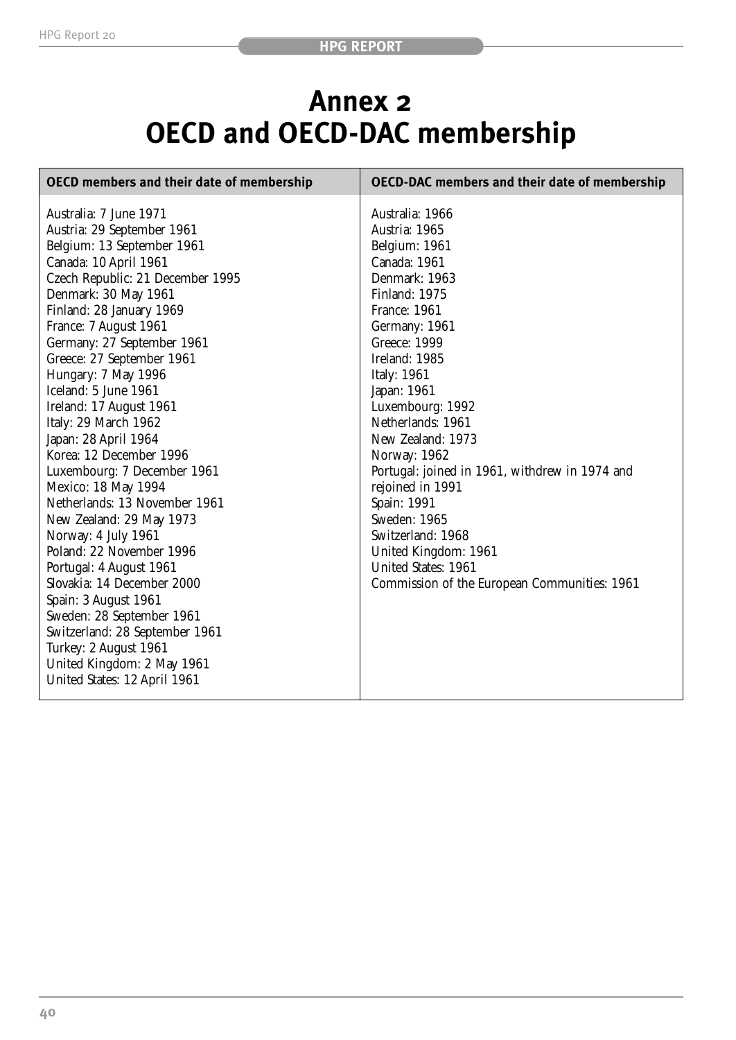# Annex 2
# OECD and OECD-DAC membership

| OECD members and their date of membership | OECD-DAC members and their date of membership |
|---|---|
| Australia: 7 June 1971<br>Austria: 29 September 1961<br>Belgium: 13 September 1961<br>Canada: 10 April 1961<br>Czech Republic: 21 December 1995<br>Denmark: 30 May 1961<br>Finland: 28 January 1969<br>France: 7 August 1961<br>Germany: 27 September 1961<br>Greece: 27 September 1961<br>Hungary: 7 May 1996<br>Iceland: 5 June 1961<br>Ireland: 17 August 1961<br>Italy: 29 March 1962<br>Japan: 28 April 1964<br>Korea: 12 December 1996<br>Luxembourg: 7 December 1961<br>Mexico: 18 May 1994<br>Netherlands: 13 November 1961<br>New Zealand: 29 May 1973<br>Norway: 4 July 1961<br>Poland: 22 November 1996<br>Portugal: 4 August 1961<br>Slovakia: 14 December 2000<br>Spain: 3 August 1961<br>Sweden: 28 September 1961<br>Switzerland: 28 September 1961<br>Turkey: 2 August 1961<br>United Kingdom: 2 May 1961<br>United States: 12 April 1961 | Australia: 1966<br>Austria: 1965<br>Belgium: 1961<br>Canada: 1961<br>Denmark: 1963<br>Finland: 1975<br>France: 1961<br>Germany: 1961<br>Greece: 1999<br>Ireland: 1985<br>Italy: 1961<br>Japan: 1961<br>Luxembourg: 1992<br>Netherlands: 1961<br>New Zealand: 1973<br>Norway: 1962<br>Portugal: joined in 1961, withdrew in 1974 and rejoined in 1991<br>Spain: 1991<br>Sweden: 1965<br>Switzerland: 1968<br>United Kingdom: 1961<br>United States: 1961<br>Commission of the European Communities: 1961 |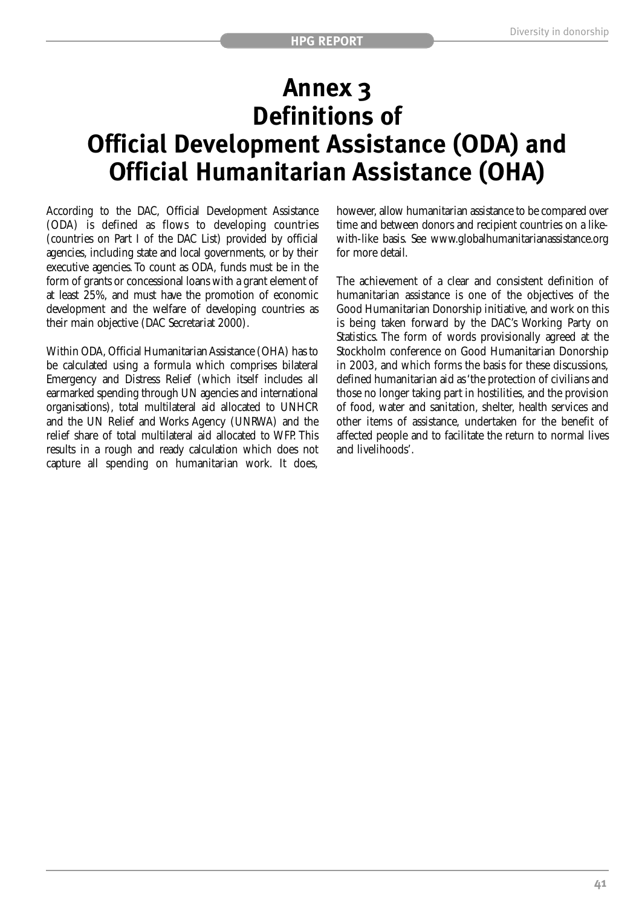# Annex 3 Definitions of Official Development Assistance (ODA) and Official Humanitarian Assistance (OHA)

According to the DAC, Official Development Assistance (ODA) is defined as flows to developing countries (countries on Part I of the DAC List) provided by official agencies, including state and local governments, or by their executive agencies. To count as ODA, funds must be in the form of grants or concessional loans with a grant element of at least 25%, and must have the promotion of economic development and the welfare of developing countries as their main objective (DAC Secretariat 2000).

Within ODA, Official Humanitarian Assistance (OHA) has to be calculated using a formula which comprises bilateral Emergency and Distress Relief (which itself includes all earmarked spending through UN agencies and international organisations), total multilateral aid allocated to UNHCR and the UN Relief and Works Agency (UNRWA) and the relief share of total multilateral aid allocated to WFP. This results in a rough and ready calculation which does not capture all spending on humanitarian work. It does, however, allow humanitarian assistance to be compared over time and between donors and recipient countries on a like-with-like basis. See www.globalhumanitarianassistance.org for more detail.

The achievement of a clear and consistent definition of humanitarian assistance is one of the objectives of the Good Humanitarian Donorship initiative, and work on this is being taken forward by the DAC's Working Party on Statistics. The form of words provisionally agreed at the Stockholm conference on Good Humanitarian Donorship in 2003, and which forms the basis for these discussions, defined humanitarian aid as 'the protection of civilians and those no longer taking part in hostilities, and the provision of food, water and sanitation, shelter, health services and other items of assistance, undertaken for the benefit of affected people and to facilitate the return to normal lives and livelihoods'.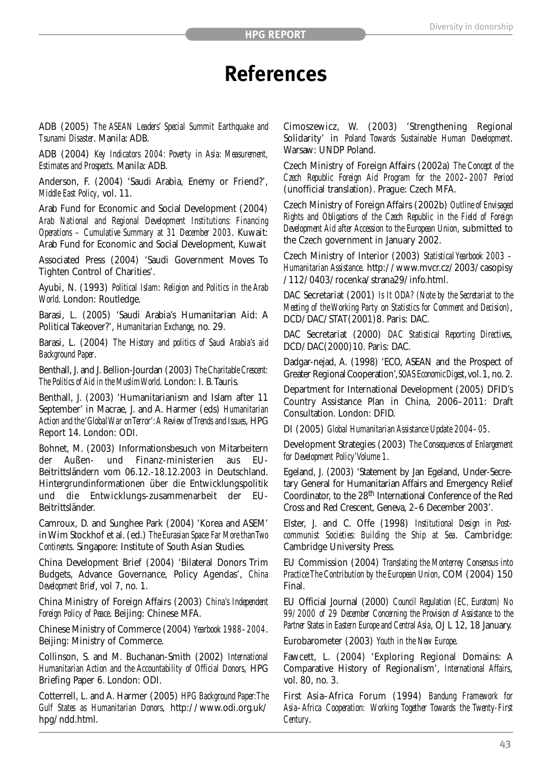# References

ADB (2005) *The ASEAN Leaders' Special Summit Earthquake and Tsunami Disaster*. Manila: ADB.

ADB (2004) *Key Indicators 2004: Poverty in Asia: Measurement, Estimates and Prospects*. Manila: ADB.

Anderson, F. (2004) 'Saudi Arabia, Enemy or Friend?', *Middle East Policy*, vol. 11.

Arab Fund for Economic and Social Development (2004) *Arab National and Regional Development Institutions: Financing Operations – Cumulative Summary at 31 December 2003*. Kuwait: Arab Fund for Economic and Social Development, Kuwait

Associated Press (2004) 'Saudi Government Moves To Tighten Control of Charities'.

Ayubi, N. (1993) *Political Islam: Religion and Politics in the Arab World*. London: Routledge.

Barasi, L. (2005) 'Saudi Arabia's Humanitarian Aid: A Political Takeover?', *Humanitarian Exchange*, no. 29.

Barasi, L. (2004) *The History and politics of Saudi Arabia's aid Background Paper*.

Benthall, J. and J. Bellion-Jourdan (2003) *The Charitable Crescent: The Politics of Aid in the Muslim World*. London: I. B.Tauris.

Benthall, J. (2003) 'Humanitarianism and Islam after 11 September' in Macrae, J. and A. Harmer (eds) *Humanitarian Action and the 'Global War on Terror': A Review of Trends and Issues*, HPG Report 14. London: ODI.

Bohnet, M. (2003) Informationsbesuch von Mitarbeitern der Außen- und Finanz-ministerien aus EU-Beitrittsländern vom 06.12.-18.12.2003 in Deutschland. Hintergrundinformationen über die Entwicklungspolitik und die Entwicklungs-zusammenarbeit der EU-Beitrittsländer.

Camroux, D. and Sunghee Park (2004) 'Korea and ASEM' in Wim Stockhof et al. (ed.) *The Eurasian Space: Far More than Two Continents*. Singapore: Institute of South Asian Studies.

China Development Brief (2004) 'Bilateral Donors Trim Budgets, Advance Governance, Policy Agendas', *China Development Brief*, vol 7, no. 1.

China Ministry of Foreign Affairs (2003) *China's Independent Foreign Policy of Peace*. Beijing: Chinese MFA.

Chinese Ministry of Commerce (2004) *Yearbook 1988–2004*. Beijing: Ministry of Commerce.

Collinson, S. and M. Buchanan-Smith (2002) *International Humanitarian Action and the Accountability of Official Donors*, HPG Briefing Paper 6. London: ODI.

Cotterrell, L. and A. Harmer (2005) *HPG Background Paper: The Gulf States as Humanitarian Donors*, http://www.odi.org.uk/hpg/ndd.html.

Cimoszewicz, W. (2003) 'Strengthening Regional Solidarity' in *Poland Towards Sustainable Human Development*. Warsaw: UNDP Poland.

Czech Ministry of Foreign Affairs (2002a) *The Concept of the Czech Republic Foreign Aid Program for the 2002–2007 Period* (unofficial translation). Prague: Czech MFA.

Czech Ministry of Foreign Affairs (2002b) *Outline of Envisaged Rights and Obligations of the Czech Republic in the Field of Foreign Development Aid after Accession to the European Union*, submitted to the Czech government in January 2002.

Czech Ministry of Interior (2003) *Statistical Yearbook 2003 – Humanitarian Assistance*. http://www.mvcr.cz/2003/casopisy/112/0403/rocenka/strana29/info.html.

DAC Secretariat (2001) *Is It ODA? (Note by the Secretariat to the Meeting of the Working Party on Statistics for Comment and Decision)*, DCD/DAC/STAT(2001)8. Paris: DAC.

DAC Secretariat (2000) *DAC Statistical Reporting Directives*, DCD/DAC(2000)10. Paris: DAC.

Dadgar-nejad, A. (1998) 'ECO, ASEAN and the Prospect of Greater Regional Cooperation', *SOAS Economic Digest*, vol. 1, no. 2.

Department for International Development (2005) DFID's Country Assistance Plan in China, 2006–2011: Draft Consultation. London: DFID.

DI (2005) *Global Humanitarian Assistance Update 2004–05*.

Development Strategies (2003) *The Consequences of Enlargement for Development Policy' Volume 1*.

Egeland, J. (2003) 'Statement by Jan Egeland, Under-Secretary General for Humanitarian Affairs and Emergency Relief Coordinator, to the 28th International Conference of the Red Cross and Red Crescent, Geneva, 2–6 December 2003'.

Elster, J. and C. Offe (1998) *Institutional Design in Post-communist Societies: Building the Ship at Sea*. Cambridge: Cambridge University Press.

EU Commission (2004) *Translating the Monterrey Consensus into Practice: The Contribution by the European Union*, COM (2004) 150 Final.

EU Official Journal (2000) *Council Regulation (EC, Euratom) No 99/2000 of 29 December Concerning the Provision of Assistance to the Partner States in Eastern Europe and Central Asia*, OJ L 12, 18 January.

Eurobarometer (2003) *Youth in the New Europe*.

Fawcett, L. (2004) 'Exploring Regional Domains: A Comparative History of Regionalism', *International Affairs*, vol. 80, no. 3.

First Asia–Africa Forum (1994) *Bandung Framework for Asia–Africa Cooperation: Working Together Towards the Twenty-First Century*.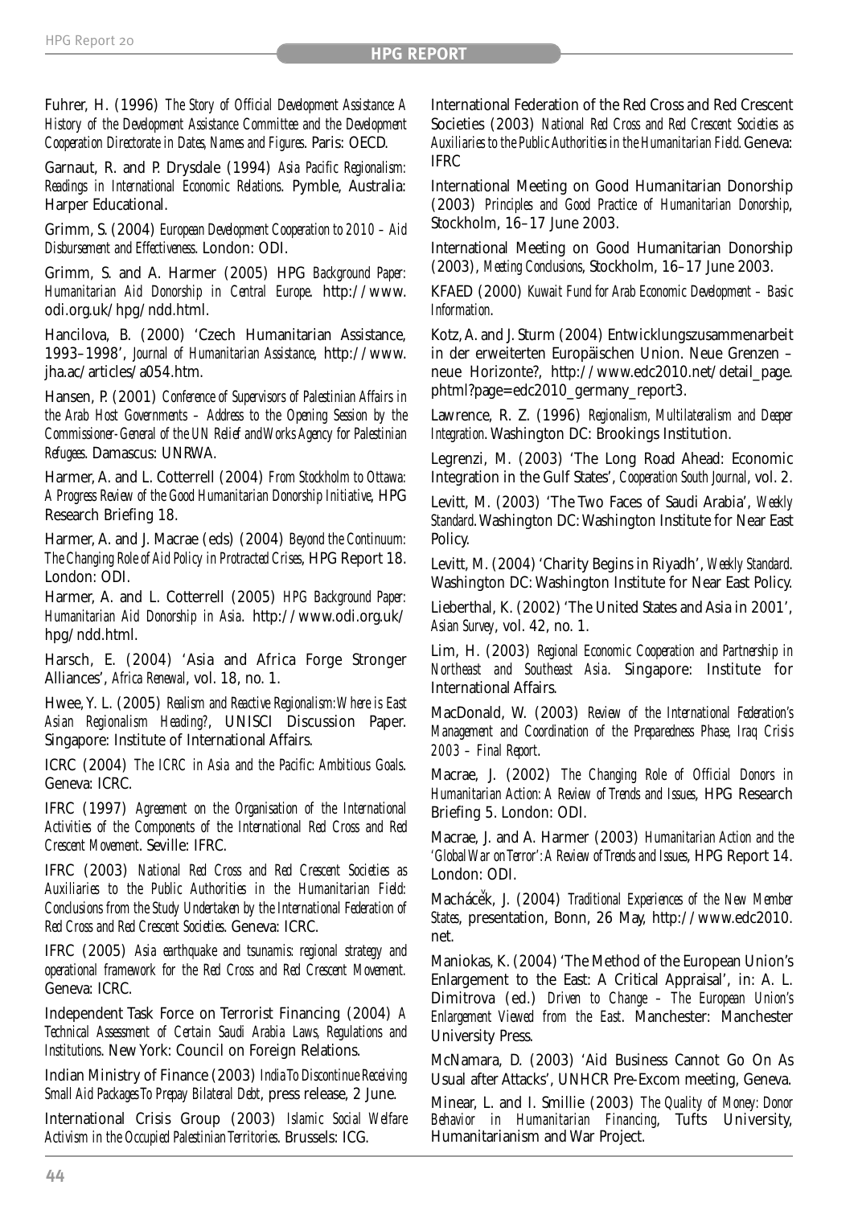Fuhrer, H. (1996) *The Story of Official Development Assistance: A History of the Development Assistance Committee and the Development Cooperation Directorate in Dates, Names and Figures*. Paris: OECD.

Garnaut, R. and P. Drysdale (1994) *Asia Pacific Regionalism: Readings in International Economic Relations*. Pymble, Australia: Harper Educational.

Grimm, S. (2004) *European Development Cooperation to 2010 – Aid Disbursement and Effectiveness*. London: ODI.

Grimm, S. and A. Harmer (2005) HPG *Background Paper: Humanitarian Aid Donorship in Central Europe*. http://www.odi.org.uk/hpg/ndd.html.

Hancilova, B. (2000) 'Czech Humanitarian Assistance, 1993–1998', *Journal of Humanitarian Assistance*, http://www.jha.ac/articles/a054.htm.

Hansen, P. (2001) *Conference of Supervisors of Palestinian Affairs in the Arab Host Governments – Address to the Opening Session by the Commissioner-General of the UN Relief and Works Agency for Palestinian Refugees*. Damascus: UNRWA.

Harmer, A. and L. Cotterrell (2004) *From Stockholm to Ottawa: A Progress Review of the Good Humanitarian Donorship Initiative*, HPG Research Briefing 18.

Harmer, A. and J. Macrae (eds) (2004) *Beyond the Continuum: The Changing Role of Aid Policy in Protracted Crises*, HPG Report 18. London: ODI.

Harmer, A. and L. Cotterrell (2005) *HPG Background Paper: Humanitarian Aid Donorship in Asia*. http://www.odi.org.uk/hpg/ndd.html.

Harsch, E. (2004) 'Asia and Africa Forge Stronger Alliances', *Africa Renewal*, vol. 18, no. 1.

Hwee, Y. L. (2005) *Realism and Reactive Regionalism: Where is East Asian Regionalism Heading?*, UNISCI Discussion Paper. Singapore: Institute of International Affairs.

ICRC (2004) *The ICRC in Asia and the Pacific: Ambitious Goals*. Geneva: ICRC.

IFRC (1997) *Agreement on the Organisation of the International Activities of the Components of the International Red Cross and Red Crescent Movement*. Seville: IFRC.

IFRC (2003) *National Red Cross and Red Crescent Societies as Auxiliaries to the Public Authorities in the Humanitarian Field: Conclusions from the Study Undertaken by the International Federation of Red Cross and Red Crescent Societies*. Geneva: ICRC.

IFRC (2005) *Asia earthquake and tsunamis: regional strategy and operational framework for the Red Cross and Red Crescent Movement*. Geneva: ICRC.

Independent Task Force on Terrorist Financing (2004) *A Technical Assessment of Certain Saudi Arabia Laws, Regulations and Institutions*. New York: Council on Foreign Relations.

Indian Ministry of Finance (2003) *India To Discontinue Receiving Small Aid Packages To Prepay Bilateral Debt*, press release, 2 June.

International Crisis Group (2003) *Islamic Social Welfare Activism in the Occupied Palestinian Territories*. Brussels: ICG.

International Federation of the Red Cross and Red Crescent Societies (2003) *National Red Cross and Red Crescent Societies as Auxiliaries to the Public Authorities in the Humanitarian Field*. Geneva: IFRC

International Meeting on Good Humanitarian Donorship (2003) *Principles and Good Practice of Humanitarian Donorship*, Stockholm, 16–17 June 2003.

International Meeting on Good Humanitarian Donorship (2003), *Meeting Conclusions*, Stockholm, 16–17 June 2003.

KFAED (2000) *Kuwait Fund for Arab Economic Development – Basic Information*.

Kotz, A. and J. Sturm (2004) Entwicklungszusammenarbeit in der erweiterten Europäischen Union. Neue Grenzen – neue Horizonte?, http://www.edc2010.net/detail_page.phtml?page=edc2010_germany_report3.

Lawrence, R. Z. (1996) *Regionalism, Multilateralism and Deeper Integration*. Washington DC: Brookings Institution.

Legrenzi, M. (2003) 'The Long Road Ahead: Economic Integration in the Gulf States', *Cooperation South Journal*, vol. 2.

Levitt, M. (2003) 'The Two Faces of Saudi Arabia', *Weekly Standard*. Washington DC: Washington Institute for Near East Policy.

Levitt, M. (2004) 'Charity Begins in Riyadh', *Weekly Standard*. Washington DC: Washington Institute for Near East Policy.

Lieberthal, K. (2002) 'The United States and Asia in 2001', *Asian Survey*, vol. 42, no. 1.

Lim, H. (2003) *Regional Economic Cooperation and Partnership in Northeast and Southeast Asia*. Singapore: Institute for International Affairs.

MacDonald, W. (2003) *Review of the International Federation's Management and Coordination of the Preparedness Phase, Iraq Crisis 2003 – Final Report*.

Macrae, J. (2002) *The Changing Role of Official Donors in Humanitarian Action: A Review of Trends and Issues*, HPG Research Briefing 5. London: ODI.

Macrae, J. and A. Harmer (2003) *Humanitarian Action and the 'Global War on Terror': A Review of Trends and Issues*, HPG Report 14. London: ODI.

Machácěk, J. (2004) *Traditional Experiences of the New Member States*, presentation, Bonn, 26 May, http://www.edc2010.net.

Maniokas, K. (2004) 'The Method of the European Union's Enlargement to the East: A Critical Appraisal', in: A. L. Dimitrova (ed.) *Driven to Change – The European Union's Enlargement Viewed from the East*. Manchester: Manchester University Press.

McNamara, D. (2003) 'Aid Business Cannot Go On As Usual after Attacks', UNHCR Pre-Excom meeting, Geneva.

Minear, L. and I. Smillie (2003) *The Quality of Money: Donor Behavior in Humanitarian Financing*, Tufts University, Humanitarianism and War Project.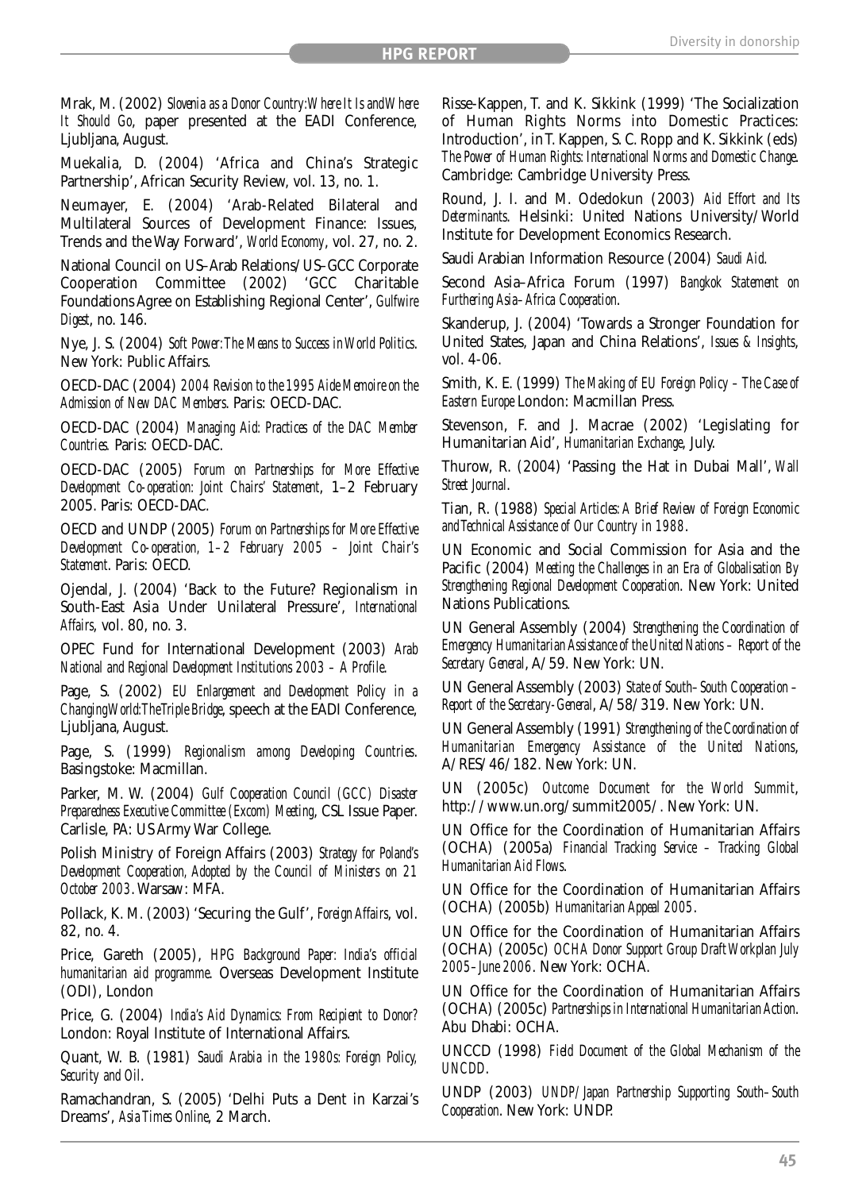Mrak, M. (2002) *Slovenia as a Donor Country: Where It Is and Where It Should Go*, paper presented at the EADI Conference, Ljubljana, August.

Muekalia, D. (2004) 'Africa and China's Strategic Partnership', African Security Review, vol. 13, no. 1.

Neumayer, E. (2004) 'Arab-Related Bilateral and Multilateral Sources of Development Finance: Issues, Trends and the Way Forward', *World Economy*, vol. 27, no. 2.

National Council on US–Arab Relations/US–GCC Corporate Cooperation Committee (2002) 'GCC Charitable Foundations Agree on Establishing Regional Center', *Gulfwire Digest*, no. 146.

Nye, J. S. (2004) *Soft Power: The Means to Success in World Politics*. New York: Public Affairs.

OECD-DAC (2004) *2004 Revision to the 1995 Aide Memoire on the Admission of New DAC Members*. Paris: OECD-DAC.

OECD-DAC (2004) *Managing Aid: Practices of the DAC Member Countries.* Paris: OECD-DAC.

OECD-DAC (2005) *Forum on Partnerships for More Effective Development Co-operation: Joint Chairs' Statement*, 1–2 February 2005. Paris: OECD-DAC.

OECD and UNDP (2005) *Forum on Partnerships for More Effective Development Co-operation, 1–2 February 2005 – Joint Chair's Statement*. Paris: OECD.

Ojendal, J. (2004) 'Back to the Future? Regionalism in South-East Asia Under Unilateral Pressure', *International Affairs*, vol. 80, no. 3.

OPEC Fund for International Development (2003) *Arab National and Regional Development Institutions 2003 – A Profile*.

Page, S. (2002) *EU Enlargement and Development Policy in a Changing World: The Triple Bridge*, speech at the EADI Conference, Ljubljana, August.

Page, S. (1999) *Regionalism among Developing Countries*. Basingstoke: Macmillan.

Parker, M. W. (2004) *Gulf Cooperation Council (GCC) Disaster Preparedness Executive Committee (Excom) Meeting*, CSL Issue Paper. Carlisle, PA: US Army War College.

Polish Ministry of Foreign Affairs (2003) *Strategy for Poland's Development Cooperation, Adopted by the Council of Ministers on 21 October 2003*. Warsaw: MFA.

Pollack, K. M. (2003) 'Securing the Gulf', *Foreign Affairs*, vol. 82, no. 4.

Price, Gareth (2005), *HPG Background Paper: India's official humanitarian aid programme*. Overseas Development Institute (ODI), London

Price, G. (2004) *India's Aid Dynamics: From Recipient to Donor?* London: Royal Institute of International Affairs.

Quant, W. B. (1981) *Saudi Arabia in the 1980s: Foreign Policy, Security and Oil*.

Ramachandran, S. (2005) 'Delhi Puts a Dent in Karzai's Dreams', *Asia Times Online*, 2 March.

Risse-Kappen, T. and K. Sikkink (1999) 'The Socialization of Human Rights Norms into Domestic Practices: Introduction', in T. Kappen, S. C. Ropp and K. Sikkink (eds) *The Power of Human Rights: International Norms and Domestic Change*. Cambridge: Cambridge University Press.

Round, J. I. and M. Odedokun (2003) *Aid Effort and Its Determinants*. Helsinki: United Nations University/World Institute for Development Economics Research.

Saudi Arabian Information Resource (2004) *Saudi Aid*.

Second Asia–Africa Forum (1997) *Bangkok Statement on Furthering Asia–Africa Cooperation*.

Skanderup, J. (2004) 'Towards a Stronger Foundation for United States, Japan and China Relations', *Issues & Insights*, vol. 4-06.

Smith, K. E. (1999) *The Making of EU Foreign Policy – The Case of Eastern Europe* London: Macmillan Press.

Stevenson, F. and J. Macrae (2002) 'Legislating for Humanitarian Aid', *Humanitarian Exchange*, July.

Thurow, R. (2004) 'Passing the Hat in Dubai Mall', *Wall Street Journal*.

Tian, R. (1988) *Special Articles: A Brief Review of Foreign Economic and Technical Assistance of Our Country in 1988*.

UN Economic and Social Commission for Asia and the Pacific (2004) *Meeting the Challenges in an Era of Globalisation By Strengthening Regional Development Cooperation*. New York: United Nations Publications.

UN General Assembly (2004) *Strengthening the Coordination of Emergency Humanitarian Assistance of the United Nations – Report of the Secretary General*, A/59. New York: UN.

UN General Assembly (2003) *State of South–South Cooperation – Report of the Secretary-General*, A/58/319. New York: UN.

UN General Assembly (1991) *Strengthening of the Coordination of Humanitarian Emergency Assistance of the United Nations*, A/RES/46/182. New York: UN.

UN (2005c) *Outcome Document for the World Summit*, http://www.un.org/summit2005/. New York: UN.

UN Office for the Coordination of Humanitarian Affairs (OCHA) (2005a) *Financial Tracking Service – Tracking Global Humanitarian Aid Flows*.

UN Office for the Coordination of Humanitarian Affairs (OCHA) (2005b) *Humanitarian Appeal 2005*.

UN Office for the Coordination of Humanitarian Affairs (OCHA) (2005c) *OCHA Donor Support Group Draft Workplan July 2005–June 2006*. New York: OCHA.

UN Office for the Coordination of Humanitarian Affairs (OCHA) (2005c) *Partnerships in International Humanitarian Action*. Abu Dhabi: OCHA.

UNCCD (1998) *Field Document of the Global Mechanism of the UNCDD*.

UNDP (2003) *UNDP/Japan Partnership Supporting South–South Cooperation*. New York: UNDP.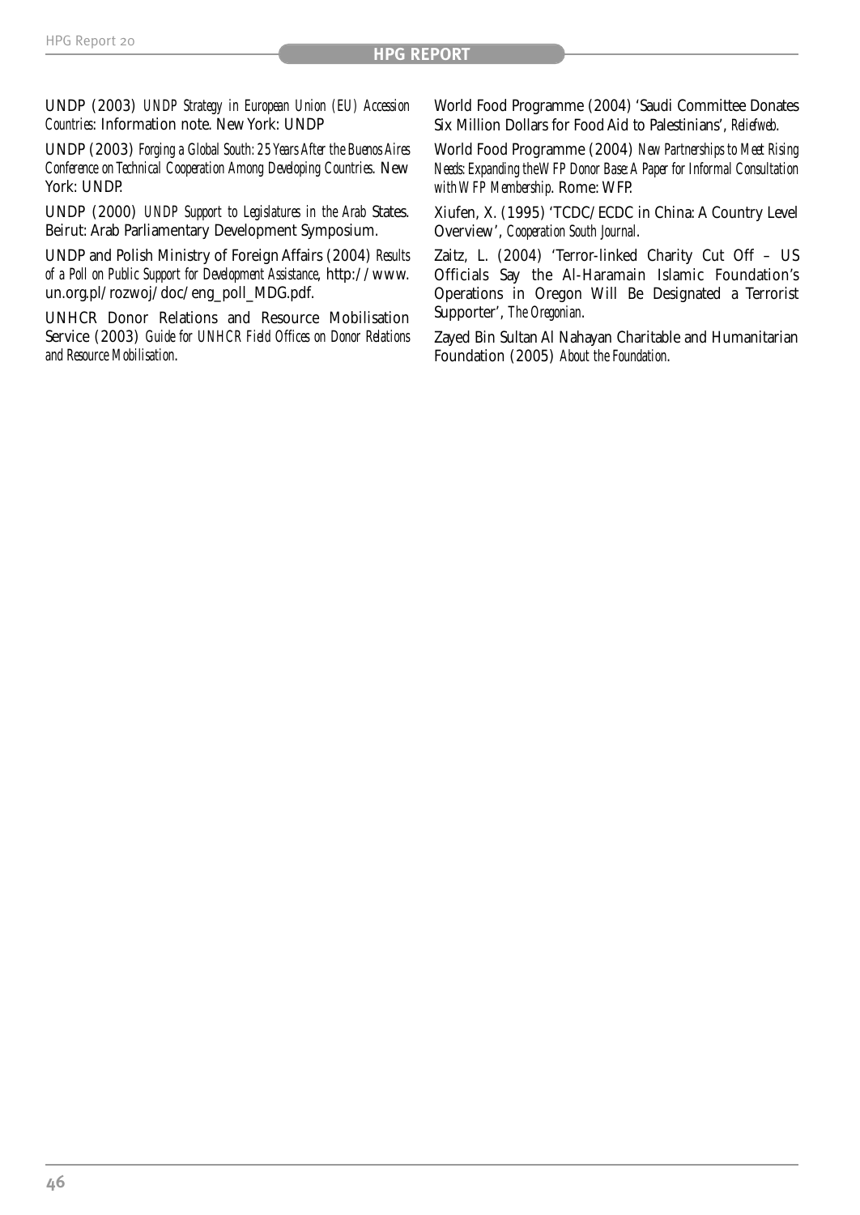UNDP (2003) *UNDP Strategy in European Union (EU) Accession Countries*: Information note. New York: UNDP

UNDP (2003) *Forging a Global South: 25 Years After the Buenos Aires Conference on Technical Cooperation Among Developing Countries*. New York: UNDP.

UNDP (2000) *UNDP Support to Legislatures in the Arab* States. Beirut: Arab Parliamentary Development Symposium.

UNDP and Polish Ministry of Foreign Affairs (2004) *Results of a Poll on Public Support for Development Assistance*, http://www.un.org.pl/rozwoj/doc/eng_poll_MDG.pdf.

UNHCR Donor Relations and Resource Mobilisation Service (2003) *Guide for UNHCR Field Offices on Donor Relations and Resource Mobilisation*.

World Food Programme (2004) 'Saudi Committee Donates Six Million Dollars for Food Aid to Palestinians', *Reliefweb*.

World Food Programme (2004) *New Partnerships to Meet Rising Needs: Expanding the WFP Donor Base: A Paper for Informal Consultation with WFP Membership*. Rome: WFP.

Xiufen, X. (1995) 'TCDC/ECDC in China: A Country Level Overview', *Cooperation South Journal*.

Zaitz, L. (2004) 'Terror-linked Charity Cut Off – US Officials Say the Al-Haramain Islamic Foundation's Operations in Oregon Will Be Designated a Terrorist Supporter', *The Oregonian*.

Zayed Bin Sultan Al Nahayan Charitable and Humanitarian Foundation (2005) *About the Foundation*.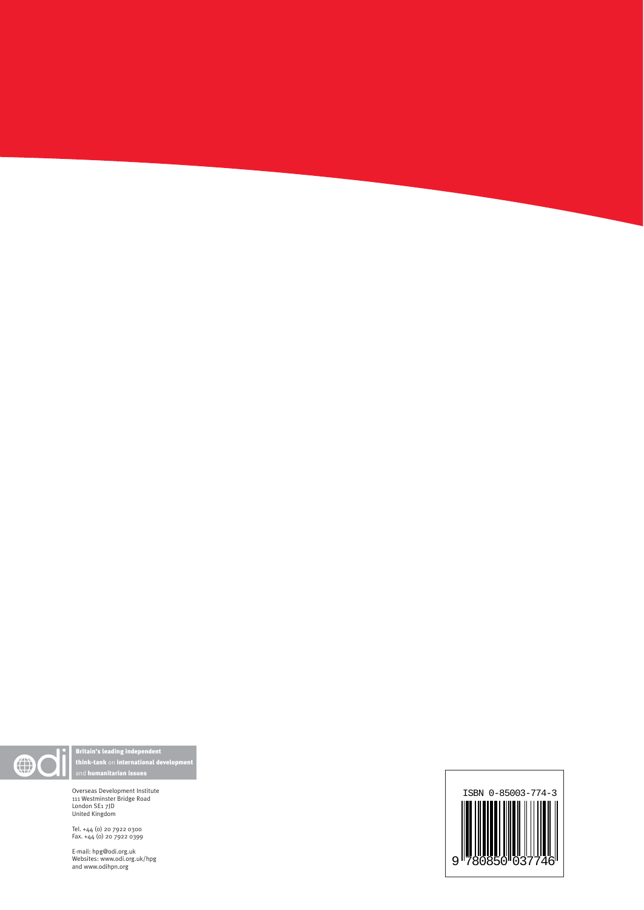**Britain's leading independent think-tank** on **international development** and **humanitarian issues**

Overseas Development Institute
111 Westminster Bridge Road
London SE1 7JD
United Kingdom

Tel. +44 (0) 20 7922 0300
Fax. +44 (0) 20 7922 0399

E-mail: hpg@odi.org.uk
Websites: www.odi.org.uk/hpg
and www.odihpn.org

ISBN 0-85003-774-3

9 780850 037746